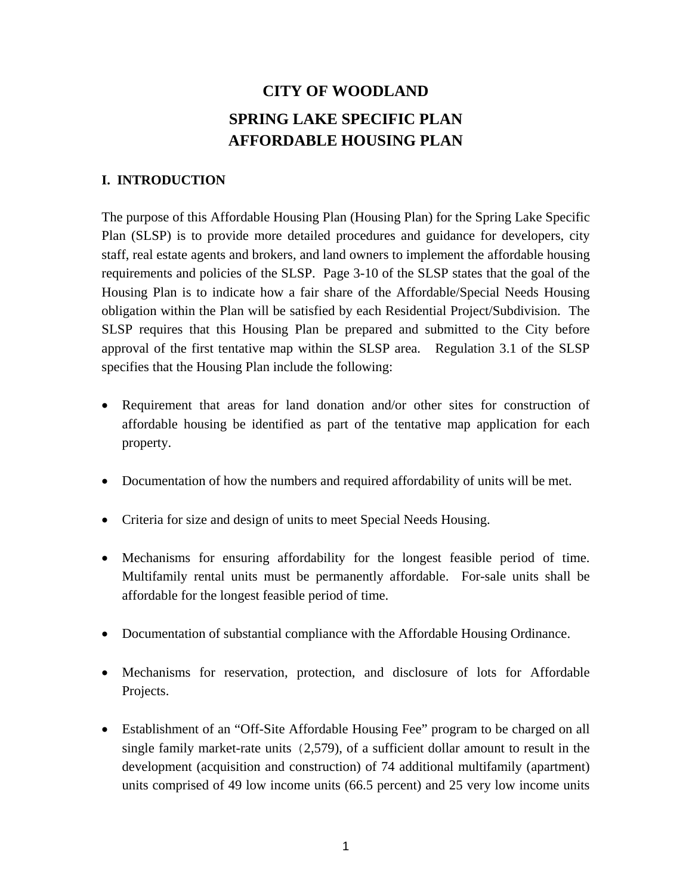# CITY OF WOODLAND

## SPRING LAKE SPECIFIC PLAN
## AFFORDABLE HOUSING PLAN

### I. INTRODUCTION

The purpose of this Affordable Housing Plan (Housing Plan) for the Spring Lake Specific Plan (SLSP) is to provide more detailed procedures and guidance for developers, city staff, real estate agents and brokers, and land owners to implement the affordable housing requirements and policies of the SLSP. Page 3-10 of the SLSP states that the goal of the Housing Plan is to indicate how a fair share of the Affordable/Special Needs Housing obligation within the Plan will be satisfied by each Residential Project/Subdivision. The SLSP requires that this Housing Plan be prepared and submitted to the City before approval of the first tentative map within the SLSP area. Regulation 3.1 of the SLSP specifies that the Housing Plan include the following:

- Requirement that areas for land donation and/or other sites for construction of affordable housing be identified as part of the tentative map application for each property.
- Documentation of how the numbers and required affordability of units will be met.
- Criteria for size and design of units to meet Special Needs Housing.
- Mechanisms for ensuring affordability for the longest feasible period of time. Multifamily rental units must be permanently affordable. For-sale units shall be affordable for the longest feasible period of time.
- Documentation of substantial compliance with the Affordable Housing Ordinance.
- Mechanisms for reservation, protection, and disclosure of lots for Affordable Projects.
- Establishment of an "Off-Site Affordable Housing Fee" program to be charged on all single family market-rate units (2,579), of a sufficient dollar amount to result in the development (acquisition and construction) of 74 additional multifamily (apartment) units comprised of 49 low income units (66.5 percent) and 25 very low income units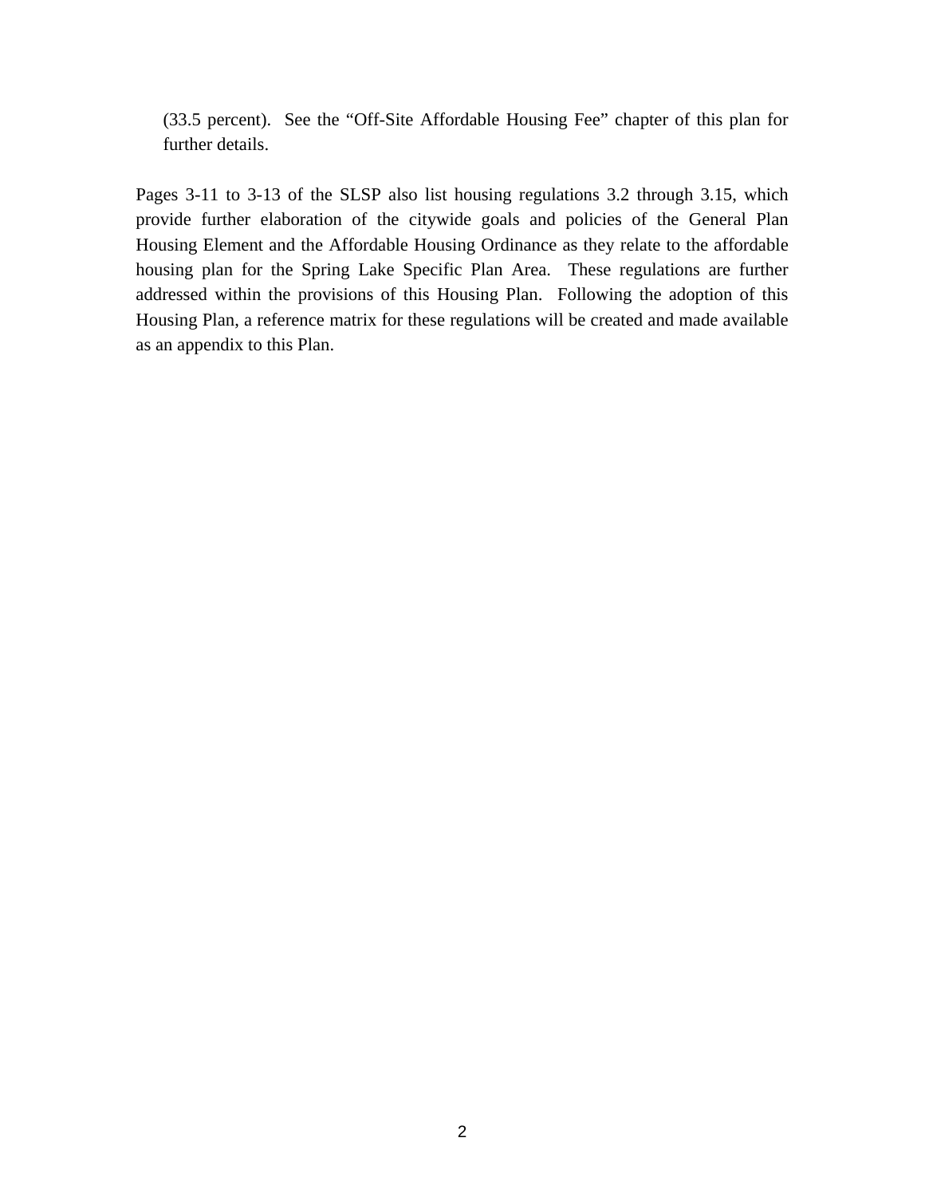(33.5 percent). See the "Off-Site Affordable Housing Fee" chapter of this plan for further details.

Pages 3-11 to 3-13 of the SLSP also list housing regulations 3.2 through 3.15, which provide further elaboration of the citywide goals and policies of the General Plan Housing Element and the Affordable Housing Ordinance as they relate to the affordable housing plan for the Spring Lake Specific Plan Area. These regulations are further addressed within the provisions of this Housing Plan. Following the adoption of this Housing Plan, a reference matrix for these regulations will be created and made available as an appendix to this Plan.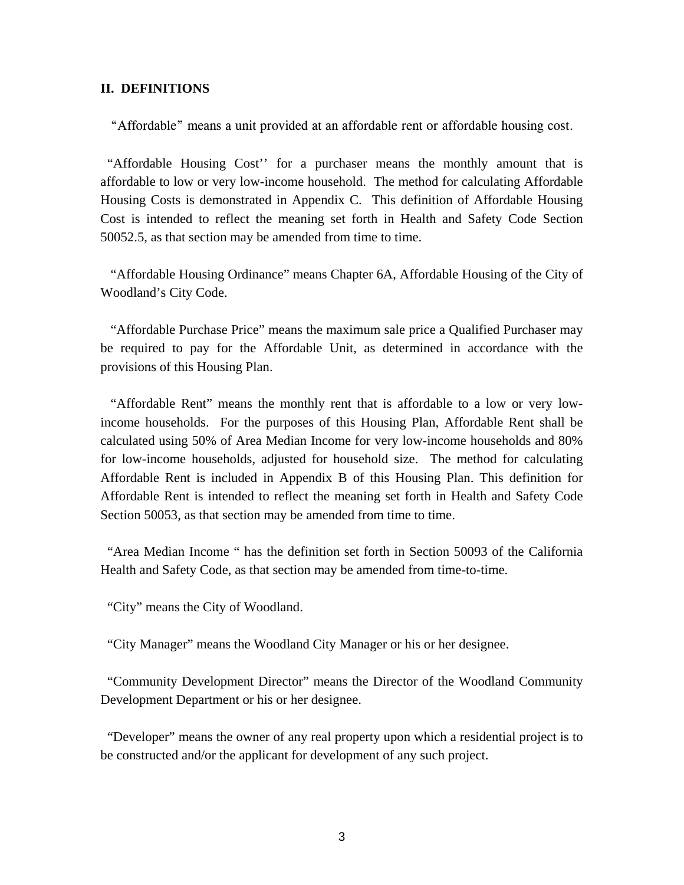## II. DEFINITIONS

"Affordable" means a unit provided at an affordable rent or affordable housing cost.

"Affordable Housing Cost'' for a purchaser means the monthly amount that is affordable to low or very low-income household. The method for calculating Affordable Housing Costs is demonstrated in Appendix C. This definition of Affordable Housing Cost is intended to reflect the meaning set forth in Health and Safety Code Section 50052.5, as that section may be amended from time to time.

"Affordable Housing Ordinance" means Chapter 6A, Affordable Housing of the City of Woodland's City Code.

"Affordable Purchase Price" means the maximum sale price a Qualified Purchaser may be required to pay for the Affordable Unit, as determined in accordance with the provisions of this Housing Plan.

"Affordable Rent" means the monthly rent that is affordable to a low or very low-income households. For the purposes of this Housing Plan, Affordable Rent shall be calculated using 50% of Area Median Income for very low-income households and 80% for low-income households, adjusted for household size. The method for calculating Affordable Rent is included in Appendix B of this Housing Plan. This definition for Affordable Rent is intended to reflect the meaning set forth in Health and Safety Code Section 50053, as that section may be amended from time to time.

"Area Median Income " has the definition set forth in Section 50093 of the California Health and Safety Code, as that section may be amended from time-to-time.

"City" means the City of Woodland.

"City Manager" means the Woodland City Manager or his or her designee.

"Community Development Director" means the Director of the Woodland Community Development Department or his or her designee.

"Developer" means the owner of any real property upon which a residential project is to be constructed and/or the applicant for development of any such project.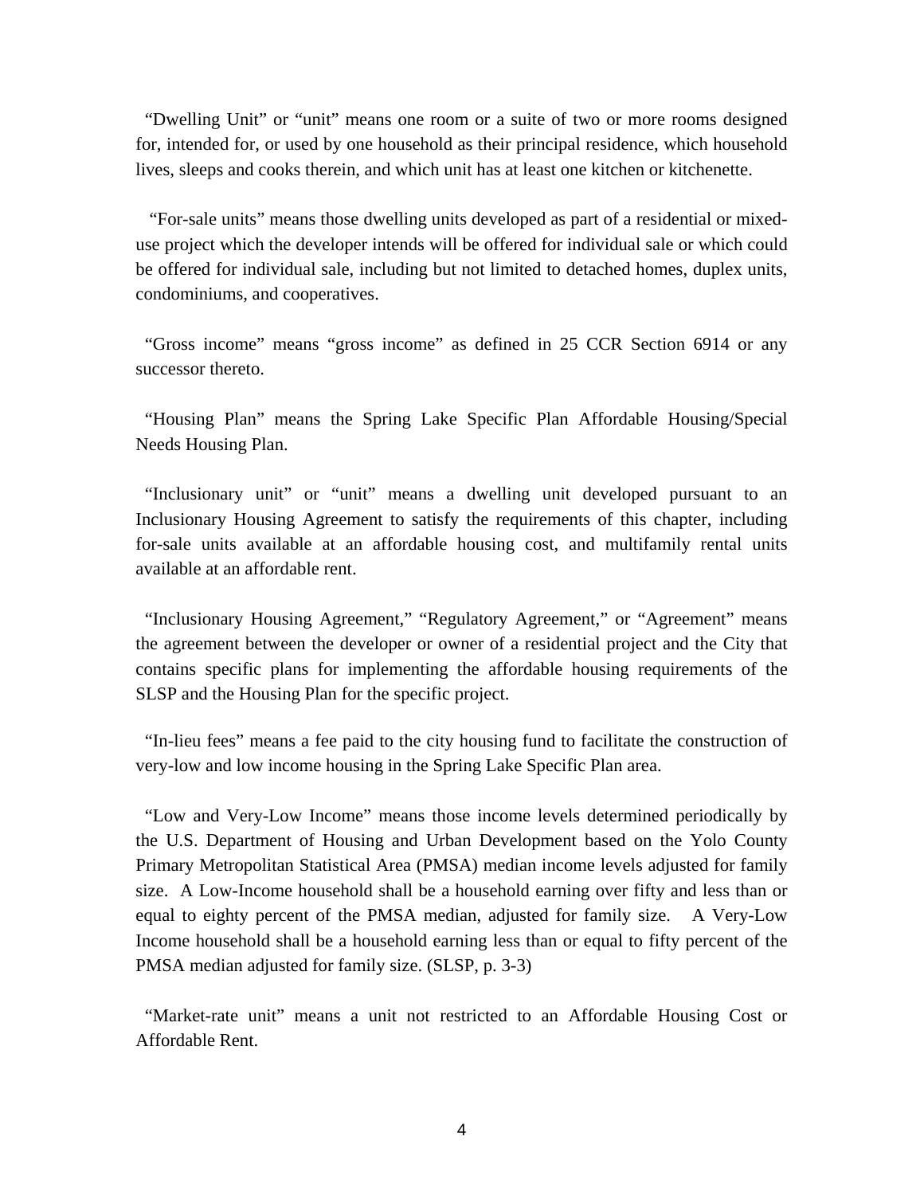"Dwelling Unit" or "unit" means one room or a suite of two or more rooms designed for, intended for, or used by one household as their principal residence, which household lives, sleeps and cooks therein, and which unit has at least one kitchen or kitchenette.

"For-sale units" means those dwelling units developed as part of a residential or mixed-use project which the developer intends will be offered for individual sale or which could be offered for individual sale, including but not limited to detached homes, duplex units, condominiums, and cooperatives.

"Gross income" means "gross income" as defined in 25 CCR Section 6914 or any successor thereto.

"Housing Plan" means the Spring Lake Specific Plan Affordable Housing/Special Needs Housing Plan.

"Inclusionary unit" or "unit" means a dwelling unit developed pursuant to an Inclusionary Housing Agreement to satisfy the requirements of this chapter, including for-sale units available at an affordable housing cost, and multifamily rental units available at an affordable rent.

"Inclusionary Housing Agreement," "Regulatory Agreement," or "Agreement" means the agreement between the developer or owner of a residential project and the City that contains specific plans for implementing the affordable housing requirements of the SLSP and the Housing Plan for the specific project.

"In-lieu fees" means a fee paid to the city housing fund to facilitate the construction of very-low and low income housing in the Spring Lake Specific Plan area.

"Low and Very-Low Income" means those income levels determined periodically by the U.S. Department of Housing and Urban Development based on the Yolo County Primary Metropolitan Statistical Area (PMSA) median income levels adjusted for family size. A Low-Income household shall be a household earning over fifty and less than or equal to eighty percent of the PMSA median, adjusted for family size. A Very-Low Income household shall be a household earning less than or equal to fifty percent of the PMSA median adjusted for family size. (SLSP, p. 3-3)

"Market-rate unit" means a unit not restricted to an Affordable Housing Cost or Affordable Rent.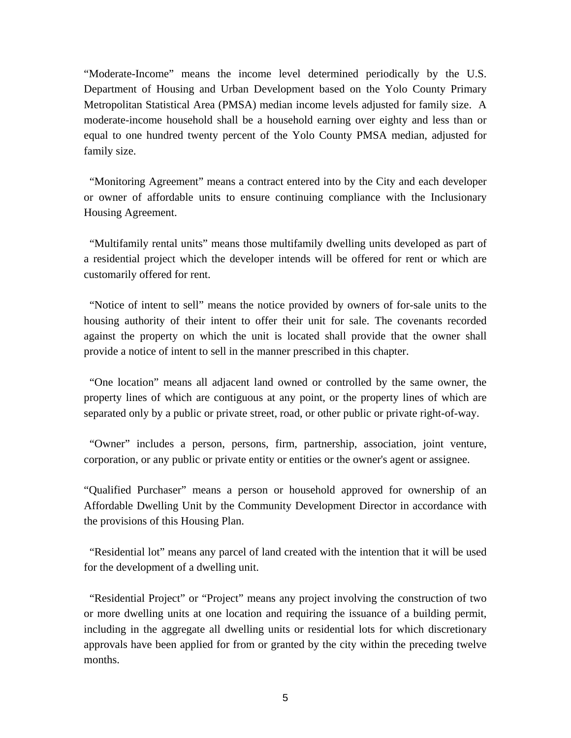"Moderate-Income" means the income level determined periodically by the U.S. Department of Housing and Urban Development based on the Yolo County Primary Metropolitan Statistical Area (PMSA) median income levels adjusted for family size. A moderate-income household shall be a household earning over eighty and less than or equal to one hundred twenty percent of the Yolo County PMSA median, adjusted for family size.

"Monitoring Agreement" means a contract entered into by the City and each developer or owner of affordable units to ensure continuing compliance with the Inclusionary Housing Agreement.

"Multifamily rental units" means those multifamily dwelling units developed as part of a residential project which the developer intends will be offered for rent or which are customarily offered for rent.

"Notice of intent to sell" means the notice provided by owners of for-sale units to the housing authority of their intent to offer their unit for sale. The covenants recorded against the property on which the unit is located shall provide that the owner shall provide a notice of intent to sell in the manner prescribed in this chapter.

"One location" means all adjacent land owned or controlled by the same owner, the property lines of which are contiguous at any point, or the property lines of which are separated only by a public or private street, road, or other public or private right-of-way.

"Owner" includes a person, persons, firm, partnership, association, joint venture, corporation, or any public or private entity or entities or the owner's agent or assignee.

"Qualified Purchaser" means a person or household approved for ownership of an Affordable Dwelling Unit by the Community Development Director in accordance with the provisions of this Housing Plan.

"Residential lot" means any parcel of land created with the intention that it will be used for the development of a dwelling unit.

"Residential Project" or "Project" means any project involving the construction of two or more dwelling units at one location and requiring the issuance of a building permit, including in the aggregate all dwelling units or residential lots for which discretionary approvals have been applied for from or granted by the city within the preceding twelve months.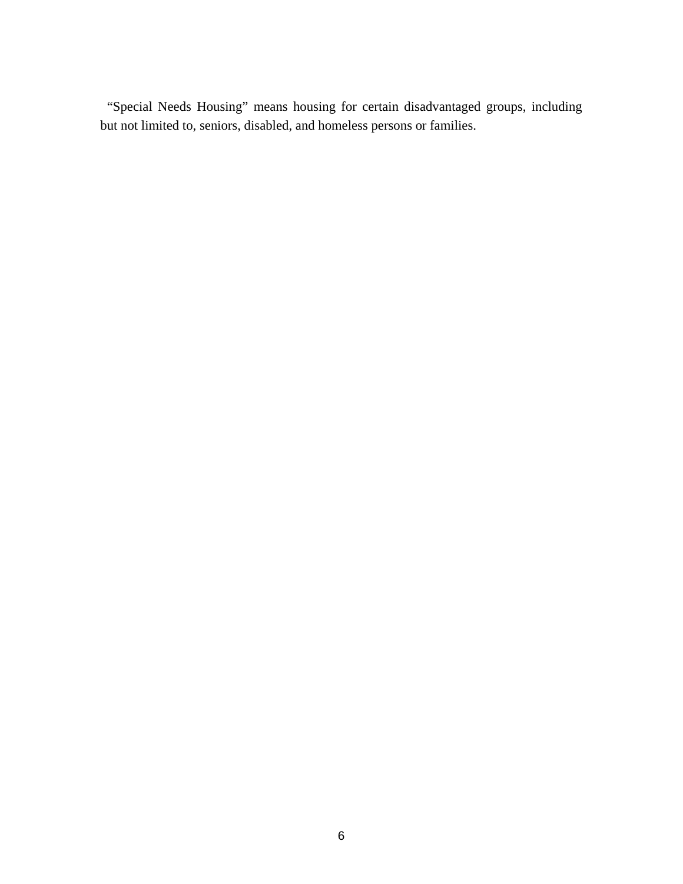"Special Needs Housing" means housing for certain disadvantaged groups, including but not limited to, seniors, disabled, and homeless persons or families.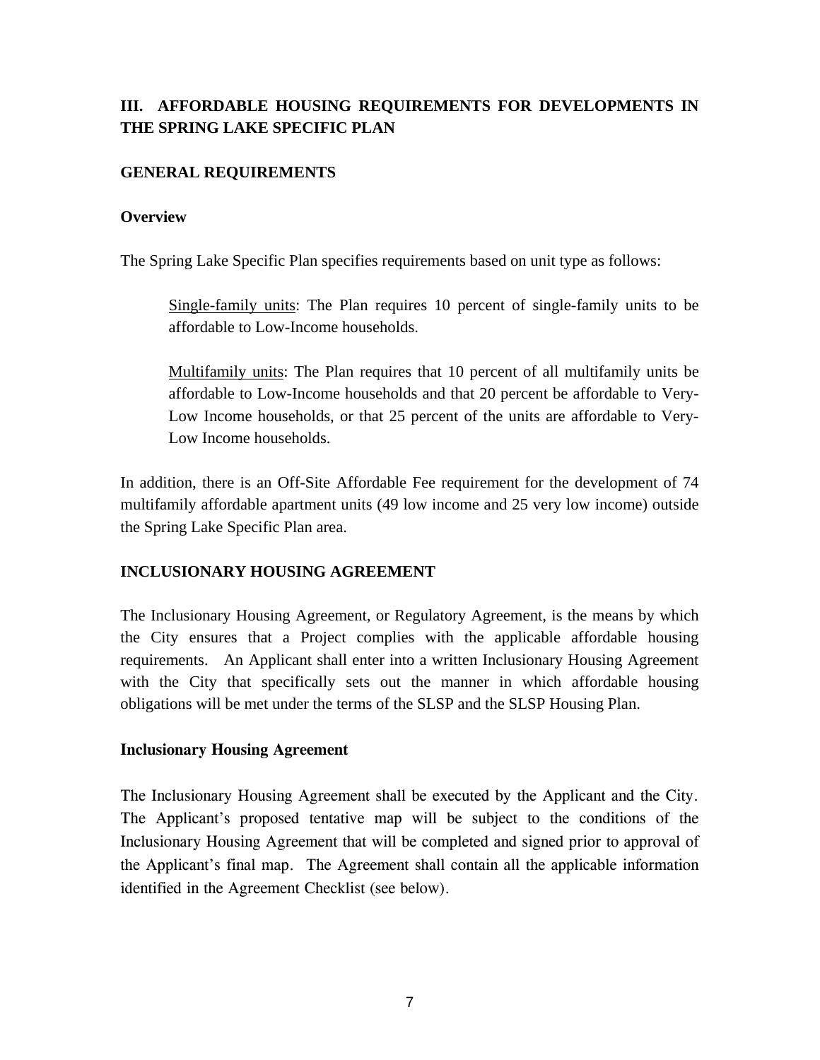## III. AFFORDABLE HOUSING REQUIREMENTS FOR DEVELOPMENTS IN THE SPRING LAKE SPECIFIC PLAN

### GENERAL REQUIREMENTS

#### Overview

The Spring Lake Specific Plan specifies requirements based on unit type as follows:

> Single-family units: The Plan requires 10 percent of single-family units to be affordable to Low-Income households.
>
> Multifamily units: The Plan requires that 10 percent of all multifamily units be affordable to Low-Income households and that 20 percent be affordable to Very-Low Income households, or that 25 percent of the units are affordable to Very-Low Income households.

In addition, there is an Off-Site Affordable Fee requirement for the development of 74 multifamily affordable apartment units (49 low income and 25 very low income) outside the Spring Lake Specific Plan area.

### INCLUSIONARY HOUSING AGREEMENT

The Inclusionary Housing Agreement, or Regulatory Agreement, is the means by which the City ensures that a Project complies with the applicable affordable housing requirements. An Applicant shall enter into a written Inclusionary Housing Agreement with the City that specifically sets out the manner in which affordable housing obligations will be met under the terms of the SLSP and the SLSP Housing Plan.

#### Inclusionary Housing Agreement

The Inclusionary Housing Agreement shall be executed by the Applicant and the City. The Applicant's proposed tentative map will be subject to the conditions of the Inclusionary Housing Agreement that will be completed and signed prior to approval of the Applicant's final map. The Agreement shall contain all the applicable information identified in the Agreement Checklist (see below).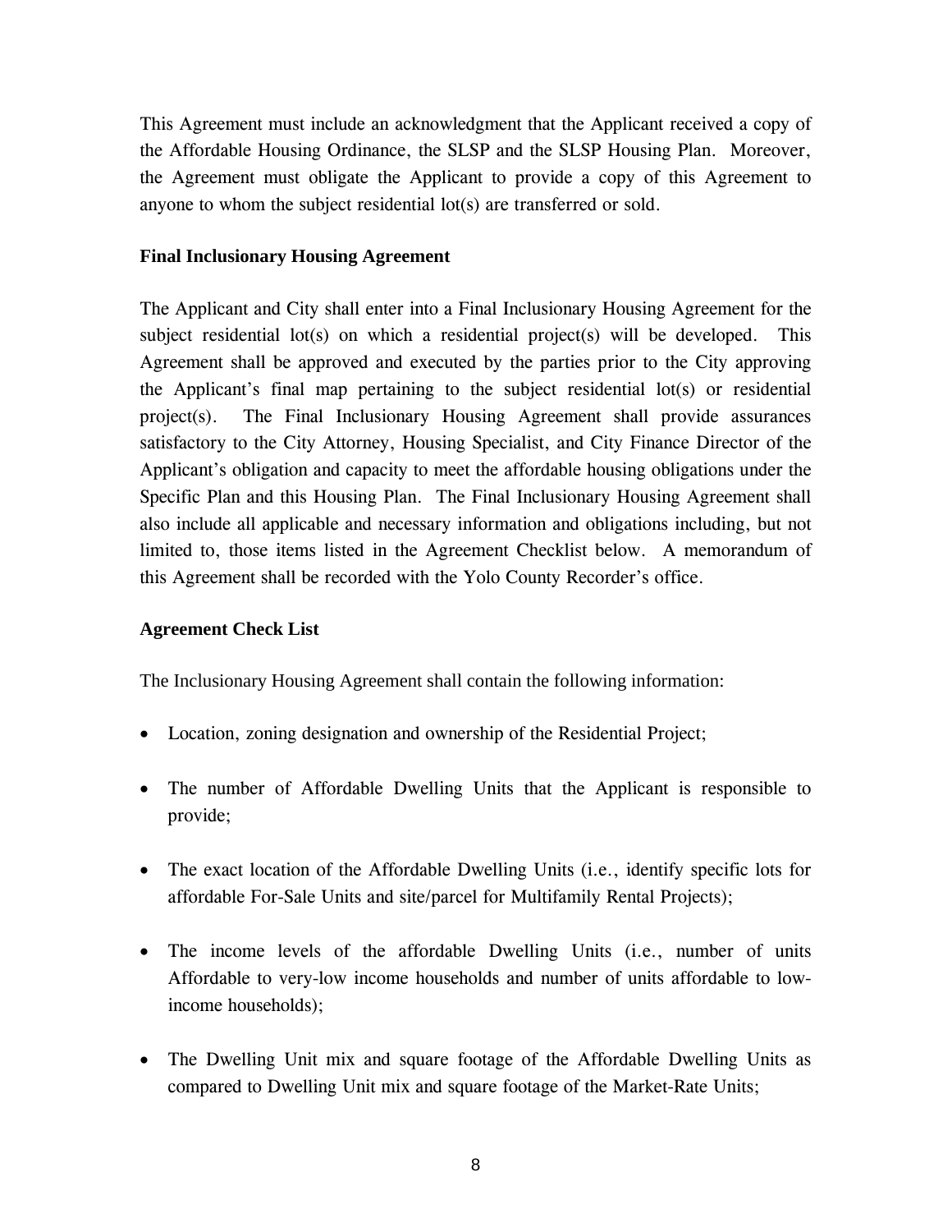This Agreement must include an acknowledgment that the Applicant received a copy of the Affordable Housing Ordinance, the SLSP and the SLSP Housing Plan. Moreover, the Agreement must obligate the Applicant to provide a copy of this Agreement to anyone to whom the subject residential lot(s) are transferred or sold.

**Final Inclusionary Housing Agreement**

The Applicant and City shall enter into a Final Inclusionary Housing Agreement for the subject residential lot(s) on which a residential project(s) will be developed. This Agreement shall be approved and executed by the parties prior to the City approving the Applicant's final map pertaining to the subject residential lot(s) or residential project(s). The Final Inclusionary Housing Agreement shall provide assurances satisfactory to the City Attorney, Housing Specialist, and City Finance Director of the Applicant's obligation and capacity to meet the affordable housing obligations under the Specific Plan and this Housing Plan. The Final Inclusionary Housing Agreement shall also include all applicable and necessary information and obligations including, but not limited to, those items listed in the Agreement Checklist below. A memorandum of this Agreement shall be recorded with the Yolo County Recorder's office.

**Agreement Check List**

The Inclusionary Housing Agreement shall contain the following information:

- Location, zoning designation and ownership of the Residential Project;
- The number of Affordable Dwelling Units that the Applicant is responsible to provide;
- The exact location of the Affordable Dwelling Units (i.e., identify specific lots for affordable For-Sale Units and site/parcel for Multifamily Rental Projects);
- The income levels of the affordable Dwelling Units (i.e., number of units Affordable to very-low income households and number of units affordable to low-income households);
- The Dwelling Unit mix and square footage of the Affordable Dwelling Units as compared to Dwelling Unit mix and square footage of the Market-Rate Units;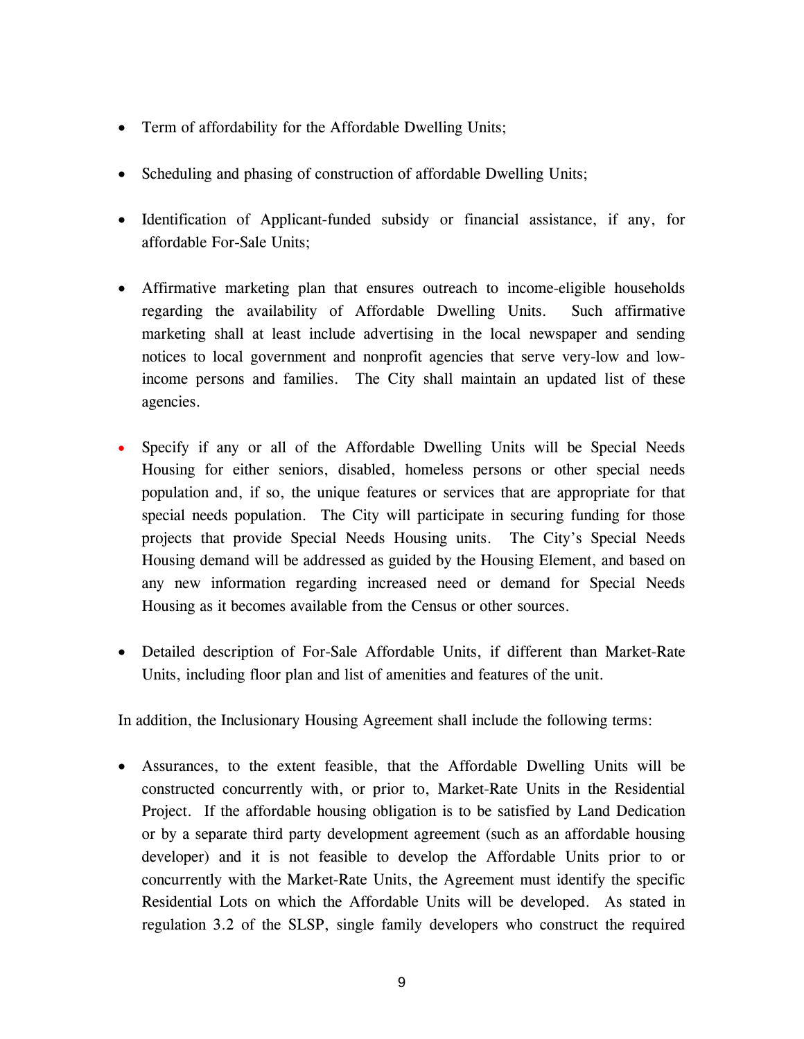- Term of affordability for the Affordable Dwelling Units;

- Scheduling and phasing of construction of affordable Dwelling Units;

- Identification of Applicant-funded subsidy or financial assistance, if any, for affordable For-Sale Units;

- Affirmative marketing plan that ensures outreach to income-eligible households regarding the availability of Affordable Dwelling Units. Such affirmative marketing shall at least include advertising in the local newspaper and sending notices to local government and nonprofit agencies that serve very-low and low-income persons and families. The City shall maintain an updated list of these agencies.

- Specify if any or all of the Affordable Dwelling Units will be Special Needs Housing for either seniors, disabled, homeless persons or other special needs population and, if so, the unique features or services that are appropriate for that special needs population. The City will participate in securing funding for those projects that provide Special Needs Housing units. The City's Special Needs Housing demand will be addressed as guided by the Housing Element, and based on any new information regarding increased need or demand for Special Needs Housing as it becomes available from the Census or other sources.

- Detailed description of For-Sale Affordable Units, if different than Market-Rate Units, including floor plan and list of amenities and features of the unit.

In addition, the Inclusionary Housing Agreement shall include the following terms:

- Assurances, to the extent feasible, that the Affordable Dwelling Units will be constructed concurrently with, or prior to, Market-Rate Units in the Residential Project. If the affordable housing obligation is to be satisfied by Land Dedication or by a separate third party development agreement (such as an affordable housing developer) and it is not feasible to develop the Affordable Units prior to or concurrently with the Market-Rate Units, the Agreement must identify the specific Residential Lots on which the Affordable Units will be developed. As stated in regulation 3.2 of the SLSP, single family developers who construct the required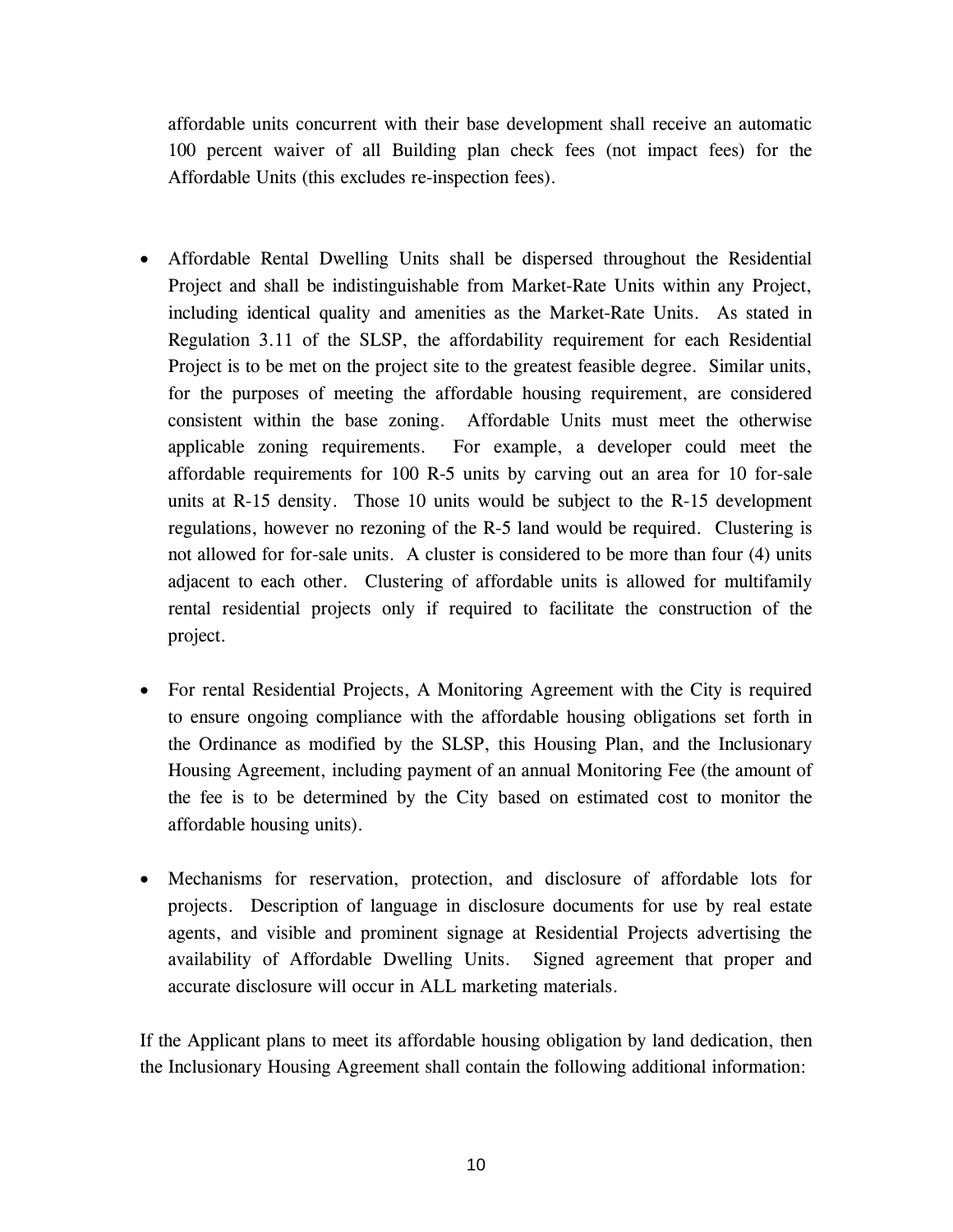affordable units concurrent with their base development shall receive an automatic 100 percent waiver of all Building plan check fees (not impact fees) for the Affordable Units (this excludes re-inspection fees).

- Affordable Rental Dwelling Units shall be dispersed throughout the Residential Project and shall be indistinguishable from Market-Rate Units within any Project, including identical quality and amenities as the Market-Rate Units. As stated in Regulation 3.11 of the SLSP, the affordability requirement for each Residential Project is to be met on the project site to the greatest feasible degree. Similar units, for the purposes of meeting the affordable housing requirement, are considered consistent within the base zoning. Affordable Units must meet the otherwise applicable zoning requirements. For example, a developer could meet the affordable requirements for 100 R-5 units by carving out an area for 10 for-sale units at R-15 density. Those 10 units would be subject to the R-15 development regulations, however no rezoning of the R-5 land would be required. Clustering is not allowed for for-sale units. A cluster is considered to be more than four (4) units adjacent to each other. Clustering of affordable units is allowed for multifamily rental residential projects only if required to facilitate the construction of the project.

- For rental Residential Projects, A Monitoring Agreement with the City is required to ensure ongoing compliance with the affordable housing obligations set forth in the Ordinance as modified by the SLSP, this Housing Plan, and the Inclusionary Housing Agreement, including payment of an annual Monitoring Fee (the amount of the fee is to be determined by the City based on estimated cost to monitor the affordable housing units).

- Mechanisms for reservation, protection, and disclosure of affordable lots for projects. Description of language in disclosure documents for use by real estate agents, and visible and prominent signage at Residential Projects advertising the availability of Affordable Dwelling Units. Signed agreement that proper and accurate disclosure will occur in ALL marketing materials.

If the Applicant plans to meet its affordable housing obligation by land dedication, then the Inclusionary Housing Agreement shall contain the following additional information: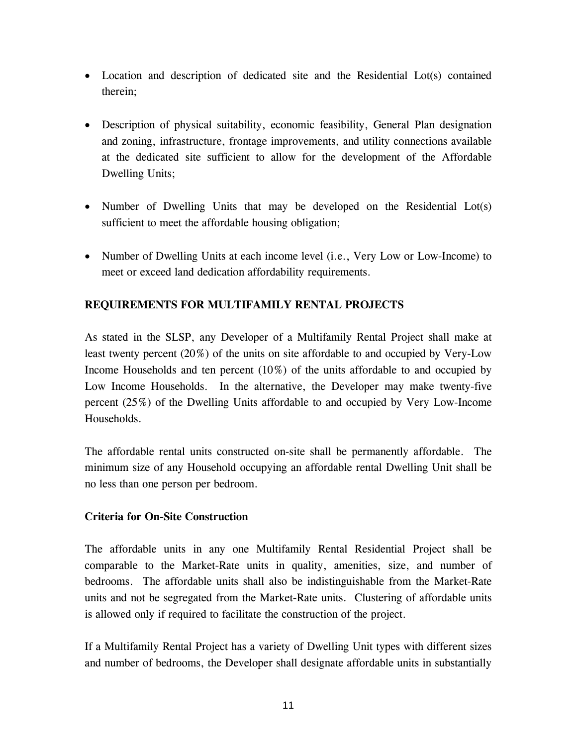- Location and description of dedicated site and the Residential Lot(s) contained therein;

- Description of physical suitability, economic feasibility, General Plan designation and zoning, infrastructure, frontage improvements, and utility connections available at the dedicated site sufficient to allow for the development of the Affordable Dwelling Units;

- Number of Dwelling Units that may be developed on the Residential Lot(s) sufficient to meet the affordable housing obligation;

- Number of Dwelling Units at each income level (i.e., Very Low or Low-Income) to meet or exceed land dedication affordability requirements.

**REQUIREMENTS FOR MULTIFAMILY RENTAL PROJECTS**

As stated in the SLSP, any Developer of a Multifamily Rental Project shall make at least twenty percent (20%) of the units on site affordable to and occupied by Very-Low Income Households and ten percent (10%) of the units affordable to and occupied by Low Income Households. In the alternative, the Developer may make twenty-five percent (25%) of the Dwelling Units affordable to and occupied by Very Low-Income Households.

The affordable rental units constructed on-site shall be permanently affordable. The minimum size of any Household occupying an affordable rental Dwelling Unit shall be no less than one person per bedroom.

**Criteria for On-Site Construction**

The affordable units in any one Multifamily Rental Residential Project shall be comparable to the Market-Rate units in quality, amenities, size, and number of bedrooms. The affordable units shall also be indistinguishable from the Market-Rate units and not be segregated from the Market-Rate units. Clustering of affordable units is allowed only if required to facilitate the construction of the project.

If a Multifamily Rental Project has a variety of Dwelling Unit types with different sizes and number of bedrooms, the Developer shall designate affordable units in substantially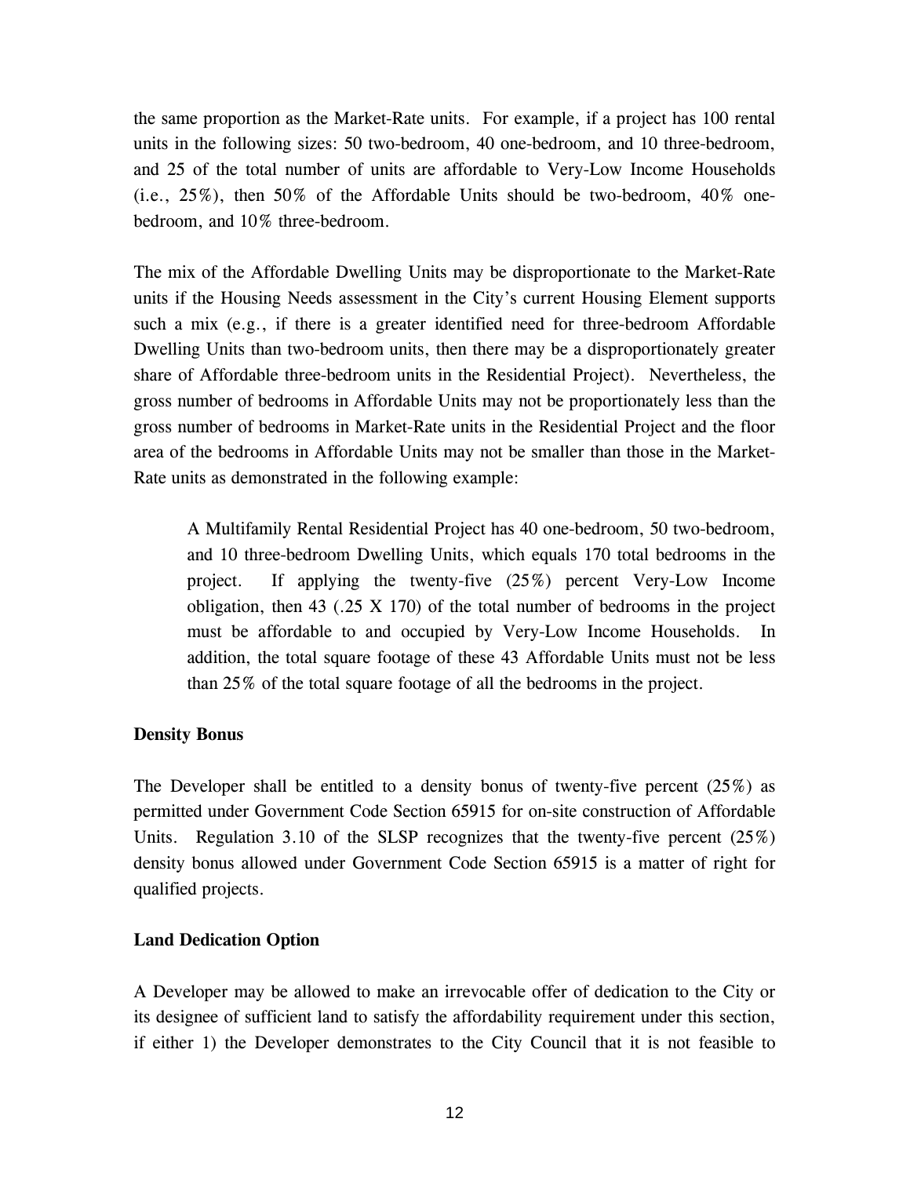the same proportion as the Market-Rate units. For example, if a project has 100 rental units in the following sizes: 50 two-bedroom, 40 one-bedroom, and 10 three-bedroom, and 25 of the total number of units are affordable to Very-Low Income Households (i.e., 25%), then 50% of the Affordable Units should be two-bedroom, 40% one-bedroom, and 10% three-bedroom.

The mix of the Affordable Dwelling Units may be disproportionate to the Market-Rate units if the Housing Needs assessment in the City's current Housing Element supports such a mix (e.g., if there is a greater identified need for three-bedroom Affordable Dwelling Units than two-bedroom units, then there may be a disproportionately greater share of Affordable three-bedroom units in the Residential Project). Nevertheless, the gross number of bedrooms in Affordable Units may not be proportionately less than the gross number of bedrooms in Market-Rate units in the Residential Project and the floor area of the bedrooms in Affordable Units may not be smaller than those in the Market-Rate units as demonstrated in the following example:

> A Multifamily Rental Residential Project has 40 one-bedroom, 50 two-bedroom, and 10 three-bedroom Dwelling Units, which equals 170 total bedrooms in the project. If applying the twenty-five (25%) percent Very-Low Income obligation, then 43 (.25 X 170) of the total number of bedrooms in the project must be affordable to and occupied by Very-Low Income Households. In addition, the total square footage of these 43 Affordable Units must not be less than 25% of the total square footage of all the bedrooms in the project.

**Density Bonus**

The Developer shall be entitled to a density bonus of twenty-five percent (25%) as permitted under Government Code Section 65915 for on-site construction of Affordable Units. Regulation 3.10 of the SLSP recognizes that the twenty-five percent (25%) density bonus allowed under Government Code Section 65915 is a matter of right for qualified projects.

**Land Dedication Option**

A Developer may be allowed to make an irrevocable offer of dedication to the City or its designee of sufficient land to satisfy the affordability requirement under this section, if either 1) the Developer demonstrates to the City Council that it is not feasible to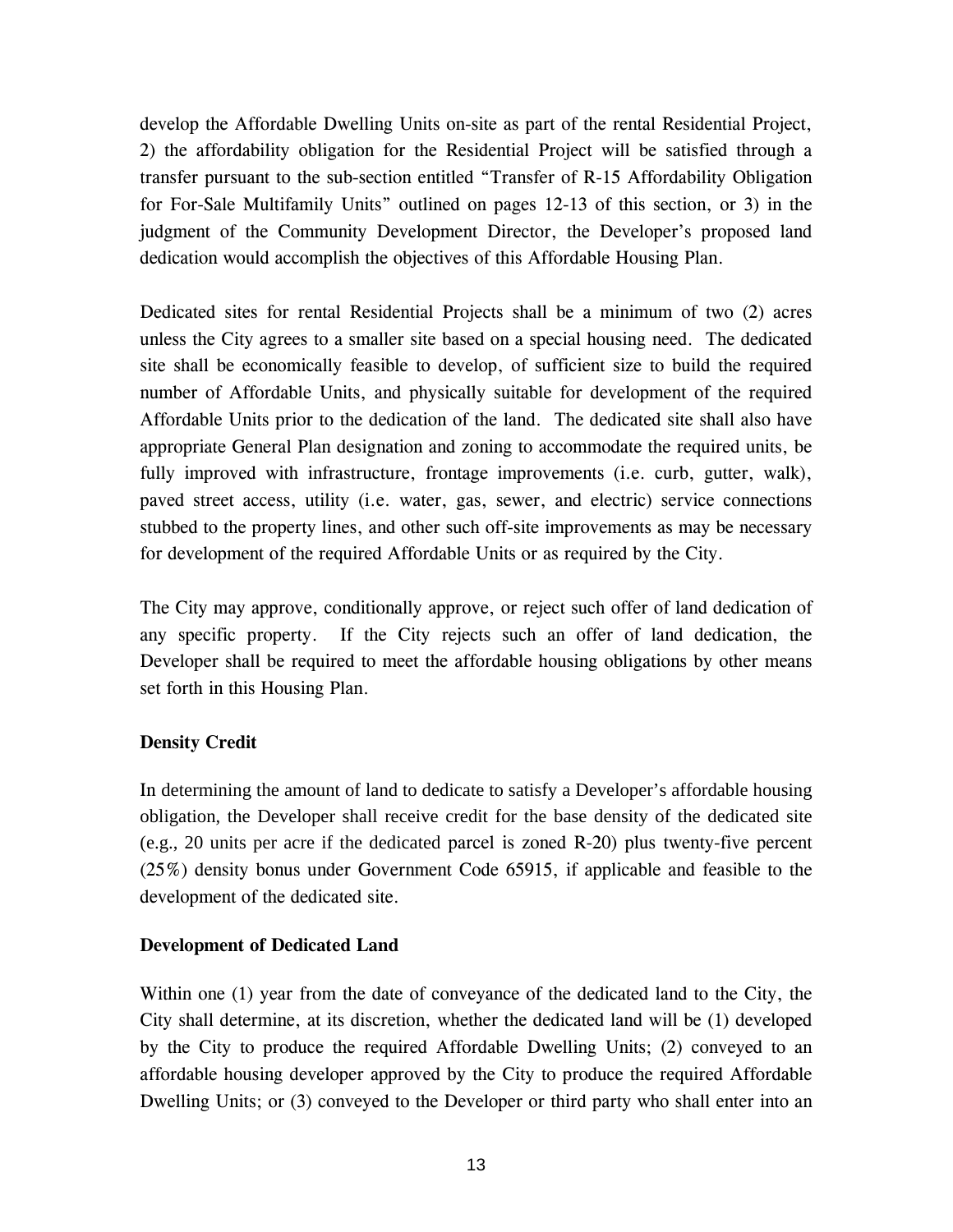develop the Affordable Dwelling Units on-site as part of the rental Residential Project, 2) the affordability obligation for the Residential Project will be satisfied through a transfer pursuant to the sub-section entitled "Transfer of R-15 Affordability Obligation for For-Sale Multifamily Units" outlined on pages 12-13 of this section, or 3) in the judgment of the Community Development Director, the Developer's proposed land dedication would accomplish the objectives of this Affordable Housing Plan.

Dedicated sites for rental Residential Projects shall be a minimum of two (2) acres unless the City agrees to a smaller site based on a special housing need. The dedicated site shall be economically feasible to develop, of sufficient size to build the required number of Affordable Units, and physically suitable for development of the required Affordable Units prior to the dedication of the land. The dedicated site shall also have appropriate General Plan designation and zoning to accommodate the required units, be fully improved with infrastructure, frontage improvements (i.e. curb, gutter, walk), paved street access, utility (i.e. water, gas, sewer, and electric) service connections stubbed to the property lines, and other such off-site improvements as may be necessary for development of the required Affordable Units or as required by the City.

The City may approve, conditionally approve, or reject such offer of land dedication of any specific property. If the City rejects such an offer of land dedication, the Developer shall be required to meet the affordable housing obligations by other means set forth in this Housing Plan.

**Density Credit**

In determining the amount of land to dedicate to satisfy a Developer's affordable housing obligation, the Developer shall receive credit for the base density of the dedicated site (e.g., 20 units per acre if the dedicated parcel is zoned R-20) plus twenty-five percent (25%) density bonus under Government Code 65915, if applicable and feasible to the development of the dedicated site.

**Development of Dedicated Land**

Within one (1) year from the date of conveyance of the dedicated land to the City, the City shall determine, at its discretion, whether the dedicated land will be (1) developed by the City to produce the required Affordable Dwelling Units; (2) conveyed to an affordable housing developer approved by the City to produce the required Affordable Dwelling Units; or (3) conveyed to the Developer or third party who shall enter into an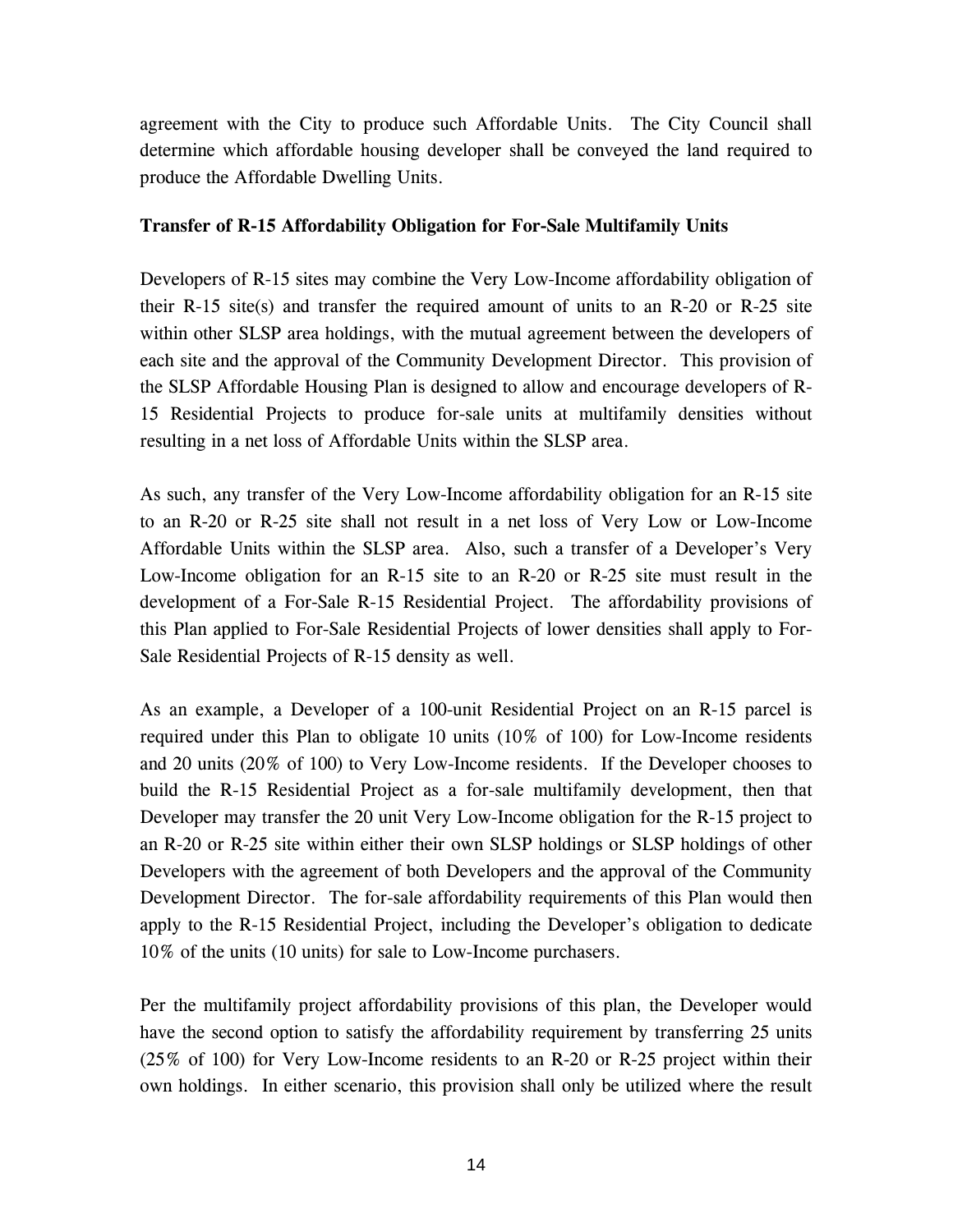agreement with the City to produce such Affordable Units. The City Council shall determine which affordable housing developer shall be conveyed the land required to produce the Affordable Dwelling Units.

**Transfer of R-15 Affordability Obligation for For-Sale Multifamily Units**

Developers of R-15 sites may combine the Very Low-Income affordability obligation of their R-15 site(s) and transfer the required amount of units to an R-20 or R-25 site within other SLSP area holdings, with the mutual agreement between the developers of each site and the approval of the Community Development Director. This provision of the SLSP Affordable Housing Plan is designed to allow and encourage developers of R-15 Residential Projects to produce for-sale units at multifamily densities without resulting in a net loss of Affordable Units within the SLSP area.

As such, any transfer of the Very Low-Income affordability obligation for an R-15 site to an R-20 or R-25 site shall not result in a net loss of Very Low or Low-Income Affordable Units within the SLSP area. Also, such a transfer of a Developer's Very Low-Income obligation for an R-15 site to an R-20 or R-25 site must result in the development of a For-Sale R-15 Residential Project. The affordability provisions of this Plan applied to For-Sale Residential Projects of lower densities shall apply to For-Sale Residential Projects of R-15 density as well.

As an example, a Developer of a 100-unit Residential Project on an R-15 parcel is required under this Plan to obligate 10 units (10% of 100) for Low-Income residents and 20 units (20% of 100) to Very Low-Income residents. If the Developer chooses to build the R-15 Residential Project as a for-sale multifamily development, then that Developer may transfer the 20 unit Very Low-Income obligation for the R-15 project to an R-20 or R-25 site within either their own SLSP holdings or SLSP holdings of other Developers with the agreement of both Developers and the approval of the Community Development Director. The for-sale affordability requirements of this Plan would then apply to the R-15 Residential Project, including the Developer's obligation to dedicate 10% of the units (10 units) for sale to Low-Income purchasers.

Per the multifamily project affordability provisions of this plan, the Developer would have the second option to satisfy the affordability requirement by transferring 25 units (25% of 100) for Very Low-Income residents to an R-20 or R-25 project within their own holdings. In either scenario, this provision shall only be utilized where the result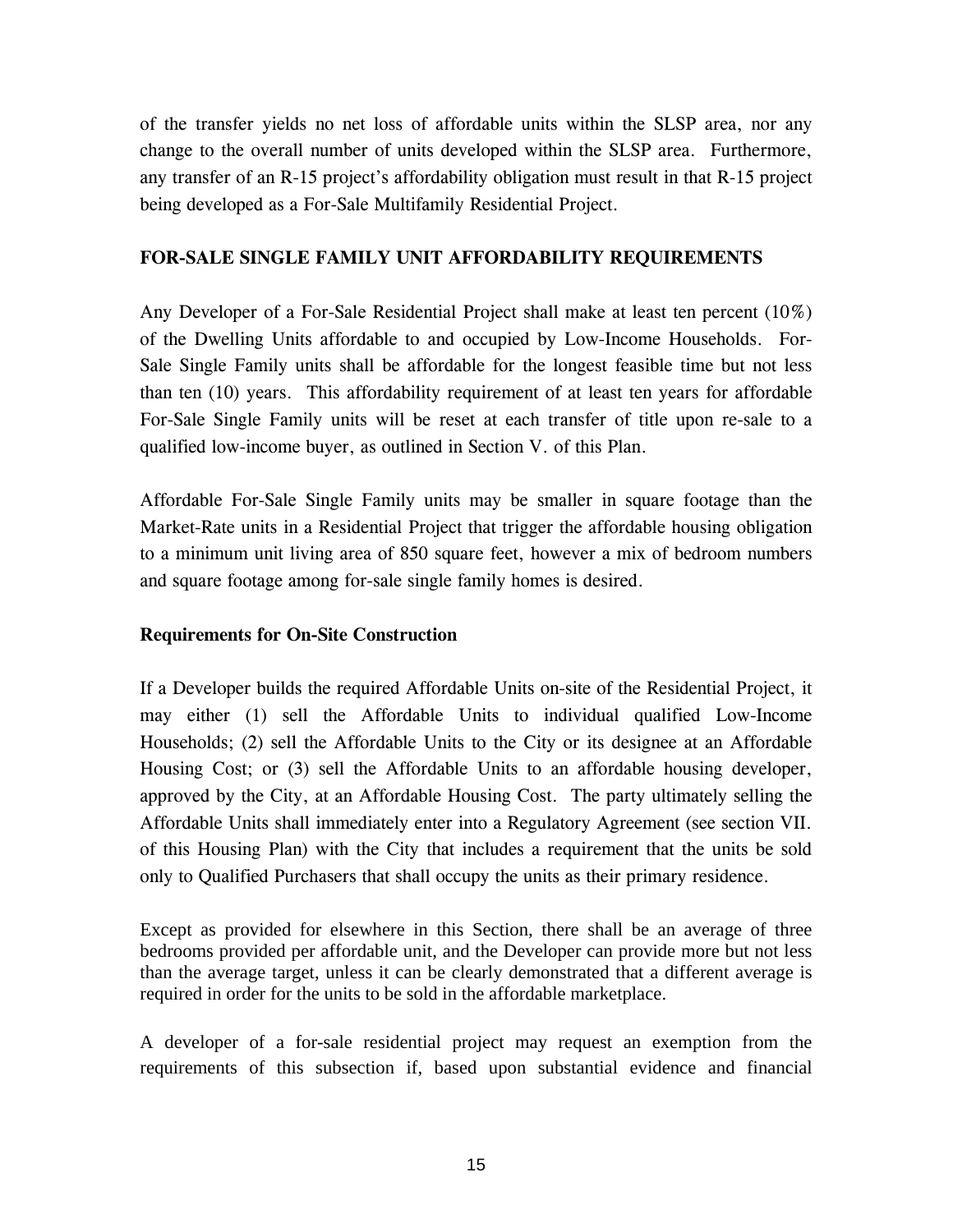of the transfer yields no net loss of affordable units within the SLSP area, nor any change to the overall number of units developed within the SLSP area. Furthermore, any transfer of an R-15 project's affordability obligation must result in that R-15 project being developed as a For-Sale Multifamily Residential Project.

## FOR-SALE SINGLE FAMILY UNIT AFFORDABILITY REQUIREMENTS

Any Developer of a For-Sale Residential Project shall make at least ten percent (10%) of the Dwelling Units affordable to and occupied by Low-Income Households. For-Sale Single Family units shall be affordable for the longest feasible time but not less than ten (10) years. This affordability requirement of at least ten years for affordable For-Sale Single Family units will be reset at each transfer of title upon re-sale to a qualified low-income buyer, as outlined in Section V. of this Plan.

Affordable For-Sale Single Family units may be smaller in square footage than the Market-Rate units in a Residential Project that trigger the affordable housing obligation to a minimum unit living area of 850 square feet, however a mix of bedroom numbers and square footage among for-sale single family homes is desired.

### Requirements for On-Site Construction

If a Developer builds the required Affordable Units on-site of the Residential Project, it may either (1) sell the Affordable Units to individual qualified Low-Income Households; (2) sell the Affordable Units to the City or its designee at an Affordable Housing Cost; or (3) sell the Affordable Units to an affordable housing developer, approved by the City, at an Affordable Housing Cost. The party ultimately selling the Affordable Units shall immediately enter into a Regulatory Agreement (see section VII. of this Housing Plan) with the City that includes a requirement that the units be sold only to Qualified Purchasers that shall occupy the units as their primary residence.

Except as provided for elsewhere in this Section, there shall be an average of three bedrooms provided per affordable unit, and the Developer can provide more but not less than the average target, unless it can be clearly demonstrated that a different average is required in order for the units to be sold in the affordable marketplace.

A developer of a for-sale residential project may request an exemption from the requirements of this subsection if, based upon substantial evidence and financial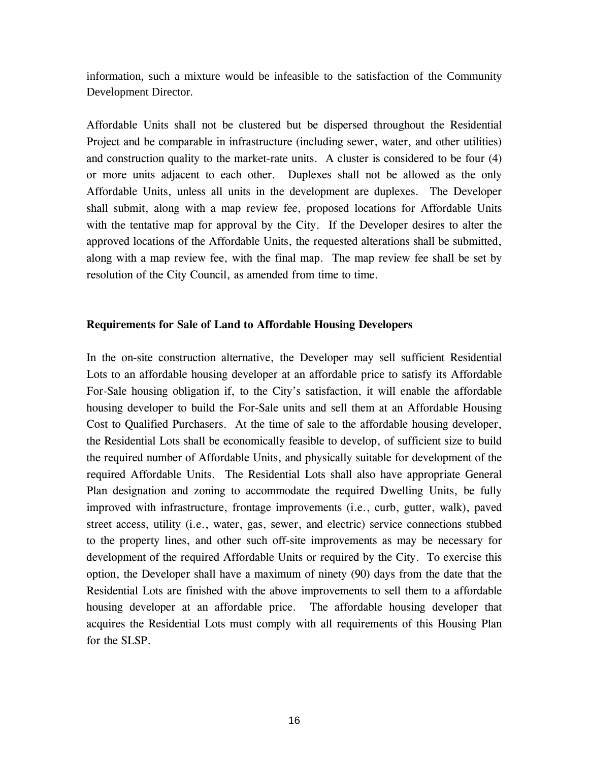information, such a mixture would be infeasible to the satisfaction of the Community Development Director.

Affordable Units shall not be clustered but be dispersed throughout the Residential Project and be comparable in infrastructure (including sewer, water, and other utilities) and construction quality to the market-rate units. A cluster is considered to be four (4) or more units adjacent to each other. Duplexes shall not be allowed as the only Affordable Units, unless all units in the development are duplexes. The Developer shall submit, along with a map review fee, proposed locations for Affordable Units with the tentative map for approval by the City. If the Developer desires to alter the approved locations of the Affordable Units, the requested alterations shall be submitted, along with a map review fee, with the final map. The map review fee shall be set by resolution of the City Council, as amended from time to time.

**Requirements for Sale of Land to Affordable Housing Developers**

In the on-site construction alternative, the Developer may sell sufficient Residential Lots to an affordable housing developer at an affordable price to satisfy its Affordable For-Sale housing obligation if, to the City's satisfaction, it will enable the affordable housing developer to build the For-Sale units and sell them at an Affordable Housing Cost to Qualified Purchasers. At the time of sale to the affordable housing developer, the Residential Lots shall be economically feasible to develop, of sufficient size to build the required number of Affordable Units, and physically suitable for development of the required Affordable Units. The Residential Lots shall also have appropriate General Plan designation and zoning to accommodate the required Dwelling Units, be fully improved with infrastructure, frontage improvements (i.e., curb, gutter, walk), paved street access, utility (i.e., water, gas, sewer, and electric) service connections stubbed to the property lines, and other such off-site improvements as may be necessary for development of the required Affordable Units or required by the City. To exercise this option, the Developer shall have a maximum of ninety (90) days from the date that the Residential Lots are finished with the above improvements to sell them to a affordable housing developer at an affordable price. The affordable housing developer that acquires the Residential Lots must comply with all requirements of this Housing Plan for the SLSP.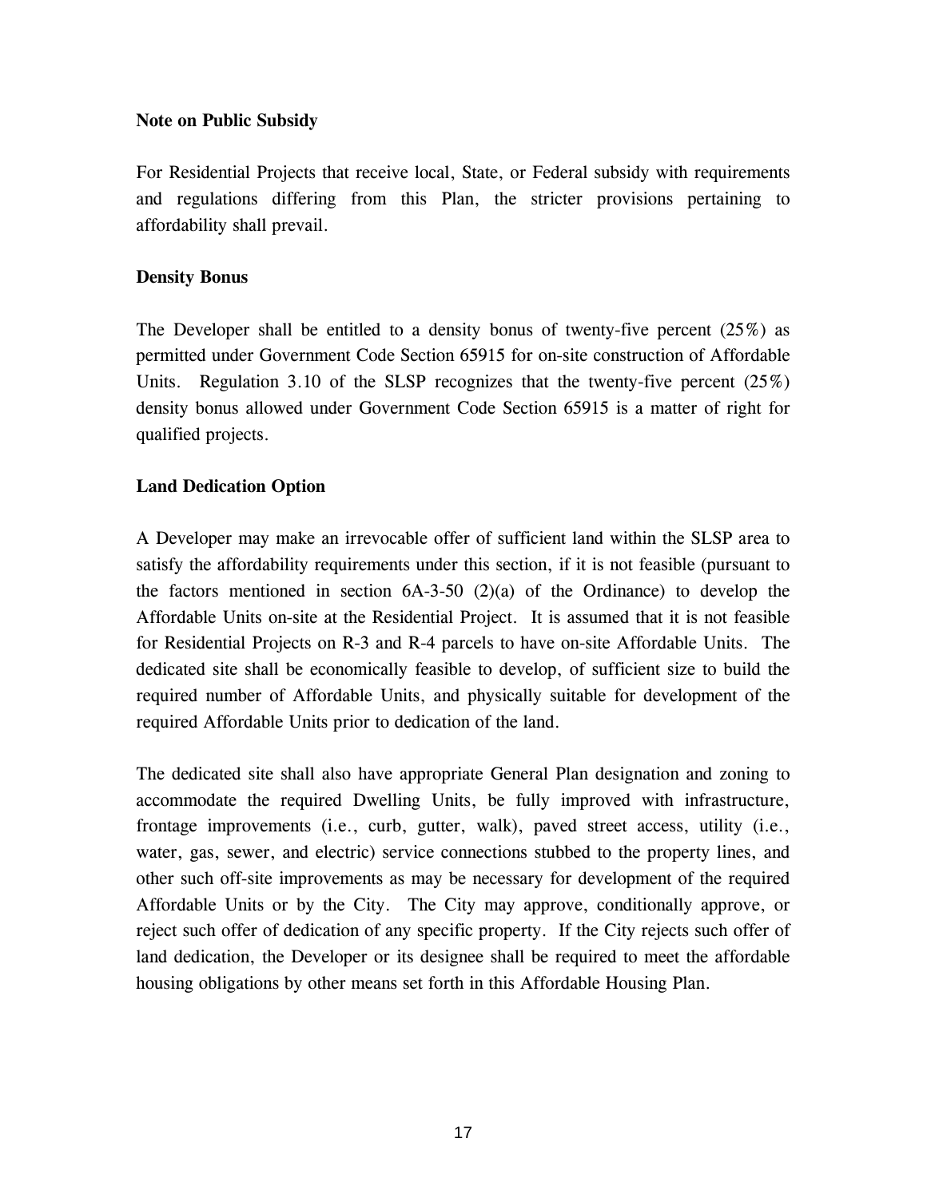**Note on Public Subsidy**

For Residential Projects that receive local, State, or Federal subsidy with requirements and regulations differing from this Plan, the stricter provisions pertaining to affordability shall prevail.

**Density Bonus**

The Developer shall be entitled to a density bonus of twenty-five percent (25%) as permitted under Government Code Section 65915 for on-site construction of Affordable Units. Regulation 3.10 of the SLSP recognizes that the twenty-five percent (25%) density bonus allowed under Government Code Section 65915 is a matter of right for qualified projects.

**Land Dedication Option**

A Developer may make an irrevocable offer of sufficient land within the SLSP area to satisfy the affordability requirements under this section, if it is not feasible (pursuant to the factors mentioned in section 6A-3-50 (2)(a) of the Ordinance) to develop the Affordable Units on-site at the Residential Project. It is assumed that it is not feasible for Residential Projects on R-3 and R-4 parcels to have on-site Affordable Units. The dedicated site shall be economically feasible to develop, of sufficient size to build the required number of Affordable Units, and physically suitable for development of the required Affordable Units prior to dedication of the land.

The dedicated site shall also have appropriate General Plan designation and zoning to accommodate the required Dwelling Units, be fully improved with infrastructure, frontage improvements (i.e., curb, gutter, walk), paved street access, utility (i.e., water, gas, sewer, and electric) service connections stubbed to the property lines, and other such off-site improvements as may be necessary for development of the required Affordable Units or by the City. The City may approve, conditionally approve, or reject such offer of dedication of any specific property. If the City rejects such offer of land dedication, the Developer or its designee shall be required to meet the affordable housing obligations by other means set forth in this Affordable Housing Plan.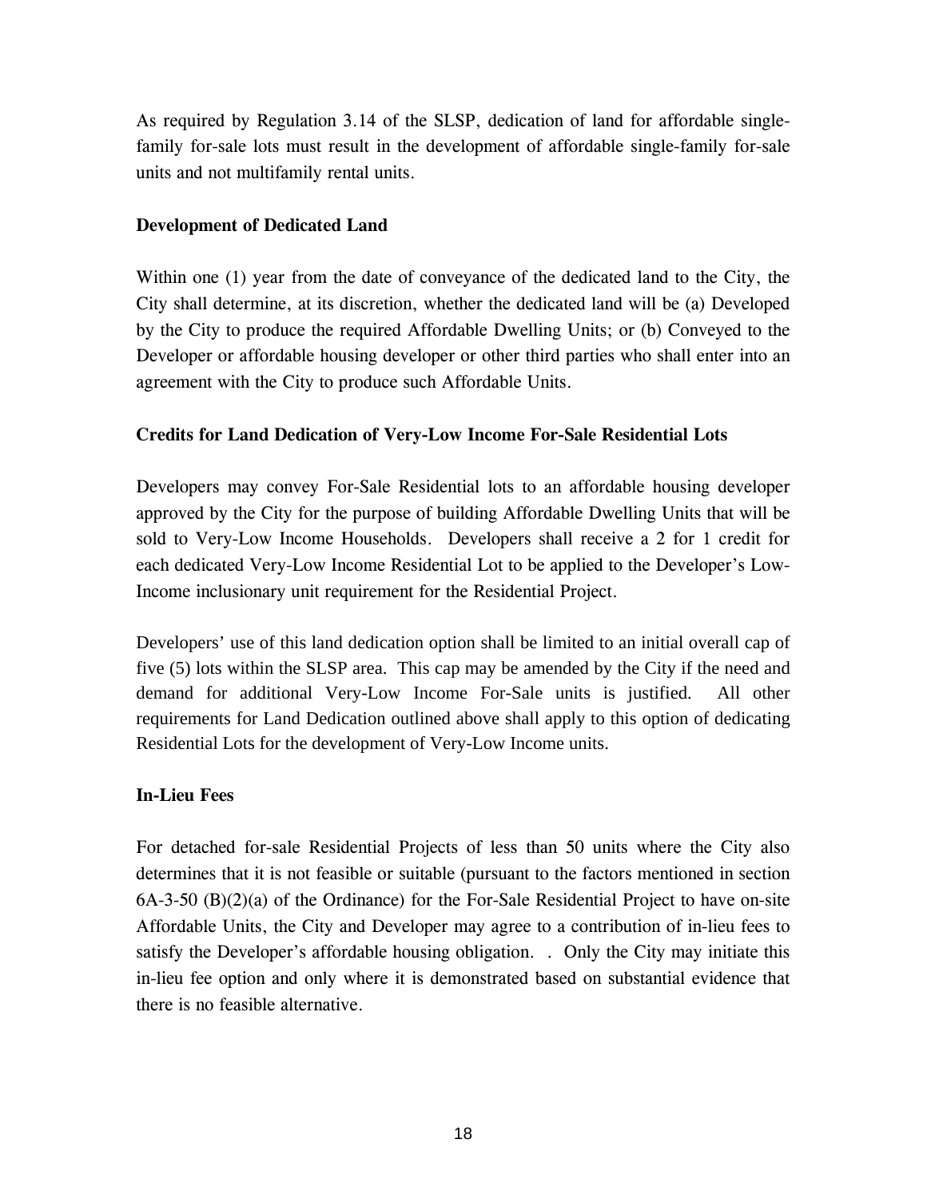As required by Regulation 3.14 of the SLSP, dedication of land for affordable single-family for-sale lots must result in the development of affordable single-family for-sale units and not multifamily rental units.

**Development of Dedicated Land**

Within one (1) year from the date of conveyance of the dedicated land to the City, the City shall determine, at its discretion, whether the dedicated land will be (a) Developed by the City to produce the required Affordable Dwelling Units; or (b) Conveyed to the Developer or affordable housing developer or other third parties who shall enter into an agreement with the City to produce such Affordable Units.

**Credits for Land Dedication of Very-Low Income For-Sale Residential Lots**

Developers may convey For-Sale Residential lots to an affordable housing developer approved by the City for the purpose of building Affordable Dwelling Units that will be sold to Very-Low Income Households. Developers shall receive a 2 for 1 credit for each dedicated Very-Low Income Residential Lot to be applied to the Developer's Low-Income inclusionary unit requirement for the Residential Project.

Developers' use of this land dedication option shall be limited to an initial overall cap of five (5) lots within the SLSP area. This cap may be amended by the City if the need and demand for additional Very-Low Income For-Sale units is justified. All other requirements for Land Dedication outlined above shall apply to this option of dedicating Residential Lots for the development of Very-Low Income units.

**In-Lieu Fees**

For detached for-sale Residential Projects of less than 50 units where the City also determines that it is not feasible or suitable (pursuant to the factors mentioned in section 6A-3-50 (B)(2)(a) of the Ordinance) for the For-Sale Residential Project to have on-site Affordable Units, the City and Developer may agree to a contribution of in-lieu fees to satisfy the Developer's affordable housing obligation. . Only the City may initiate this in-lieu fee option and only where it is demonstrated based on substantial evidence that there is no feasible alternative.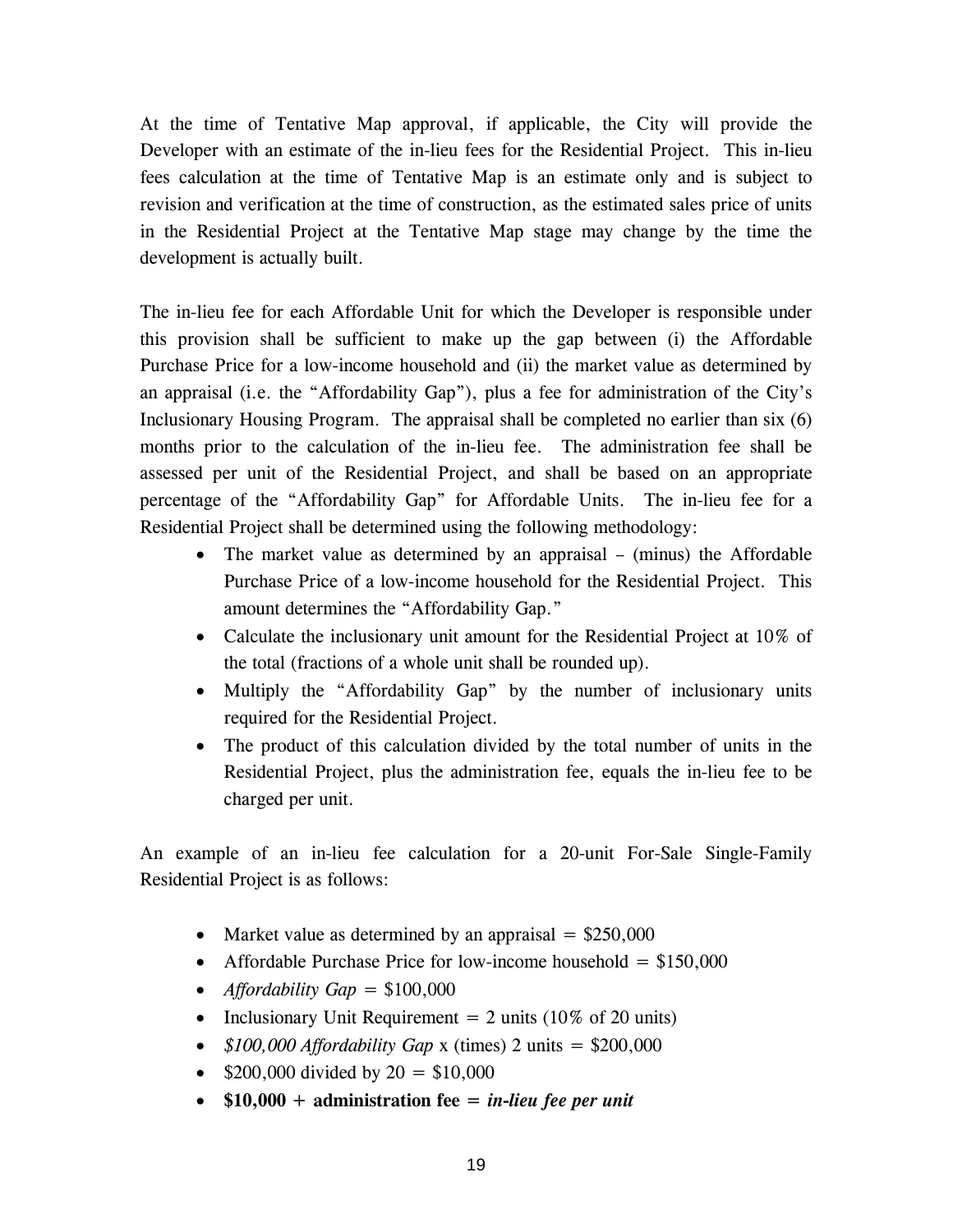At the time of Tentative Map approval, if applicable, the City will provide the Developer with an estimate of the in-lieu fees for the Residential Project. This in-lieu fees calculation at the time of Tentative Map is an estimate only and is subject to revision and verification at the time of construction, as the estimated sales price of units in the Residential Project at the Tentative Map stage may change by the time the development is actually built.

The in-lieu fee for each Affordable Unit for which the Developer is responsible under this provision shall be sufficient to make up the gap between (i) the Affordable Purchase Price for a low-income household and (ii) the market value as determined by an appraisal (i.e. the "Affordability Gap"), plus a fee for administration of the City's Inclusionary Housing Program. The appraisal shall be completed no earlier than six (6) months prior to the calculation of the in-lieu fee. The administration fee shall be assessed per unit of the Residential Project, and shall be based on an appropriate percentage of the "Affordability Gap" for Affordable Units. The in-lieu fee for a Residential Project shall be determined using the following methodology:

- The market value as determined by an appraisal – (minus) the Affordable Purchase Price of a low-income household for the Residential Project. This amount determines the "Affordability Gap."
- Calculate the inclusionary unit amount for the Residential Project at 10% of the total (fractions of a whole unit shall be rounded up).
- Multiply the "Affordability Gap" by the number of inclusionary units required for the Residential Project.
- The product of this calculation divided by the total number of units in the Residential Project, plus the administration fee, equals the in-lieu fee to be charged per unit.

An example of an in-lieu fee calculation for a 20-unit For-Sale Single-Family Residential Project is as follows:

- Market value as determined by an appraisal = $250,000
- Affordable Purchase Price for low-income household = $150,000
- *Affordability Gap* = $100,000
- Inclusionary Unit Requirement = 2 units (10% of 20 units)
- *$100,000 Affordability Gap* x (times) 2 units = $200,000
- $200,000 divided by 20 = $10,000
- **$10,000 + administration fee = *in-lieu fee per unit***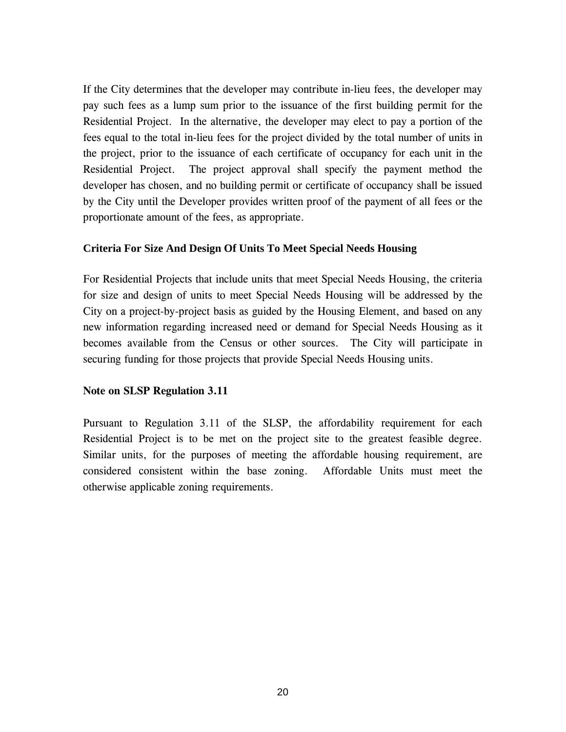If the City determines that the developer may contribute in-lieu fees, the developer may pay such fees as a lump sum prior to the issuance of the first building permit for the Residential Project. In the alternative, the developer may elect to pay a portion of the fees equal to the total in-lieu fees for the project divided by the total number of units in the project, prior to the issuance of each certificate of occupancy for each unit in the Residential Project. The project approval shall specify the payment method the developer has chosen, and no building permit or certificate of occupancy shall be issued by the City until the Developer provides written proof of the payment of all fees or the proportionate amount of the fees, as appropriate.

**Criteria For Size And Design Of Units To Meet Special Needs Housing**

For Residential Projects that include units that meet Special Needs Housing, the criteria for size and design of units to meet Special Needs Housing will be addressed by the City on a project-by-project basis as guided by the Housing Element, and based on any new information regarding increased need or demand for Special Needs Housing as it becomes available from the Census or other sources. The City will participate in securing funding for those projects that provide Special Needs Housing units.

**Note on SLSP Regulation 3.11**

Pursuant to Regulation 3.11 of the SLSP, the affordability requirement for each Residential Project is to be met on the project site to the greatest feasible degree. Similar units, for the purposes of meeting the affordable housing requirement, are considered consistent within the base zoning. Affordable Units must meet the otherwise applicable zoning requirements.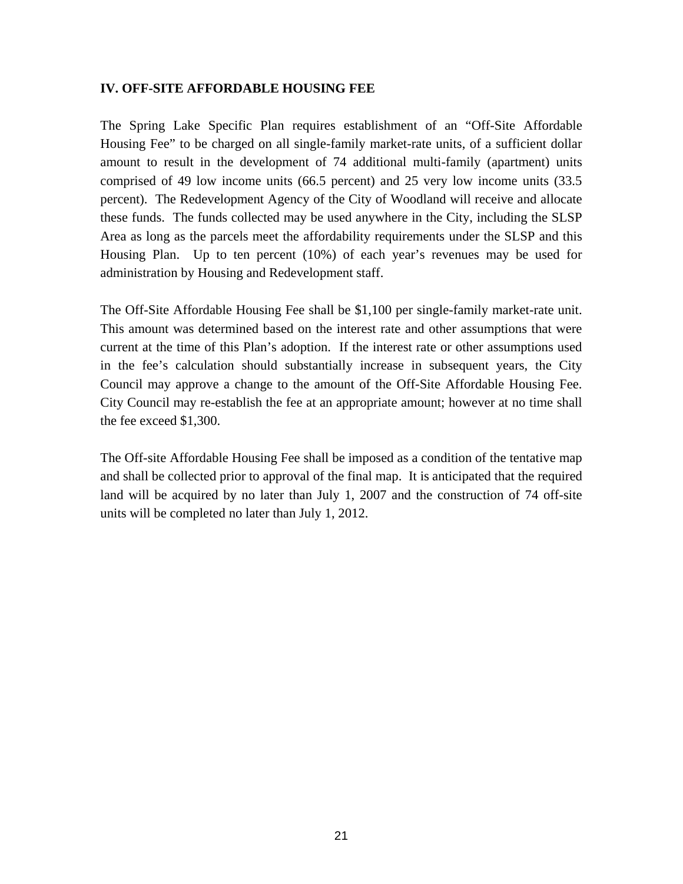## IV. OFF-SITE AFFORDABLE HOUSING FEE

The Spring Lake Specific Plan requires establishment of an "Off-Site Affordable Housing Fee" to be charged on all single-family market-rate units, of a sufficient dollar amount to result in the development of 74 additional multi-family (apartment) units comprised of 49 low income units (66.5 percent) and 25 very low income units (33.5 percent). The Redevelopment Agency of the City of Woodland will receive and allocate these funds. The funds collected may be used anywhere in the City, including the SLSP Area as long as the parcels meet the affordability requirements under the SLSP and this Housing Plan. Up to ten percent (10%) of each year's revenues may be used for administration by Housing and Redevelopment staff.

The Off-Site Affordable Housing Fee shall be $1,100 per single-family market-rate unit. This amount was determined based on the interest rate and other assumptions that were current at the time of this Plan's adoption. If the interest rate or other assumptions used in the fee's calculation should substantially increase in subsequent years, the City Council may approve a change to the amount of the Off-Site Affordable Housing Fee. City Council may re-establish the fee at an appropriate amount; however at no time shall the fee exceed $1,300.

The Off-site Affordable Housing Fee shall be imposed as a condition of the tentative map and shall be collected prior to approval of the final map. It is anticipated that the required land will be acquired by no later than July 1, 2007 and the construction of 74 off-site units will be completed no later than July 1, 2012.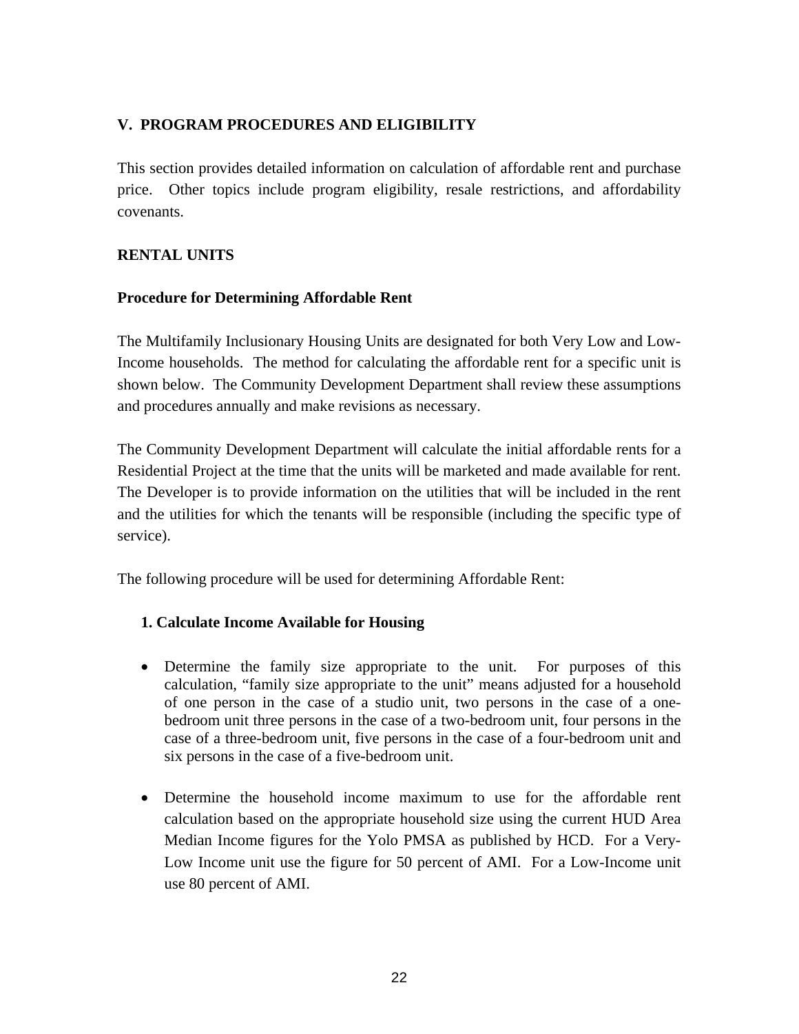## V. PROGRAM PROCEDURES AND ELIGIBILITY

This section provides detailed information on calculation of affordable rent and purchase price. Other topics include program eligibility, resale restrictions, and affordability covenants.

### RENTAL UNITS

#### Procedure for Determining Affordable Rent

The Multifamily Inclusionary Housing Units are designated for both Very Low and Low-Income households. The method for calculating the affordable rent for a specific unit is shown below. The Community Development Department shall review these assumptions and procedures annually and make revisions as necessary.

The Community Development Department will calculate the initial affordable rents for a Residential Project at the time that the units will be marketed and made available for rent. The Developer is to provide information on the utilities that will be included in the rent and the utilities for which the tenants will be responsible (including the specific type of service).

The following procedure will be used for determining Affordable Rent:

**1. Calculate Income Available for Housing**

- Determine the family size appropriate to the unit. For purposes of this calculation, "family size appropriate to the unit" means adjusted for a household of one person in the case of a studio unit, two persons in the case of a one-bedroom unit three persons in the case of a two-bedroom unit, four persons in the case of a three-bedroom unit, five persons in the case of a four-bedroom unit and six persons in the case of a five-bedroom unit.

- Determine the household income maximum to use for the affordable rent calculation based on the appropriate household size using the current HUD Area Median Income figures for the Yolo PMSA as published by HCD. For a Very-Low Income unit use the figure for 50 percent of AMI. For a Low-Income unit use 80 percent of AMI.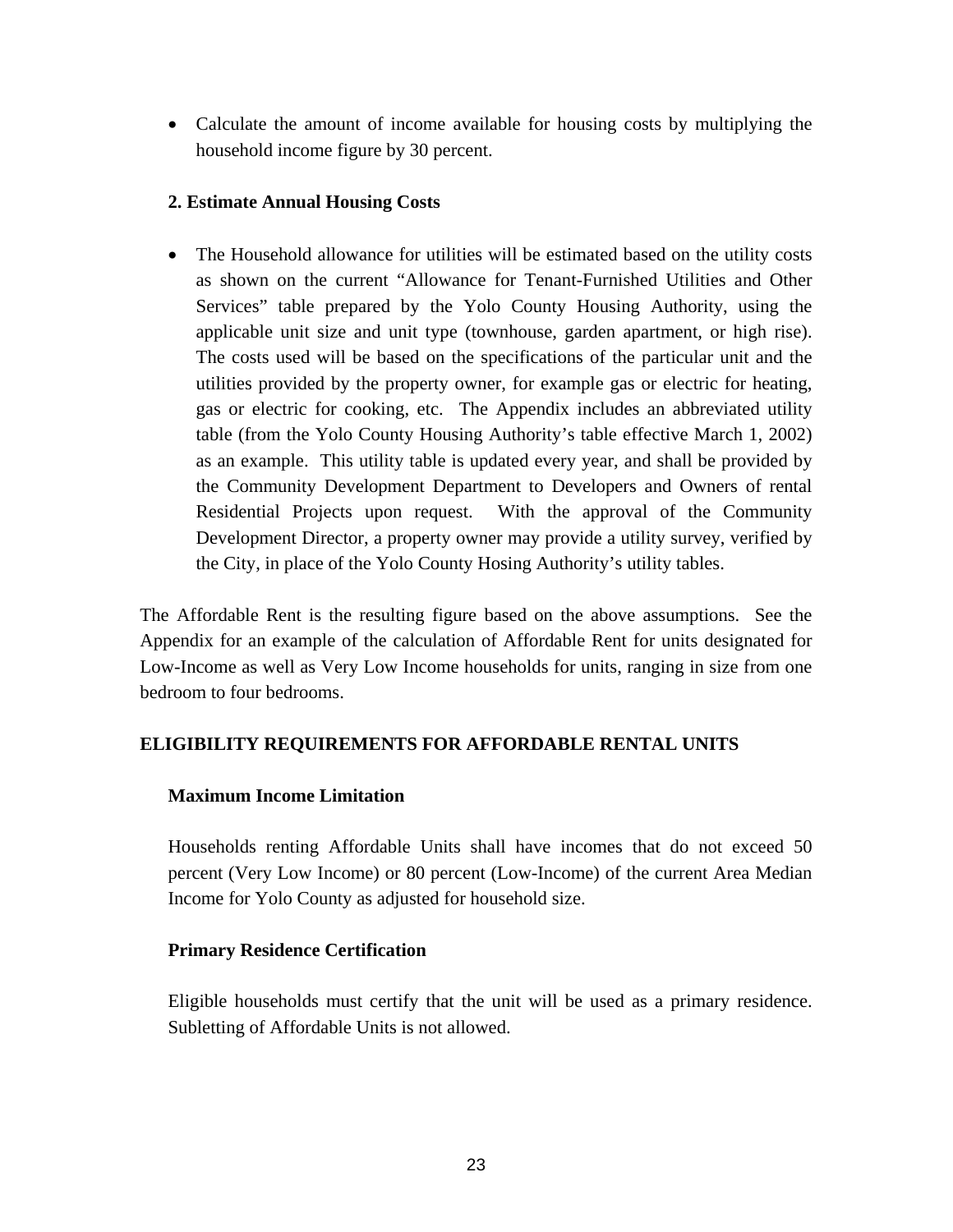- Calculate the amount of income available for housing costs by multiplying the household income figure by 30 percent.

**2. Estimate Annual Housing Costs**

- The Household allowance for utilities will be estimated based on the utility costs as shown on the current "Allowance for Tenant-Furnished Utilities and Other Services" table prepared by the Yolo County Housing Authority, using the applicable unit size and unit type (townhouse, garden apartment, or high rise). The costs used will be based on the specifications of the particular unit and the utilities provided by the property owner, for example gas or electric for heating, gas or electric for cooking, etc. The Appendix includes an abbreviated utility table (from the Yolo County Housing Authority's table effective March 1, 2002) as an example. This utility table is updated every year, and shall be provided by the Community Development Department to Developers and Owners of rental Residential Projects upon request. With the approval of the Community Development Director, a property owner may provide a utility survey, verified by the City, in place of the Yolo County Hosing Authority's utility tables.

The Affordable Rent is the resulting figure based on the above assumptions. See the Appendix for an example of the calculation of Affordable Rent for units designated for Low-Income as well as Very Low Income households for units, ranging in size from one bedroom to four bedrooms.

## ELIGIBILITY REQUIREMENTS FOR AFFORDABLE RENTAL UNITS

### Maximum Income Limitation

Households renting Affordable Units shall have incomes that do not exceed 50 percent (Very Low Income) or 80 percent (Low-Income) of the current Area Median Income for Yolo County as adjusted for household size.

### Primary Residence Certification

Eligible households must certify that the unit will be used as a primary residence. Subletting of Affordable Units is not allowed.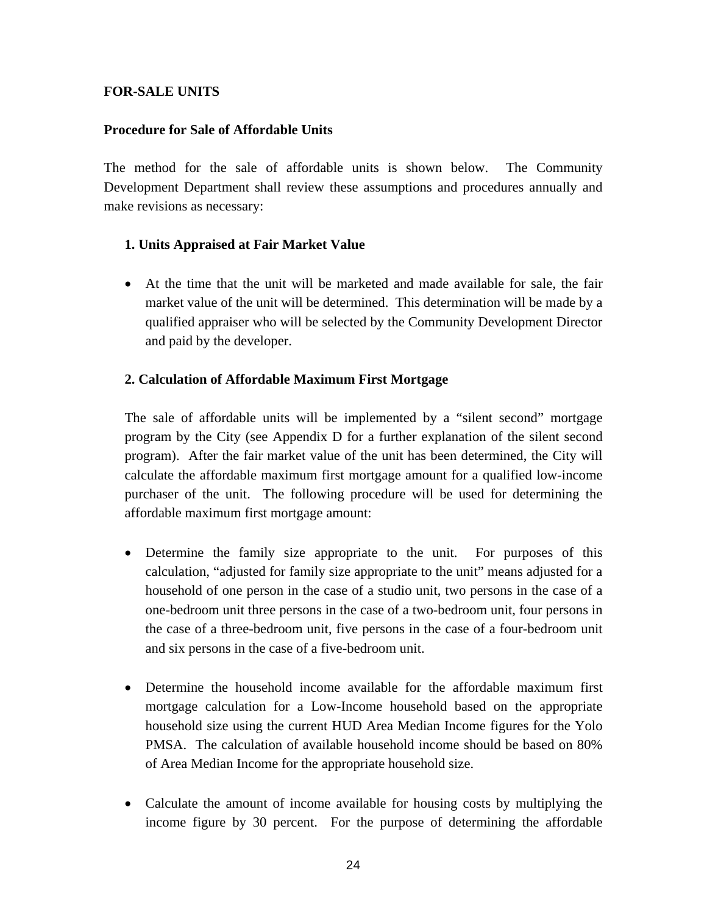## FOR-SALE UNITS

### Procedure for Sale of Affordable Units

The method for the sale of affordable units is shown below. The Community Development Department shall review these assumptions and procedures annually and make revisions as necessary:

#### 1. Units Appraised at Fair Market Value

- At the time that the unit will be marketed and made available for sale, the fair market value of the unit will be determined. This determination will be made by a qualified appraiser who will be selected by the Community Development Director and paid by the developer.

#### 2. Calculation of Affordable Maximum First Mortgage

The sale of affordable units will be implemented by a "silent second" mortgage program by the City (see Appendix D for a further explanation of the silent second program). After the fair market value of the unit has been determined, the City will calculate the affordable maximum first mortgage amount for a qualified low-income purchaser of the unit. The following procedure will be used for determining the affordable maximum first mortgage amount:

- Determine the family size appropriate to the unit. For purposes of this calculation, "adjusted for family size appropriate to the unit" means adjusted for a household of one person in the case of a studio unit, two persons in the case of a one-bedroom unit three persons in the case of a two-bedroom unit, four persons in the case of a three-bedroom unit, five persons in the case of a four-bedroom unit and six persons in the case of a five-bedroom unit.

- Determine the household income available for the affordable maximum first mortgage calculation for a Low-Income household based on the appropriate household size using the current HUD Area Median Income figures for the Yolo PMSA. The calculation of available household income should be based on 80% of Area Median Income for the appropriate household size.

- Calculate the amount of income available for housing costs by multiplying the income figure by 30 percent. For the purpose of determining the affordable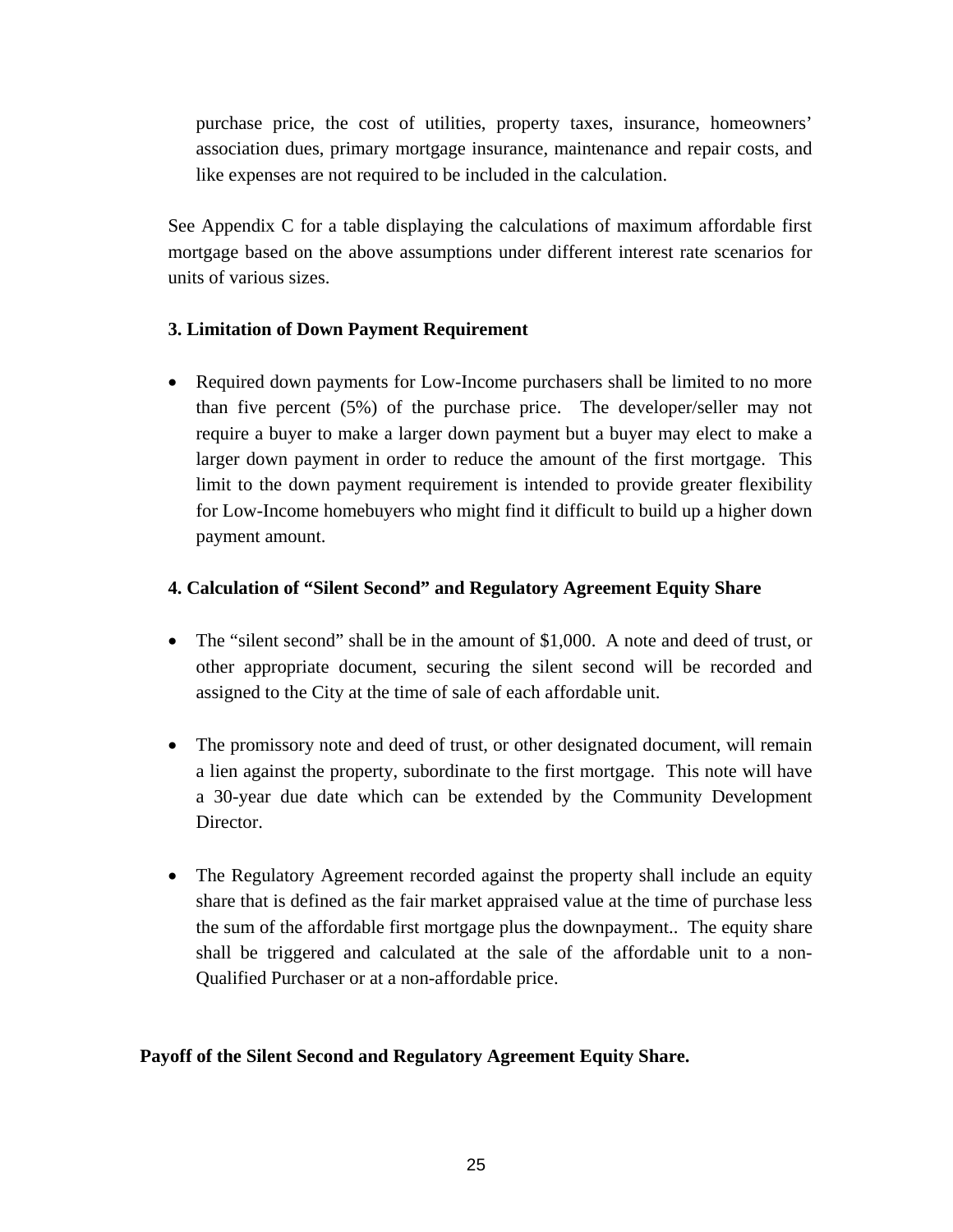purchase price, the cost of utilities, property taxes, insurance, homeowners' association dues, primary mortgage insurance, maintenance and repair costs, and like expenses are not required to be included in the calculation.

See Appendix C for a table displaying the calculations of maximum affordable first mortgage based on the above assumptions under different interest rate scenarios for units of various sizes.

**3. Limitation of Down Payment Requirement**

- Required down payments for Low-Income purchasers shall be limited to no more than five percent (5%) of the purchase price. The developer/seller may not require a buyer to make a larger down payment but a buyer may elect to make a larger down payment in order to reduce the amount of the first mortgage. This limit to the down payment requirement is intended to provide greater flexibility for Low-Income homebuyers who might find it difficult to build up a higher down payment amount.

**4. Calculation of "Silent Second" and Regulatory Agreement Equity Share**

- The "silent second" shall be in the amount of $1,000. A note and deed of trust, or other appropriate document, securing the silent second will be recorded and assigned to the City at the time of sale of each affordable unit.

- The promissory note and deed of trust, or other designated document, will remain a lien against the property, subordinate to the first mortgage. This note will have a 30-year due date which can be extended by the Community Development Director.

- The Regulatory Agreement recorded against the property shall include an equity share that is defined as the fair market appraised value at the time of purchase less the sum of the affordable first mortgage plus the downpayment.. The equity share shall be triggered and calculated at the sale of the affordable unit to a non-Qualified Purchaser or at a non-affordable price.

**Payoff of the Silent Second and Regulatory Agreement Equity Share.**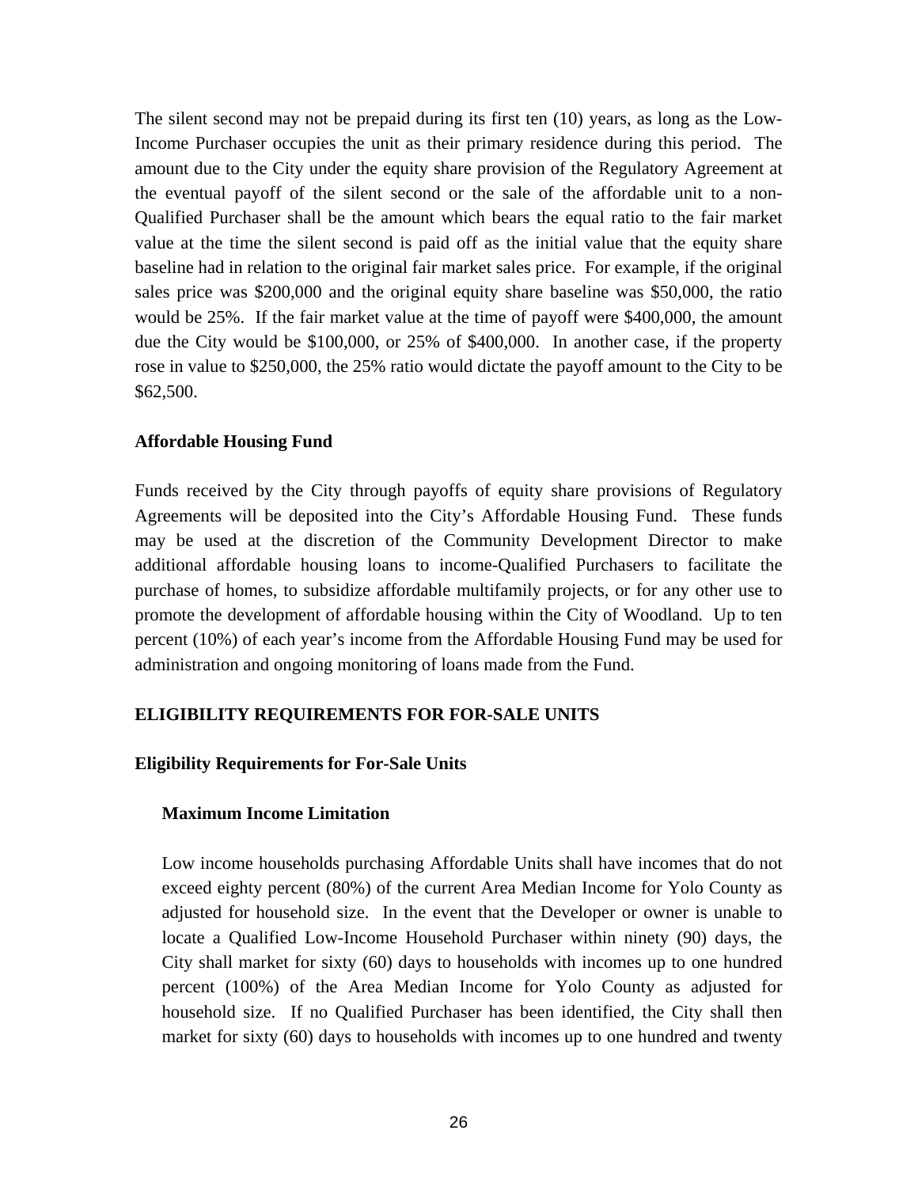The silent second may not be prepaid during its first ten (10) years, as long as the Low-Income Purchaser occupies the unit as their primary residence during this period. The amount due to the City under the equity share provision of the Regulatory Agreement at the eventual payoff of the silent second or the sale of the affordable unit to a non-Qualified Purchaser shall be the amount which bears the equal ratio to the fair market value at the time the silent second is paid off as the initial value that the equity share baseline had in relation to the original fair market sales price. For example, if the original sales price was $200,000 and the original equity share baseline was $50,000, the ratio would be 25%. If the fair market value at the time of payoff were $400,000, the amount due the City would be $100,000, or 25% of $400,000. In another case, if the property rose in value to $250,000, the 25% ratio would dictate the payoff amount to the City to be $62,500.

**Affordable Housing Fund**

Funds received by the City through payoffs of equity share provisions of Regulatory Agreements will be deposited into the City's Affordable Housing Fund. These funds may be used at the discretion of the Community Development Director to make additional affordable housing loans to income-Qualified Purchasers to facilitate the purchase of homes, to subsidize affordable multifamily projects, or for any other use to promote the development of affordable housing within the City of Woodland. Up to ten percent (10%) of each year's income from the Affordable Housing Fund may be used for administration and ongoing monitoring of loans made from the Fund.

## ELIGIBILITY REQUIREMENTS FOR FOR-SALE UNITS

### Eligibility Requirements for For-Sale Units

#### Maximum Income Limitation

Low income households purchasing Affordable Units shall have incomes that do not exceed eighty percent (80%) of the current Area Median Income for Yolo County as adjusted for household size. In the event that the Developer or owner is unable to locate a Qualified Low-Income Household Purchaser within ninety (90) days, the City shall market for sixty (60) days to households with incomes up to one hundred percent (100%) of the Area Median Income for Yolo County as adjusted for household size. If no Qualified Purchaser has been identified, the City shall then market for sixty (60) days to households with incomes up to one hundred and twenty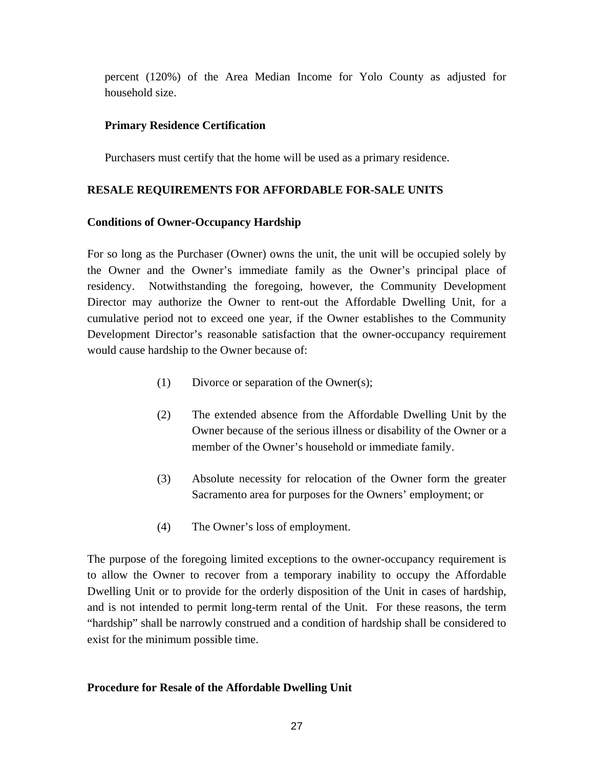percent (120%) of the Area Median Income for Yolo County as adjusted for household size.

**Primary Residence Certification**

Purchasers must certify that the home will be used as a primary residence.

**RESALE REQUIREMENTS FOR AFFORDABLE FOR-SALE UNITS**

**Conditions of Owner-Occupancy Hardship**

For so long as the Purchaser (Owner) owns the unit, the unit will be occupied solely by the Owner and the Owner's immediate family as the Owner's principal place of residency. Notwithstanding the foregoing, however, the Community Development Director may authorize the Owner to rent-out the Affordable Dwelling Unit, for a cumulative period not to exceed one year, if the Owner establishes to the Community Development Director's reasonable satisfaction that the owner-occupancy requirement would cause hardship to the Owner because of:

(1) Divorce or separation of the Owner(s);

(2) The extended absence from the Affordable Dwelling Unit by the Owner because of the serious illness or disability of the Owner or a member of the Owner's household or immediate family.

(3) Absolute necessity for relocation of the Owner form the greater Sacramento area for purposes for the Owners' employment; or

(4) The Owner's loss of employment.

The purpose of the foregoing limited exceptions to the owner-occupancy requirement is to allow the Owner to recover from a temporary inability to occupy the Affordable Dwelling Unit or to provide for the orderly disposition of the Unit in cases of hardship, and is not intended to permit long-term rental of the Unit. For these reasons, the term "hardship" shall be narrowly construed and a condition of hardship shall be considered to exist for the minimum possible time.

**Procedure for Resale of the Affordable Dwelling Unit**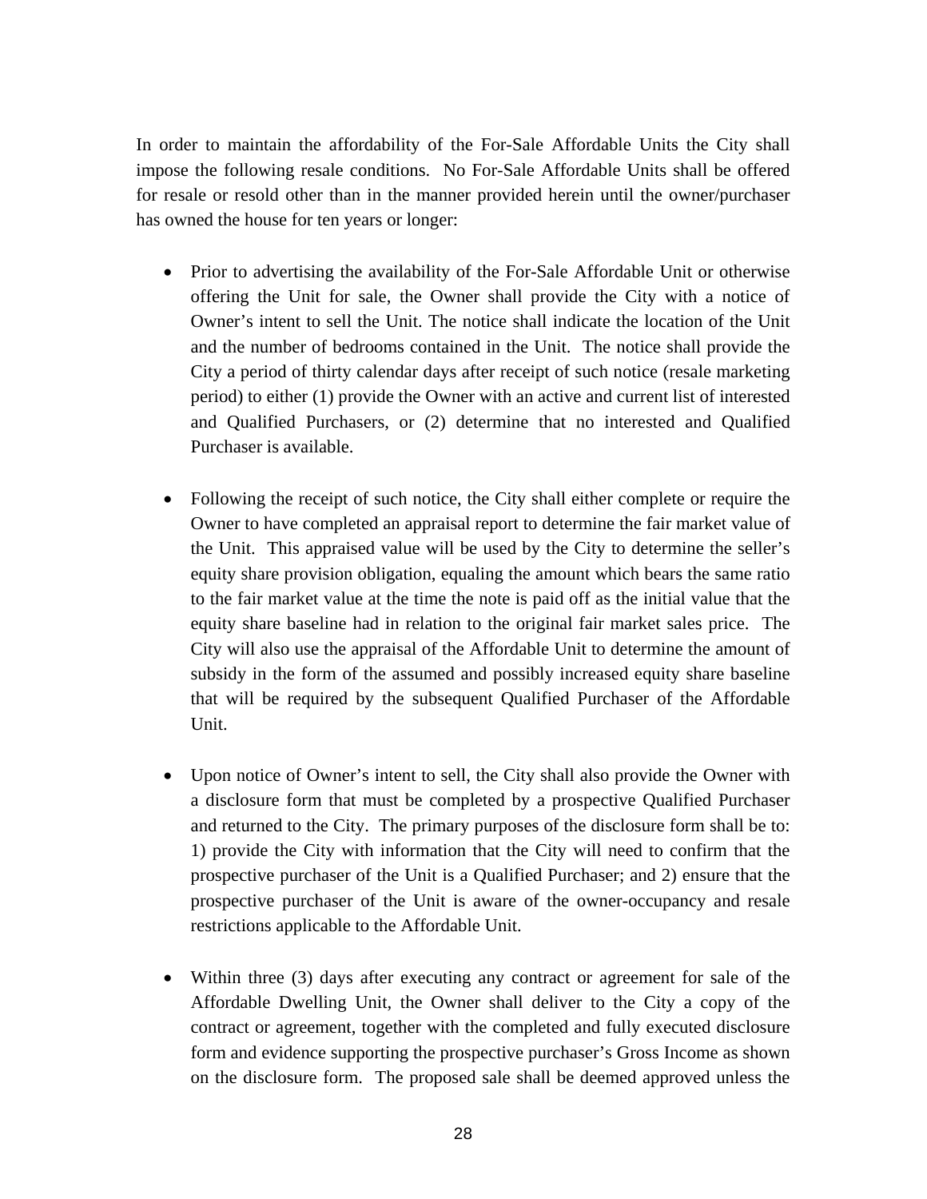In order to maintain the affordability of the For-Sale Affordable Units the City shall impose the following resale conditions. No For-Sale Affordable Units shall be offered for resale or resold other than in the manner provided herein until the owner/purchaser has owned the house for ten years or longer:

- Prior to advertising the availability of the For-Sale Affordable Unit or otherwise offering the Unit for sale, the Owner shall provide the City with a notice of Owner's intent to sell the Unit. The notice shall indicate the location of the Unit and the number of bedrooms contained in the Unit. The notice shall provide the City a period of thirty calendar days after receipt of such notice (resale marketing period) to either (1) provide the Owner with an active and current list of interested and Qualified Purchasers, or (2) determine that no interested and Qualified Purchaser is available.

- Following the receipt of such notice, the City shall either complete or require the Owner to have completed an appraisal report to determine the fair market value of the Unit. This appraised value will be used by the City to determine the seller's equity share provision obligation, equaling the amount which bears the same ratio to the fair market value at the time the note is paid off as the initial value that the equity share baseline had in relation to the original fair market sales price. The City will also use the appraisal of the Affordable Unit to determine the amount of subsidy in the form of the assumed and possibly increased equity share baseline that will be required by the subsequent Qualified Purchaser of the Affordable Unit.

- Upon notice of Owner's intent to sell, the City shall also provide the Owner with a disclosure form that must be completed by a prospective Qualified Purchaser and returned to the City. The primary purposes of the disclosure form shall be to: 1) provide the City with information that the City will need to confirm that the prospective purchaser of the Unit is a Qualified Purchaser; and 2) ensure that the prospective purchaser of the Unit is aware of the owner-occupancy and resale restrictions applicable to the Affordable Unit.

- Within three (3) days after executing any contract or agreement for sale of the Affordable Dwelling Unit, the Owner shall deliver to the City a copy of the contract or agreement, together with the completed and fully executed disclosure form and evidence supporting the prospective purchaser's Gross Income as shown on the disclosure form. The proposed sale shall be deemed approved unless the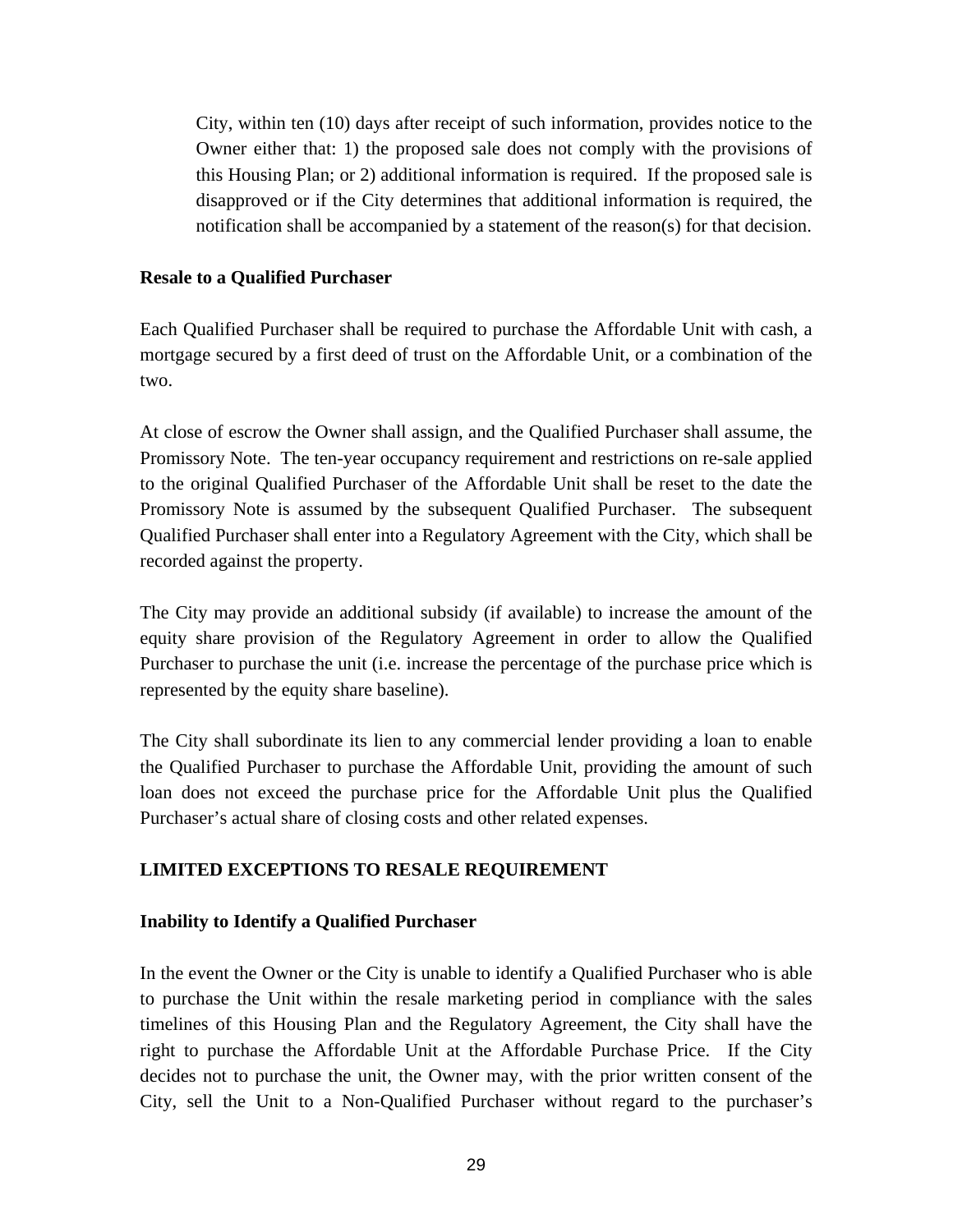City, within ten (10) days after receipt of such information, provides notice to the Owner either that: 1) the proposed sale does not comply with the provisions of this Housing Plan; or 2) additional information is required. If the proposed sale is disapproved or if the City determines that additional information is required, the notification shall be accompanied by a statement of the reason(s) for that decision.

**Resale to a Qualified Purchaser**

Each Qualified Purchaser shall be required to purchase the Affordable Unit with cash, a mortgage secured by a first deed of trust on the Affordable Unit, or a combination of the two.

At close of escrow the Owner shall assign, and the Qualified Purchaser shall assume, the Promissory Note. The ten-year occupancy requirement and restrictions on re-sale applied to the original Qualified Purchaser of the Affordable Unit shall be reset to the date the Promissory Note is assumed by the subsequent Qualified Purchaser. The subsequent Qualified Purchaser shall enter into a Regulatory Agreement with the City, which shall be recorded against the property.

The City may provide an additional subsidy (if available) to increase the amount of the equity share provision of the Regulatory Agreement in order to allow the Qualified Purchaser to purchase the unit (i.e. increase the percentage of the purchase price which is represented by the equity share baseline).

The City shall subordinate its lien to any commercial lender providing a loan to enable the Qualified Purchaser to purchase the Affordable Unit, providing the amount of such loan does not exceed the purchase price for the Affordable Unit plus the Qualified Purchaser's actual share of closing costs and other related expenses.

## LIMITED EXCEPTIONS TO RESALE REQUIREMENT

**Inability to Identify a Qualified Purchaser**

In the event the Owner or the City is unable to identify a Qualified Purchaser who is able to purchase the Unit within the resale marketing period in compliance with the sales timelines of this Housing Plan and the Regulatory Agreement, the City shall have the right to purchase the Affordable Unit at the Affordable Purchase Price. If the City decides not to purchase the unit, the Owner may, with the prior written consent of the City, sell the Unit to a Non-Qualified Purchaser without regard to the purchaser's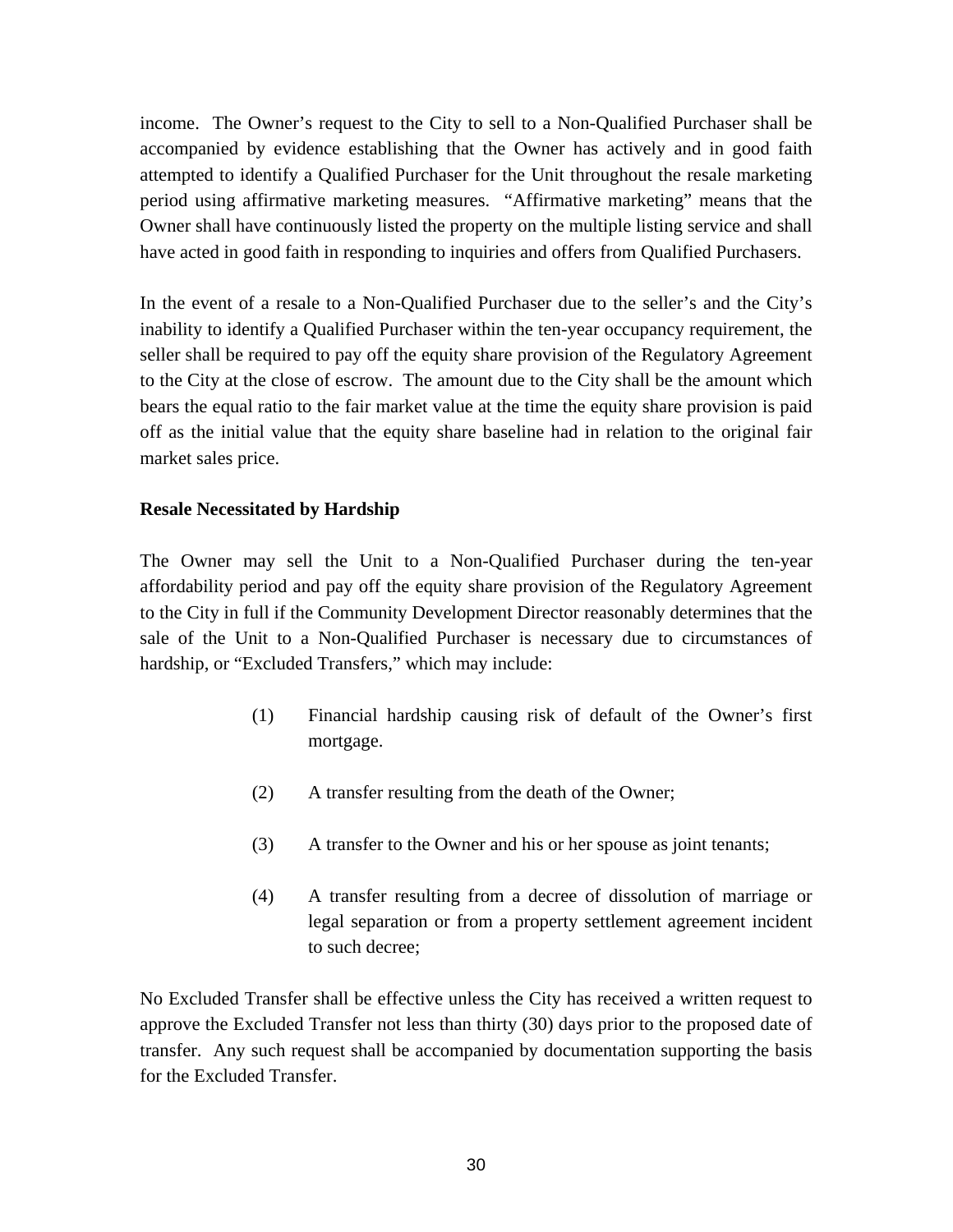income. The Owner's request to the City to sell to a Non-Qualified Purchaser shall be accompanied by evidence establishing that the Owner has actively and in good faith attempted to identify a Qualified Purchaser for the Unit throughout the resale marketing period using affirmative marketing measures. "Affirmative marketing" means that the Owner shall have continuously listed the property on the multiple listing service and shall have acted in good faith in responding to inquiries and offers from Qualified Purchasers.

In the event of a resale to a Non-Qualified Purchaser due to the seller's and the City's inability to identify a Qualified Purchaser within the ten-year occupancy requirement, the seller shall be required to pay off the equity share provision of the Regulatory Agreement to the City at the close of escrow. The amount due to the City shall be the amount which bears the equal ratio to the fair market value at the time the equity share provision is paid off as the initial value that the equity share baseline had in relation to the original fair market sales price.

**Resale Necessitated by Hardship**

The Owner may sell the Unit to a Non-Qualified Purchaser during the ten-year affordability period and pay off the equity share provision of the Regulatory Agreement to the City in full if the Community Development Director reasonably determines that the sale of the Unit to a Non-Qualified Purchaser is necessary due to circumstances of hardship, or "Excluded Transfers," which may include:

(1) Financial hardship causing risk of default of the Owner's first mortgage.

(2) A transfer resulting from the death of the Owner;

(3) A transfer to the Owner and his or her spouse as joint tenants;

(4) A transfer resulting from a decree of dissolution of marriage or legal separation or from a property settlement agreement incident to such decree;

No Excluded Transfer shall be effective unless the City has received a written request to approve the Excluded Transfer not less than thirty (30) days prior to the proposed date of transfer. Any such request shall be accompanied by documentation supporting the basis for the Excluded Transfer.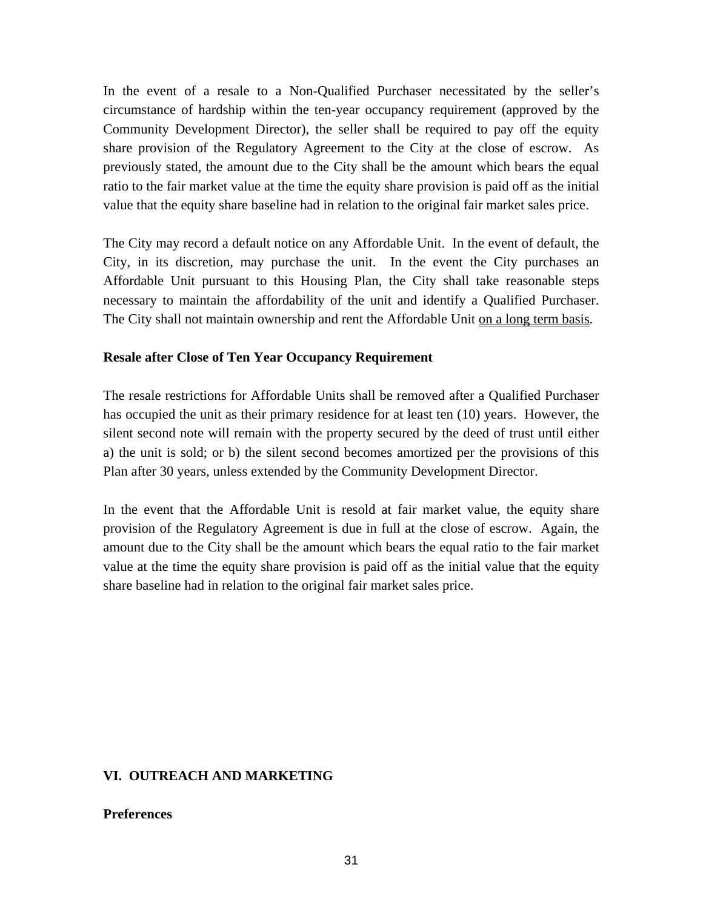In the event of a resale to a Non-Qualified Purchaser necessitated by the seller's circumstance of hardship within the ten-year occupancy requirement (approved by the Community Development Director), the seller shall be required to pay off the equity share provision of the Regulatory Agreement to the City at the close of escrow. As previously stated, the amount due to the City shall be the amount which bears the equal ratio to the fair market value at the time the equity share provision is paid off as the initial value that the equity share baseline had in relation to the original fair market sales price.

The City may record a default notice on any Affordable Unit. In the event of default, the City, in its discretion, may purchase the unit. In the event the City purchases an Affordable Unit pursuant to this Housing Plan, the City shall take reasonable steps necessary to maintain the affordability of the unit and identify a Qualified Purchaser. The City shall not maintain ownership and rent the Affordable Unit <u>on a long term basis</u>.

**Resale after Close of Ten Year Occupancy Requirement**

The resale restrictions for Affordable Units shall be removed after a Qualified Purchaser has occupied the unit as their primary residence for at least ten (10) years. However, the silent second note will remain with the property secured by the deed of trust until either a) the unit is sold; or b) the silent second becomes amortized per the provisions of this Plan after 30 years, unless extended by the Community Development Director.

In the event that the Affordable Unit is resold at fair market value, the equity share provision of the Regulatory Agreement is due in full at the close of escrow. Again, the amount due to the City shall be the amount which bears the equal ratio to the fair market value at the time the equity share provision is paid off as the initial value that the equity share baseline had in relation to the original fair market sales price.

## VI. OUTREACH AND MARKETING

**Preferences**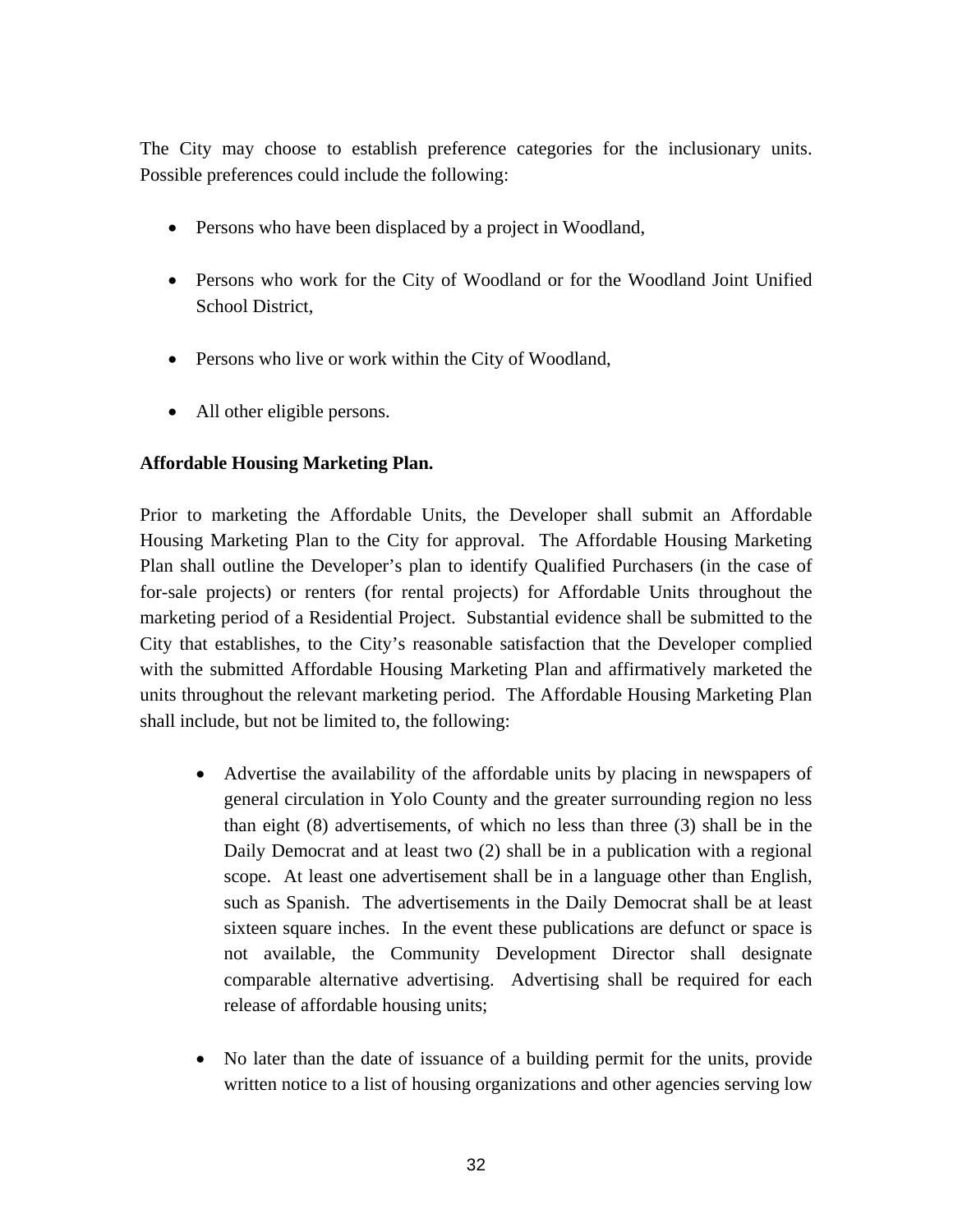The City may choose to establish preference categories for the inclusionary units. Possible preferences could include the following:

- Persons who have been displaced by a project in Woodland,
- Persons who work for the City of Woodland or for the Woodland Joint Unified School District,
- Persons who live or work within the City of Woodland,
- All other eligible persons.

**Affordable Housing Marketing Plan.**

Prior to marketing the Affordable Units, the Developer shall submit an Affordable Housing Marketing Plan to the City for approval. The Affordable Housing Marketing Plan shall outline the Developer's plan to identify Qualified Purchasers (in the case of for-sale projects) or renters (for rental projects) for Affordable Units throughout the marketing period of a Residential Project. Substantial evidence shall be submitted to the City that establishes, to the City's reasonable satisfaction that the Developer complied with the submitted Affordable Housing Marketing Plan and affirmatively marketed the units throughout the relevant marketing period. The Affordable Housing Marketing Plan shall include, but not be limited to, the following:

- Advertise the availability of the affordable units by placing in newspapers of general circulation in Yolo County and the greater surrounding region no less than eight (8) advertisements, of which no less than three (3) shall be in the Daily Democrat and at least two (2) shall be in a publication with a regional scope. At least one advertisement shall be in a language other than English, such as Spanish. The advertisements in the Daily Democrat shall be at least sixteen square inches. In the event these publications are defunct or space is not available, the Community Development Director shall designate comparable alternative advertising. Advertising shall be required for each release of affordable housing units;
- No later than the date of issuance of a building permit for the units, provide written notice to a list of housing organizations and other agencies serving low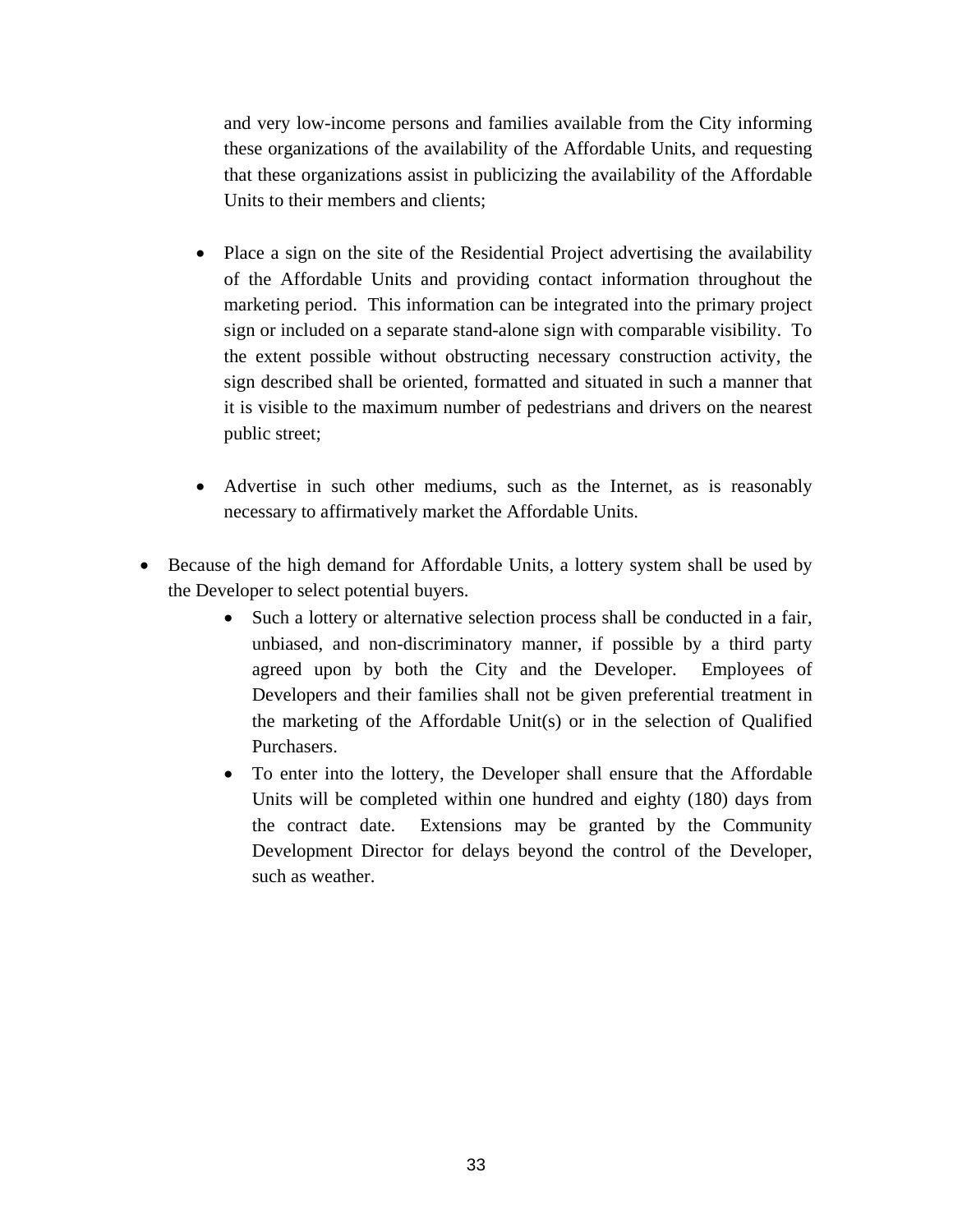and very low-income persons and families available from the City informing these organizations of the availability of the Affordable Units, and requesting that these organizations assist in publicizing the availability of the Affordable Units to their members and clients;

    - Place a sign on the site of the Residential Project advertising the availability of the Affordable Units and providing contact information throughout the marketing period. This information can be integrated into the primary project sign or included on a separate stand-alone sign with comparable visibility. To the extent possible without obstructing necessary construction activity, the sign described shall be oriented, formatted and situated in such a manner that it is visible to the maximum number of pedestrians and drivers on the nearest public street;

    - Advertise in such other mediums, such as the Internet, as is reasonably necessary to affirmatively market the Affordable Units.

- Because of the high demand for Affordable Units, a lottery system shall be used by the Developer to select potential buyers.
    - Such a lottery or alternative selection process shall be conducted in a fair, unbiased, and non-discriminatory manner, if possible by a third party agreed upon by both the City and the Developer. Employees of Developers and their families shall not be given preferential treatment in the marketing of the Affordable Unit(s) or in the selection of Qualified Purchasers.
    - To enter into the lottery, the Developer shall ensure that the Affordable Units will be completed within one hundred and eighty (180) days from the contract date. Extensions may be granted by the Community Development Director for delays beyond the control of the Developer, such as weather.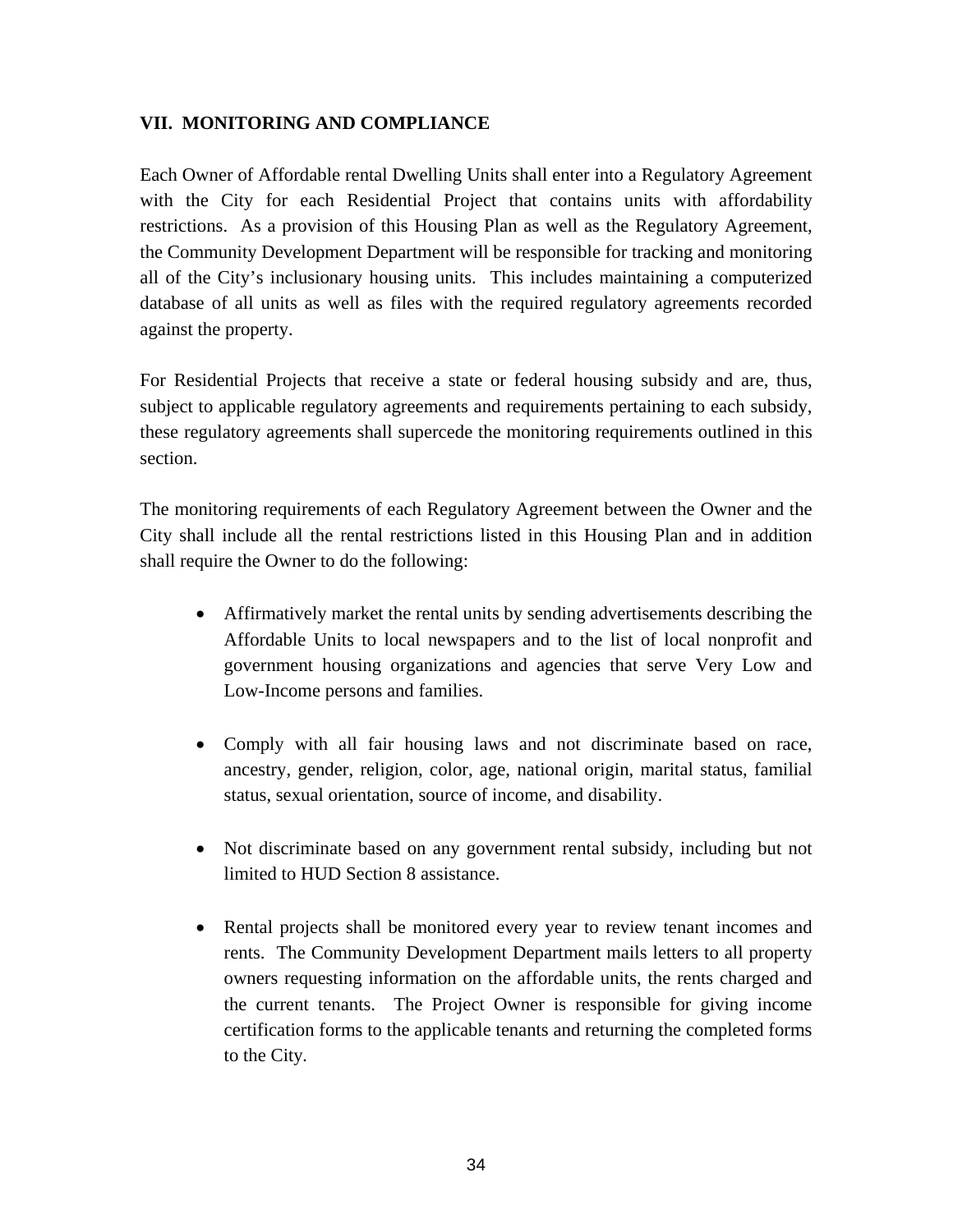## VII. MONITORING AND COMPLIANCE

Each Owner of Affordable rental Dwelling Units shall enter into a Regulatory Agreement with the City for each Residential Project that contains units with affordability restrictions. As a provision of this Housing Plan as well as the Regulatory Agreement, the Community Development Department will be responsible for tracking and monitoring all of the City's inclusionary housing units. This includes maintaining a computerized database of all units as well as files with the required regulatory agreements recorded against the property.

For Residential Projects that receive a state or federal housing subsidy and are, thus, subject to applicable regulatory agreements and requirements pertaining to each subsidy, these regulatory agreements shall supercede the monitoring requirements outlined in this section.

The monitoring requirements of each Regulatory Agreement between the Owner and the City shall include all the rental restrictions listed in this Housing Plan and in addition shall require the Owner to do the following:

- Affirmatively market the rental units by sending advertisements describing the Affordable Units to local newspapers and to the list of local nonprofit and government housing organizations and agencies that serve Very Low and Low-Income persons and families.

- Comply with all fair housing laws and not discriminate based on race, ancestry, gender, religion, color, age, national origin, marital status, familial status, sexual orientation, source of income, and disability.

- Not discriminate based on any government rental subsidy, including but not limited to HUD Section 8 assistance.

- Rental projects shall be monitored every year to review tenant incomes and rents. The Community Development Department mails letters to all property owners requesting information on the affordable units, the rents charged and the current tenants. The Project Owner is responsible for giving income certification forms to the applicable tenants and returning the completed forms to the City.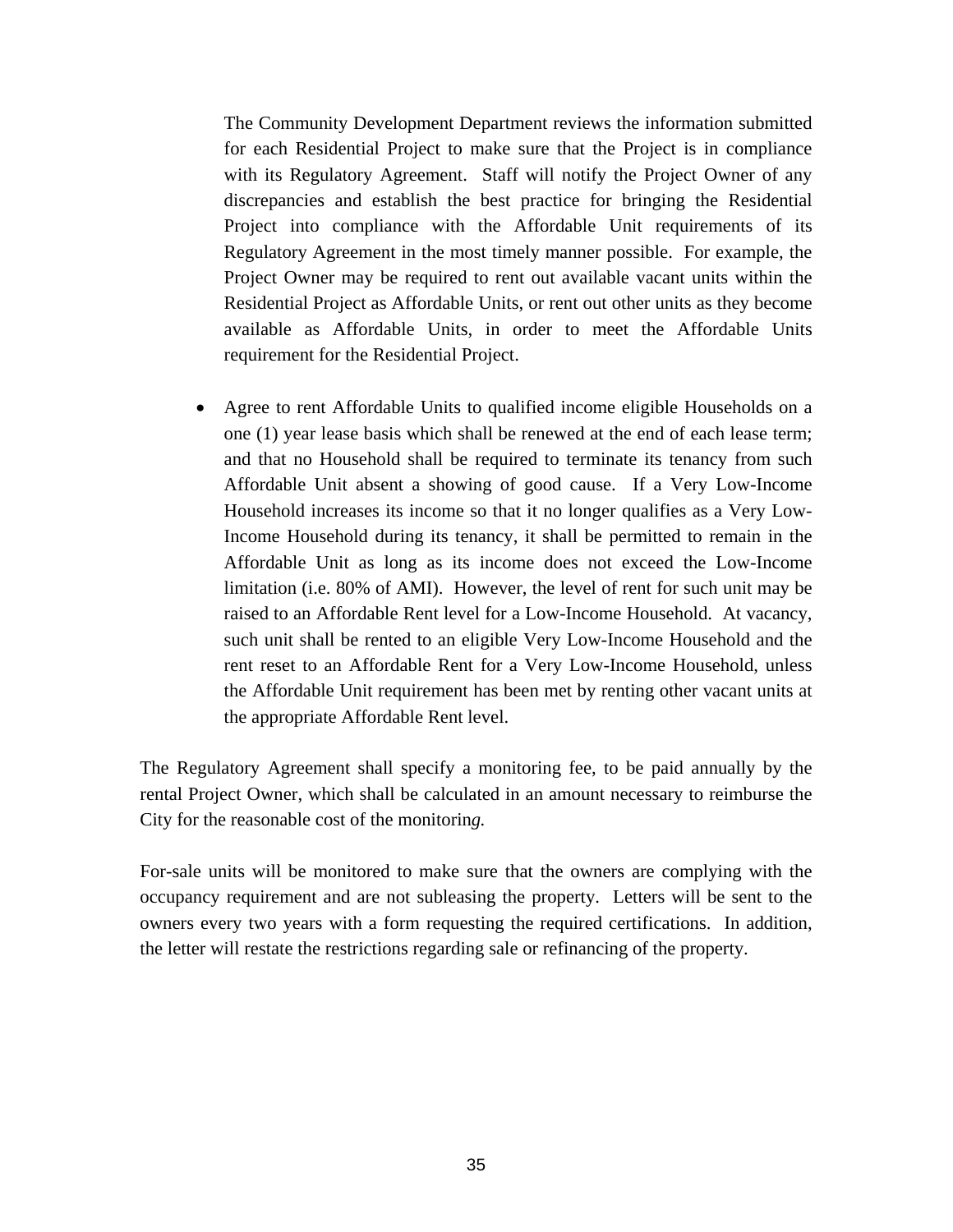The Community Development Department reviews the information submitted for each Residential Project to make sure that the Project is in compliance with its Regulatory Agreement. Staff will notify the Project Owner of any discrepancies and establish the best practice for bringing the Residential Project into compliance with the Affordable Unit requirements of its Regulatory Agreement in the most timely manner possible. For example, the Project Owner may be required to rent out available vacant units within the Residential Project as Affordable Units, or rent out other units as they become available as Affordable Units, in order to meet the Affordable Units requirement for the Residential Project.

- Agree to rent Affordable Units to qualified income eligible Households on a one (1) year lease basis which shall be renewed at the end of each lease term; and that no Household shall be required to terminate its tenancy from such Affordable Unit absent a showing of good cause. If a Very Low-Income Household increases its income so that it no longer qualifies as a Very Low-Income Household during its tenancy, it shall be permitted to remain in the Affordable Unit as long as its income does not exceed the Low-Income limitation (i.e. 80% of AMI). However, the level of rent for such unit may be raised to an Affordable Rent level for a Low-Income Household. At vacancy, such unit shall be rented to an eligible Very Low-Income Household and the rent reset to an Affordable Rent for a Very Low-Income Household, unless the Affordable Unit requirement has been met by renting other vacant units at the appropriate Affordable Rent level.

The Regulatory Agreement shall specify a monitoring fee, to be paid annually by the rental Project Owner, which shall be calculated in an amount necessary to reimburse the City for the reasonable cost of the monitoring.

For-sale units will be monitored to make sure that the owners are complying with the occupancy requirement and are not subleasing the property. Letters will be sent to the owners every two years with a form requesting the required certifications. In addition, the letter will restate the restrictions regarding sale or refinancing of the property.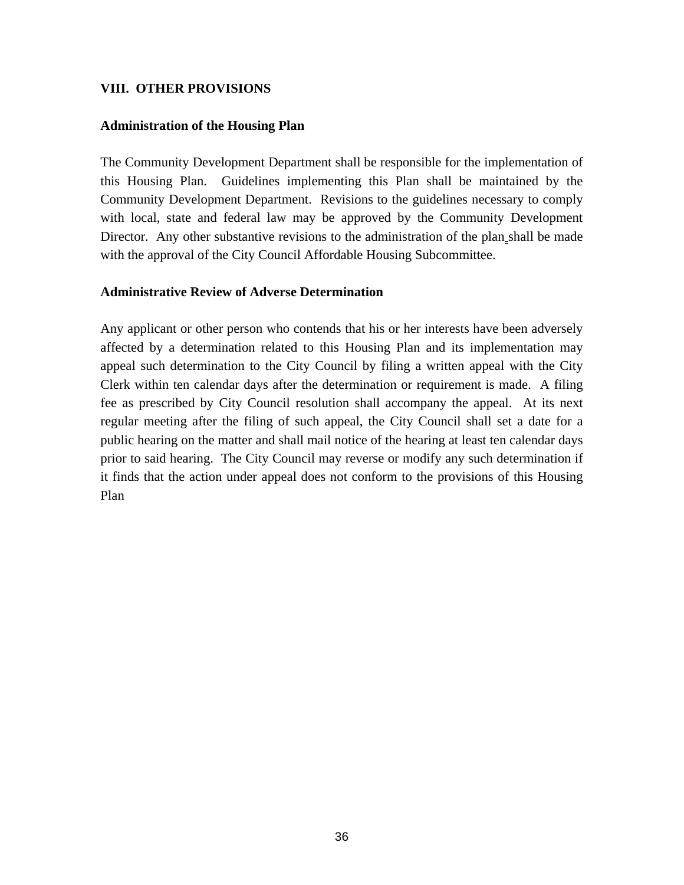## VIII. OTHER PROVISIONS

### Administration of the Housing Plan

The Community Development Department shall be responsible for the implementation of this Housing Plan. Guidelines implementing this Plan shall be maintained by the Community Development Department. Revisions to the guidelines necessary to comply with local, state and federal law may be approved by the Community Development Director. Any other substantive revisions to the administration of the plan shall be made with the approval of the City Council Affordable Housing Subcommittee.

### Administrative Review of Adverse Determination

Any applicant or other person who contends that his or her interests have been adversely affected by a determination related to this Housing Plan and its implementation may appeal such determination to the City Council by filing a written appeal with the City Clerk within ten calendar days after the determination or requirement is made. A filing fee as prescribed by City Council resolution shall accompany the appeal. At its next regular meeting after the filing of such appeal, the City Council shall set a date for a public hearing on the matter and shall mail notice of the hearing at least ten calendar days prior to said hearing. The City Council may reverse or modify any such determination if it finds that the action under appeal does not conform to the provisions of this Housing Plan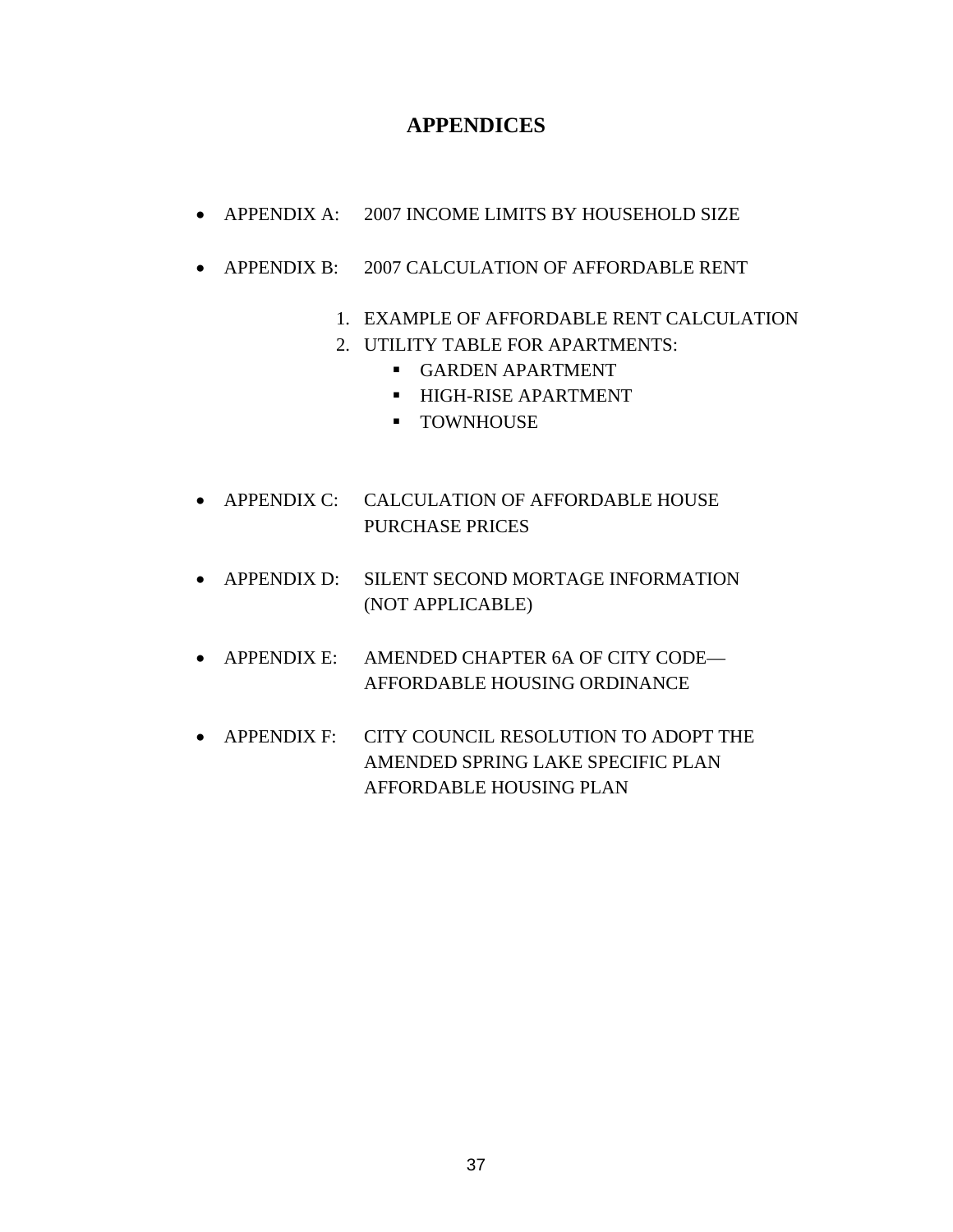# APPENDICES

- APPENDIX A: 2007 INCOME LIMITS BY HOUSEHOLD SIZE

- APPENDIX B: 2007 CALCULATION OF AFFORDABLE RENT

    1. EXAMPLE OF AFFORDABLE RENT CALCULATION
    2. UTILITY TABLE FOR APARTMENTS:
        - GARDEN APARTMENT
        - HIGH-RISE APARTMENT
        - TOWNHOUSE

- APPENDIX C: CALCULATION OF AFFORDABLE HOUSE PURCHASE PRICES

- APPENDIX D: SILENT SECOND MORTAGE INFORMATION (NOT APPLICABLE)

- APPENDIX E: AMENDED CHAPTER 6A OF CITY CODE—AFFORDABLE HOUSING ORDINANCE

- APPENDIX F: CITY COUNCIL RESOLUTION TO ADOPT THE AMENDED SPRING LAKE SPECIFIC PLAN AFFORDABLE HOUSING PLAN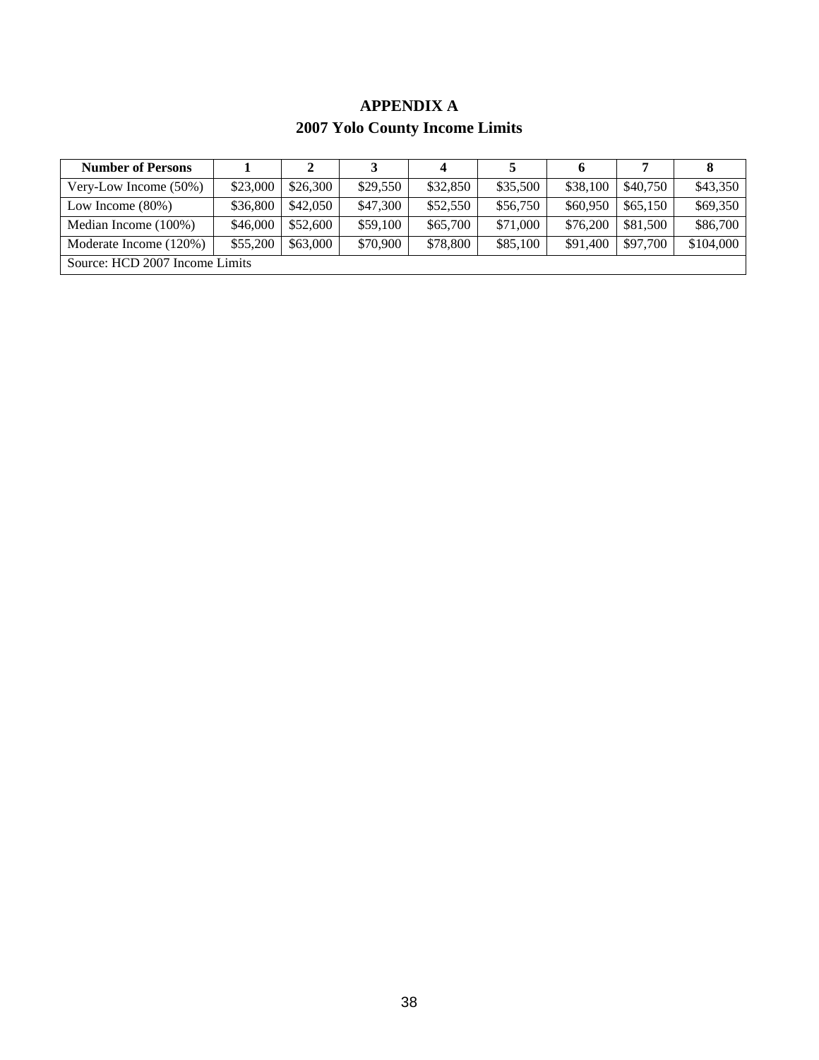# APPENDIX A
## 2007 Yolo County Income Limits

| Number of Persons | 1 | 2 | 3 | 4 | 5 | 6 | 7 | 8 |
|---|---|---|---|---|---|---|---|---|
| Very-Low Income (50%) | $23,000 | $26,300 | $29,550 | $32,850 | $35,500 | $38,100 | $40,750 | $43,350 |
| Low Income (80%) | $36,800 | $42,050 | $47,300 | $52,550 | $56,750 | $60,950 | $65,150 | $69,350 |
| Median Income (100%) | $46,000 | $52,600 | $59,100 | $65,700 | $71,000 | $76,200 | $81,500 | $86,700 |
| Moderate Income (120%) | $55,200 | $63,000 | $70,900 | $78,800 | $85,100 | $91,400 | $97,700 | $104,000 |
| Source: HCD 2007 Income Limits | | | | | | | | |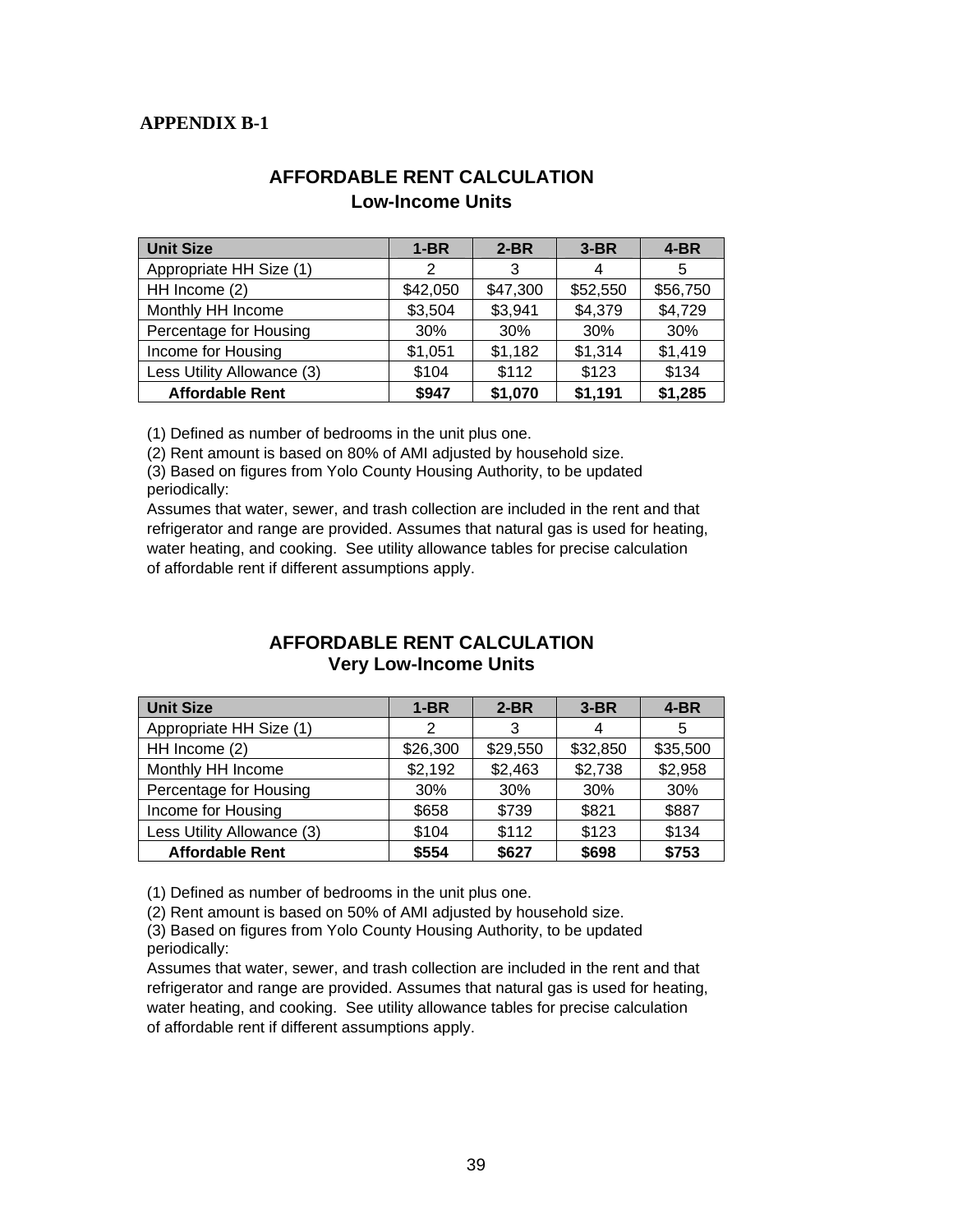**APPENDIX B-1**

## AFFORDABLE RENT CALCULATION
### Low-Income Units

| Unit Size | 1-BR | 2-BR | 3-BR | 4-BR |
|---|---|---|---|---|
| Appropriate HH Size (1) | 2 | 3 | 4 | 5 |
| HH Income (2) | $42,050 | $47,300 | $52,550 | $56,750 |
| Monthly HH Income | $3,504 | $3,941 | $4,379 | $4,729 |
| Percentage for Housing | 30% | 30% | 30% | 30% |
| Income for Housing | $1,051 | $1,182 | $1,314 | $1,419 |
| Less Utility Allowance (3) | $104 | $112 | $123 | $134 |
| **Affordable Rent** | **$947** | **$1,070** | **$1,191** | **$1,285** |

(1) Defined as number of bedrooms in the unit plus one.

(2) Rent amount is based on 80% of AMI adjusted by household size.

(3) Based on figures from Yolo County Housing Authority, to be updated periodically:

Assumes that water, sewer, and trash collection are included in the rent and that refrigerator and range are provided. Assumes that natural gas is used for heating, water heating, and cooking. See utility allowance tables for precise calculation of affordable rent if different assumptions apply.

## AFFORDABLE RENT CALCULATION
### Very Low-Income Units

| Unit Size | 1-BR | 2-BR | 3-BR | 4-BR |
|---|---|---|---|---|
| Appropriate HH Size (1) | 2 | 3 | 4 | 5 |
| HH Income (2) | $26,300 | $29,550 | $32,850 | $35,500 |
| Monthly HH Income | $2,192 | $2,463 | $2,738 | $2,958 |
| Percentage for Housing | 30% | 30% | 30% | 30% |
| Income for Housing | $658 | $739 | $821 | $887 |
| Less Utility Allowance (3) | $104 | $112 | $123 | $134 |
| **Affordable Rent** | **$554** | **$627** | **$698** | **$753** |

(1) Defined as number of bedrooms in the unit plus one.

(2) Rent amount is based on 50% of AMI adjusted by household size.

(3) Based on figures from Yolo County Housing Authority, to be updated periodically:

Assumes that water, sewer, and trash collection are included in the rent and that refrigerator and range are provided. Assumes that natural gas is used for heating, water heating, and cooking. See utility allowance tables for precise calculation of affordable rent if different assumptions apply.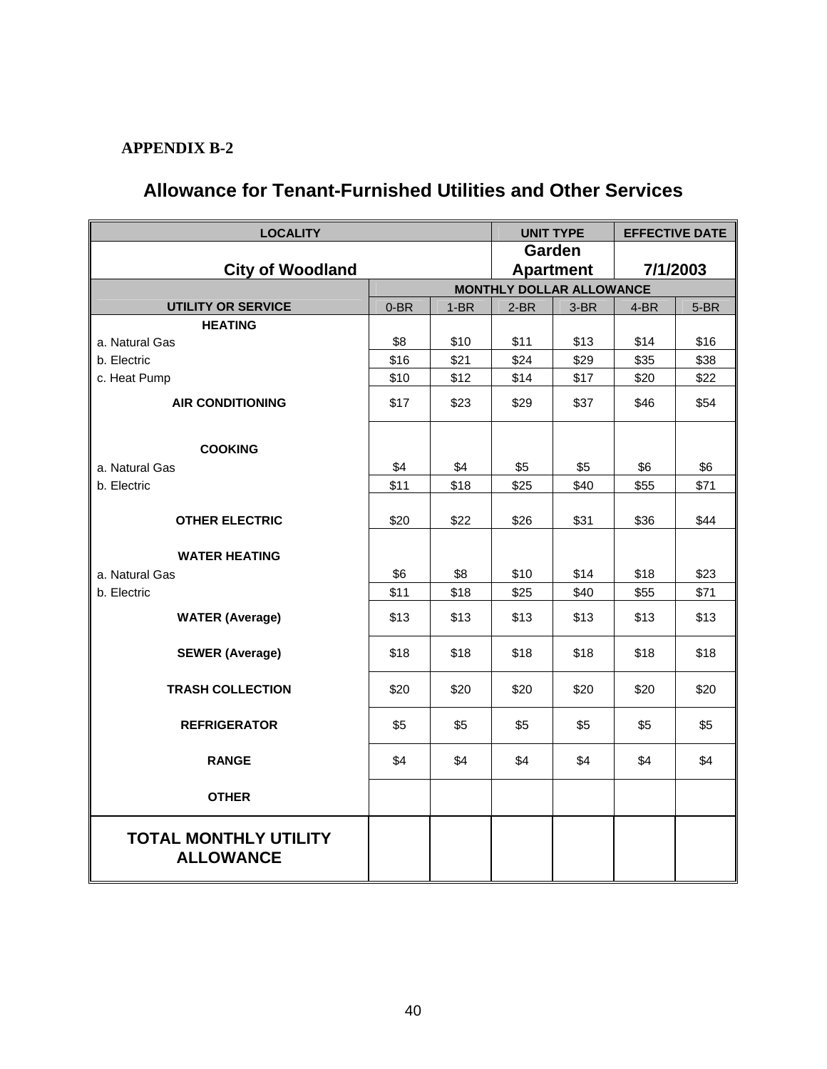**APPENDIX B-2**

## Allowance for Tenant-Furnished Utilities and Other Services

| LOCALITY | | | UNIT TYPE | | EFFECTIVE DATE | |
|---|---|---|---|---|---|---|
| **City of Woodland** | | | **Garden Apartment** | | **7/1/2003** | |
| | MONTHLY DOLLAR ALLOWANCE | | | | | |
| **UTILITY OR SERVICE** | 0-BR | 1-BR | 2-BR | 3-BR | 4-BR | 5-BR |
| **HEATING** | | | | | | |
| a. Natural Gas | $8 | $10 | $11 | $13 | $14 | $16 |
| b. Electric | $16 | $21 | $24 | $29 | $35 | $38 |
| c. Heat Pump | $10 | $12 | $14 | $17 | $20 | $22 |
| **AIR CONDITIONING** | $17 | $23 | $29 | $37 | $46 | $54 |
| **COOKING** | | | | | | |
| a. Natural Gas | $4 | $4 | $5 | $5 | $6 | $6 |
| b. Electric | $11 | $18 | $25 | $40 | $55 | $71 |
| **OTHER ELECTRIC** | $20 | $22 | $26 | $31 | $36 | $44 |
| **WATER HEATING** | | | | | | |
| a. Natural Gas | $6 | $8 | $10 | $14 | $18 | $23 |
| b. Electric | $11 | $18 | $25 | $40 | $55 | $71 |
| **WATER (Average)** | $13 | $13 | $13 | $13 | $13 | $13 |
| **SEWER (Average)** | $18 | $18 | $18 | $18 | $18 | $18 |
| **TRASH COLLECTION** | $20 | $20 | $20 | $20 | $20 | $20 |
| **REFRIGERATOR** | $5 | $5 | $5 | $5 | $5 | $5 |
| **RANGE** | $4 | $4 | $4 | $4 | $4 | $4 |
| **OTHER** | | | | | | |
| **TOTAL MONTHLY UTILITY ALLOWANCE** | | | | | | |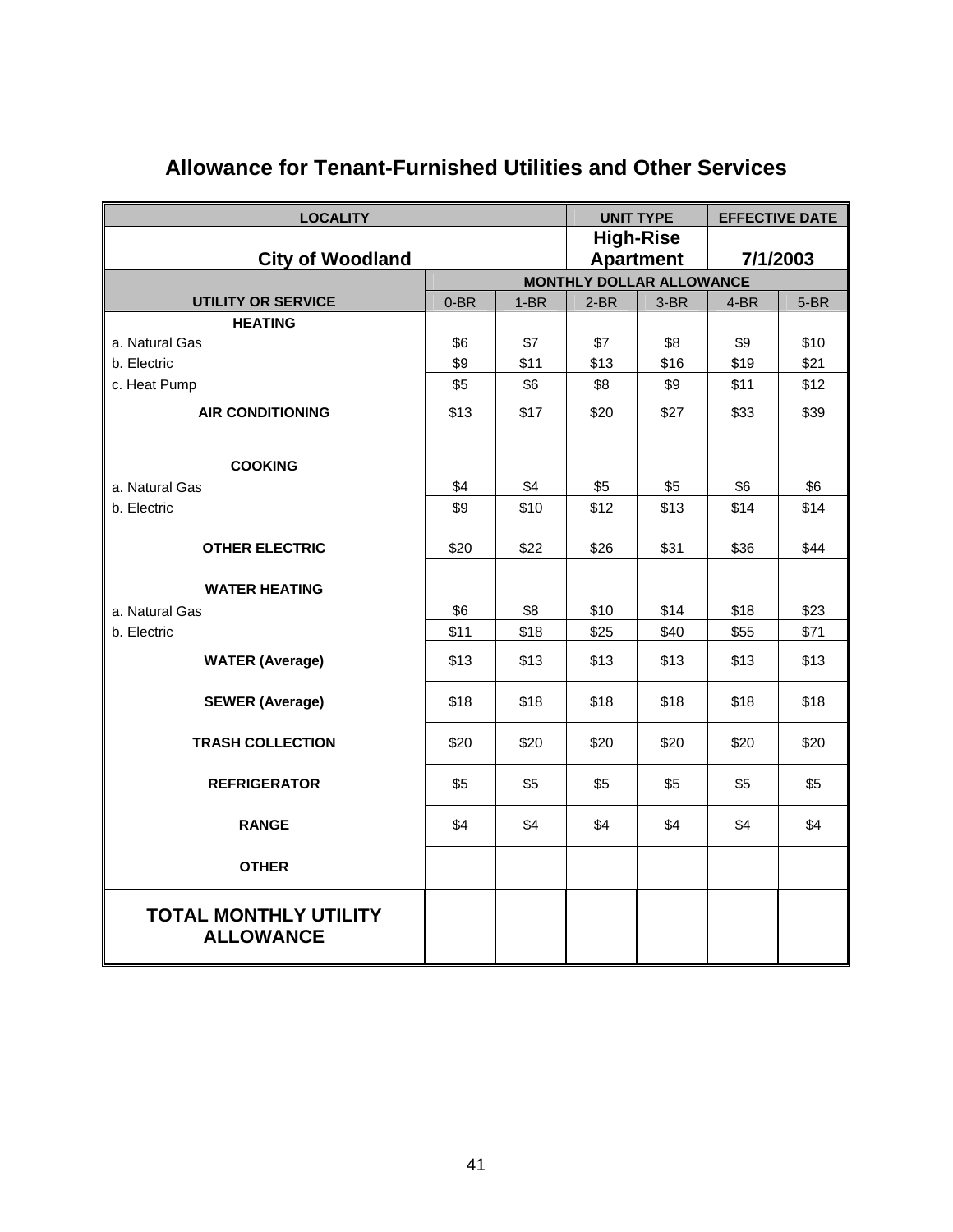## Allowance for Tenant-Furnished Utilities and Other Services

| LOCALITY | | | UNIT TYPE | | EFFECTIVE DATE | |
|---|---|---|---|---|---|---|
| **City of Woodland** | | | **High-Rise Apartment** | | **7/1/2003** | |
| | MONTHLY DOLLAR ALLOWANCE | | | | | |
| **UTILITY OR SERVICE** | 0-BR | 1-BR | 2-BR | 3-BR | 4-BR | 5-BR |
| **HEATING** | | | | | | |
| a. Natural Gas | $6 | $7 | $7 | $8 | $9 | $10 |
| b. Electric | $9 | $11 | $13 | $16 | $19 | $21 |
| c. Heat Pump | $5 | $6 | $8 | $9 | $11 | $12 |
| **AIR CONDITIONING** | $13 | $17 | $20 | $27 | $33 | $39 |
| **COOKING** | | | | | | |
| a. Natural Gas | $4 | $4 | $5 | $5 | $6 | $6 |
| b. Electric | $9 | $10 | $12 | $13 | $14 | $14 |
| **OTHER ELECTRIC** | $20 | $22 | $26 | $31 | $36 | $44 |
| **WATER HEATING** | | | | | | |
| a. Natural Gas | $6 | $8 | $10 | $14 | $18 | $23 |
| b. Electric | $11 | $18 | $25 | $40 | $55 | $71 |
| **WATER (Average)** | $13 | $13 | $13 | $13 | $13 | $13 |
| **SEWER (Average)** | $18 | $18 | $18 | $18 | $18 | $18 |
| **TRASH COLLECTION** | $20 | $20 | $20 | $20 | $20 | $20 |
| **REFRIGERATOR** | $5 | $5 | $5 | $5 | $5 | $5 |
| **RANGE** | $4 | $4 | $4 | $4 | $4 | $4 |
| **OTHER** | | | | | | |
| **TOTAL MONTHLY UTILITY ALLOWANCE** | | | | | | |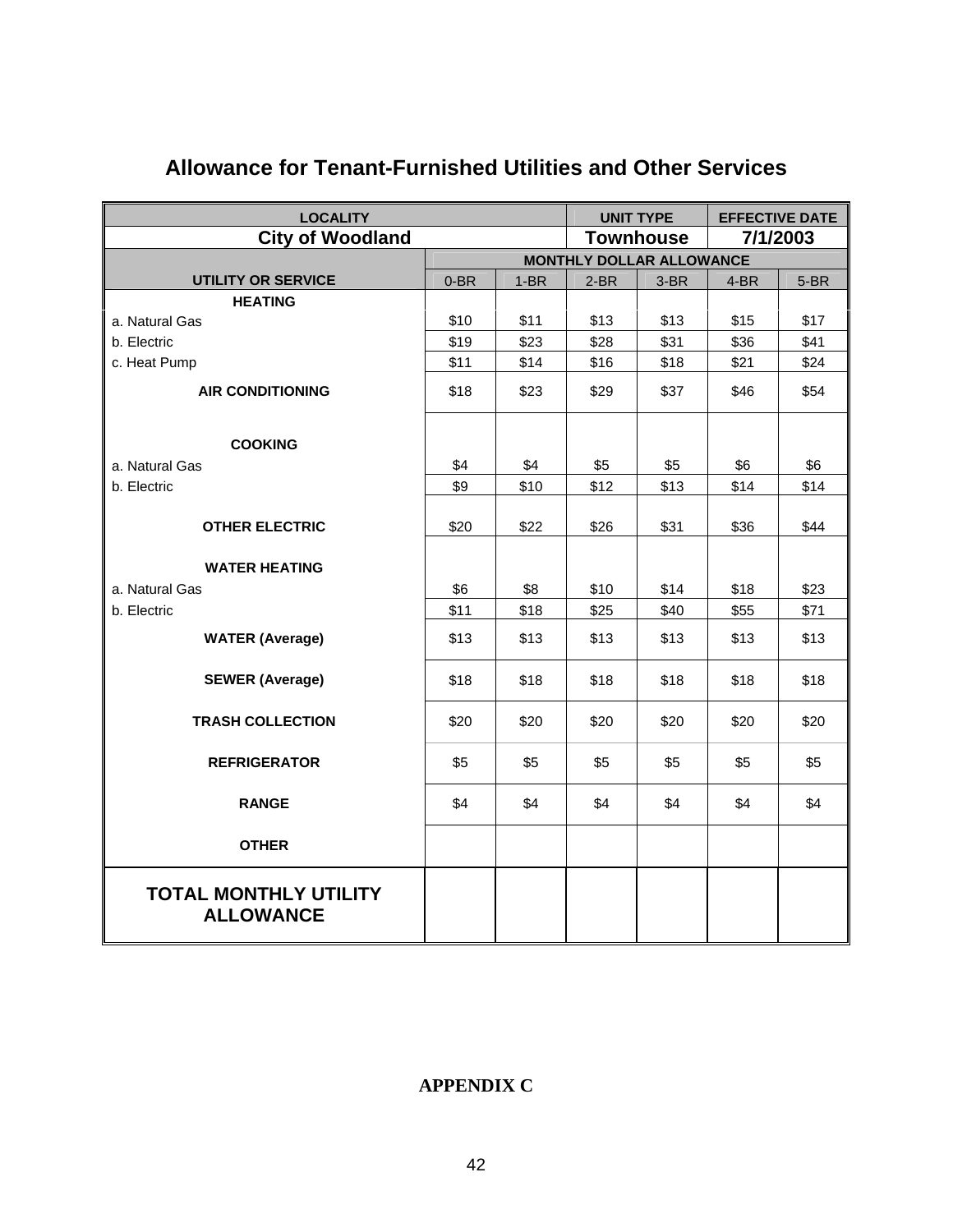## Allowance for Tenant-Furnished Utilities and Other Services

| LOCALITY | | | UNIT TYPE | | EFFECTIVE DATE | |
|---|---|---|---|---|---|---|
| **City of Woodland** | | | **Townhouse** | | **7/1/2003** | |
| | MONTHLY DOLLAR ALLOWANCE | | | | | |
| **UTILITY OR SERVICE** | 0-BR | 1-BR | 2-BR | 3-BR | 4-BR | 5-BR |
| **HEATING** | | | | | | |
| a. Natural Gas | $10 | $11 | $13 | $13 | $15 | $17 |
| b. Electric | $19 | $23 | $28 | $31 | $36 | $41 |
| c. Heat Pump | $11 | $14 | $16 | $18 | $21 | $24 |
| **AIR CONDITIONING** | $18 | $23 | $29 | $37 | $46 | $54 |
| **COOKING** | | | | | | |
| a. Natural Gas | $4 | $4 | $5 | $5 | $6 | $6 |
| b. Electric | $9 | $10 | $12 | $13 | $14 | $14 |
| **OTHER ELECTRIC** | $20 | $22 | $26 | $31 | $36 | $44 |
| **WATER HEATING** | | | | | | |
| a. Natural Gas | $6 | $8 | $10 | $14 | $18 | $23 |
| b. Electric | $11 | $18 | $25 | $40 | $55 | $71 |
| **WATER (Average)** | $13 | $13 | $13 | $13 | $13 | $13 |
| **SEWER (Average)** | $18 | $18 | $18 | $18 | $18 | $18 |
| **TRASH COLLECTION** | $20 | $20 | $20 | $20 | $20 | $20 |
| **REFRIGERATOR** | $5 | $5 | $5 | $5 | $5 | $5 |
| **RANGE** | $4 | $4 | $4 | $4 | $4 | $4 |
| **OTHER** | | | | | | |
| **TOTAL MONTHLY UTILITY ALLOWANCE** | | | | | | |

**APPENDIX C**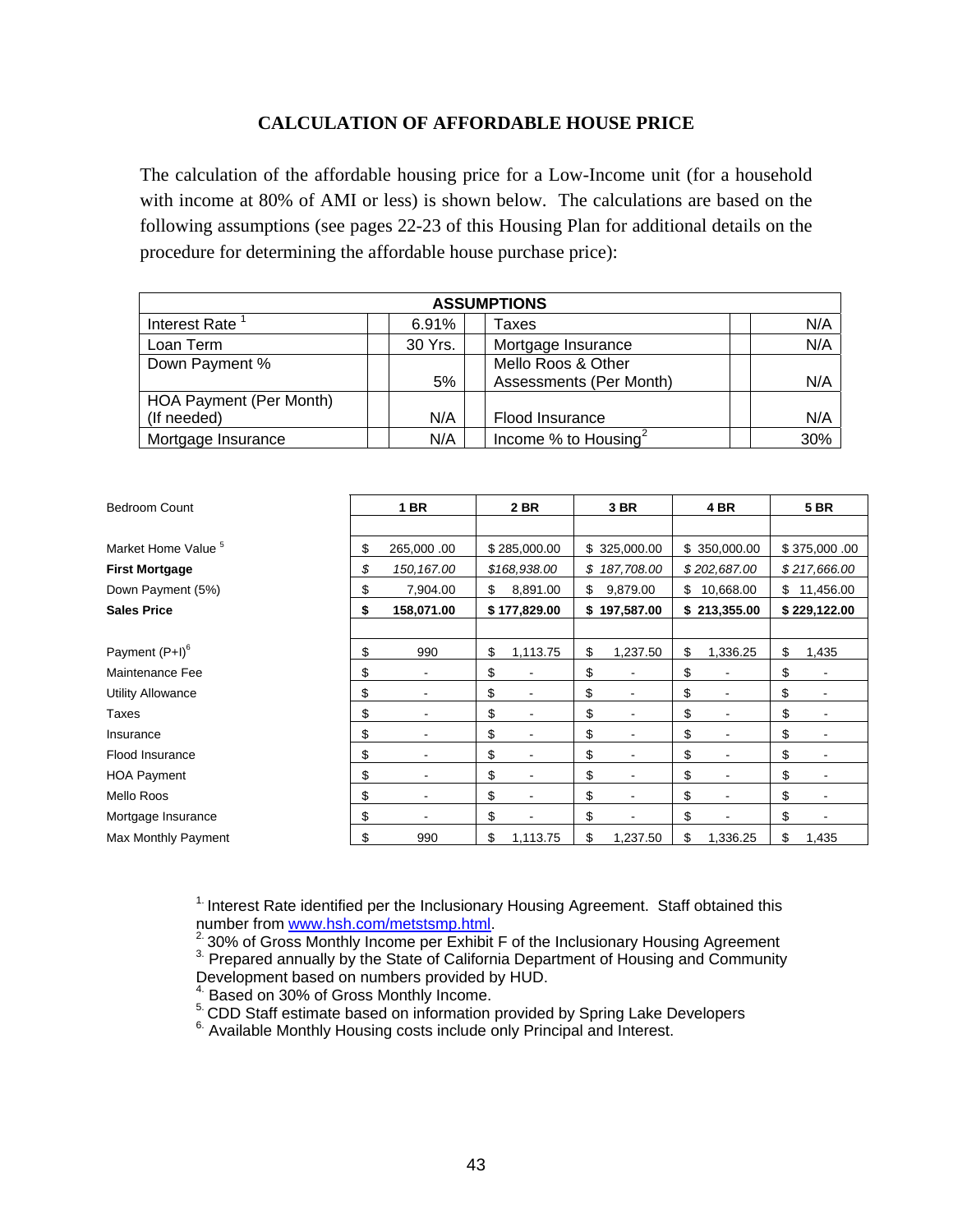# CALCULATION OF AFFORDABLE HOUSE PRICE

The calculation of the affordable housing price for a Low-Income unit (for a household with income at 80% of AMI or less) is shown below. The calculations are based on the following assumptions (see pages 22-23 of this Housing Plan for additional details on the procedure for determining the affordable house purchase price):

| ASSUMPTIONS | | | |
|---|---|---|---|
| Interest Rate [1] | 6.91% | Taxes | N/A |
| Loan Term | 30 Yrs. | Mortgage Insurance | N/A |
| Down Payment % | 5% | Mello Roos & Other Assessments (Per Month) | N/A |
| HOA Payment (Per Month) (If needed) | N/A | Flood Insurance | N/A |
| Mortgage Insurance | N/A | Income % to Housing[2] | 30% |

| Bedroom Count | 1 BR | 2 BR | 3 BR | 4 BR | 5 BR |
|---|---|---|---|---|---|
| | | | | | |
| Market Home Value [5] | $ 265,000 .00 | $ 285,000.00 | $ 325,000.00 | $ 350,000.00 | $ 375,000 .00 |
| **First Mortgage** | *$ 150,167.00* | *$168,938.00* | *$ 187,708.00* | *$ 202,687.00* | *$ 217,666.00* |
| Down Payment (5%) | $ 7,904.00 | $ 8,891.00 | $ 9,879.00 | $ 10,668.00 | $ 11,456.00 |
| **Sales Price** | **$ 158,071.00** | **$ 177,829.00** | **$ 197,587.00** | **$ 213,355.00** | **$ 229,122.00** |
| | | | | | |
| Payment (P+I)[6] | $ 990 | $ 1,113.75 | $ 1,237.50 | $ 1,336.25 | $ 1,435 |
| Maintenance Fee | $ - | $ - | $ - | $ - | $ - |
| Utility Allowance | $ - | $ - | $ - | $ - | $ - |
| Taxes | $ - | $ - | $ - | $ - | $ - |
| Insurance | $ - | $ - | $ - | $ - | $ - |
| Flood Insurance | $ - | $ - | $ - | $ - | $ - |
| HOA Payment | $ - | $ - | $ - | $ - | $ - |
| Mello Roos | $ - | $ - | $ - | $ - | $ - |
| Mortgage Insurance | $ - | $ - | $ - | $ - | $ - |
| Max Monthly Payment | $ 990 | $ 1,113.75 | $ 1,237.50 | $ 1,336.25 | $ 1,435 |

[1.] Interest Rate identified per the Inclusionary Housing Agreement. Staff obtained this number from www.hsh.com/metstsmp.html.
[2.] 30% of Gross Monthly Income per Exhibit F of the Inclusionary Housing Agreement
[3.] Prepared annually by the State of California Department of Housing and Community Development based on numbers provided by HUD.
[4.] Based on 30% of Gross Monthly Income.
[5.] CDD Staff estimate based on information provided by Spring Lake Developers
[6.] Available Monthly Housing costs include only Principal and Interest.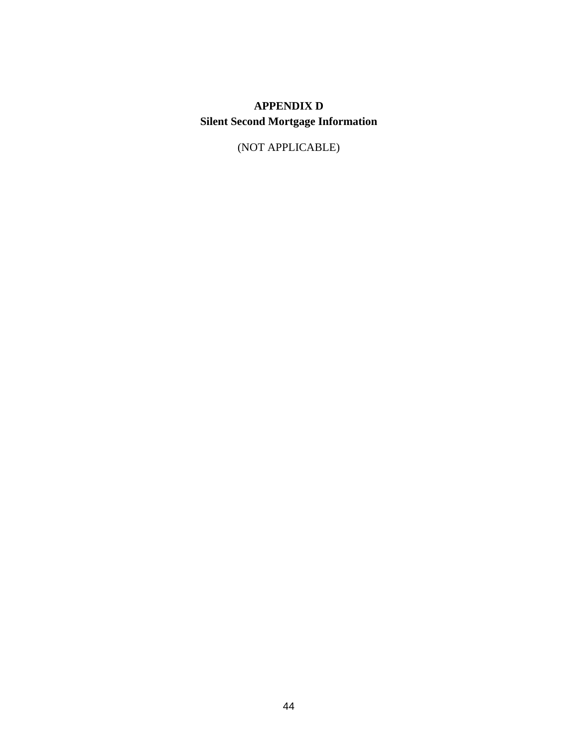# APPENDIX D
## Silent Second Mortgage Information

(NOT APPLICABLE)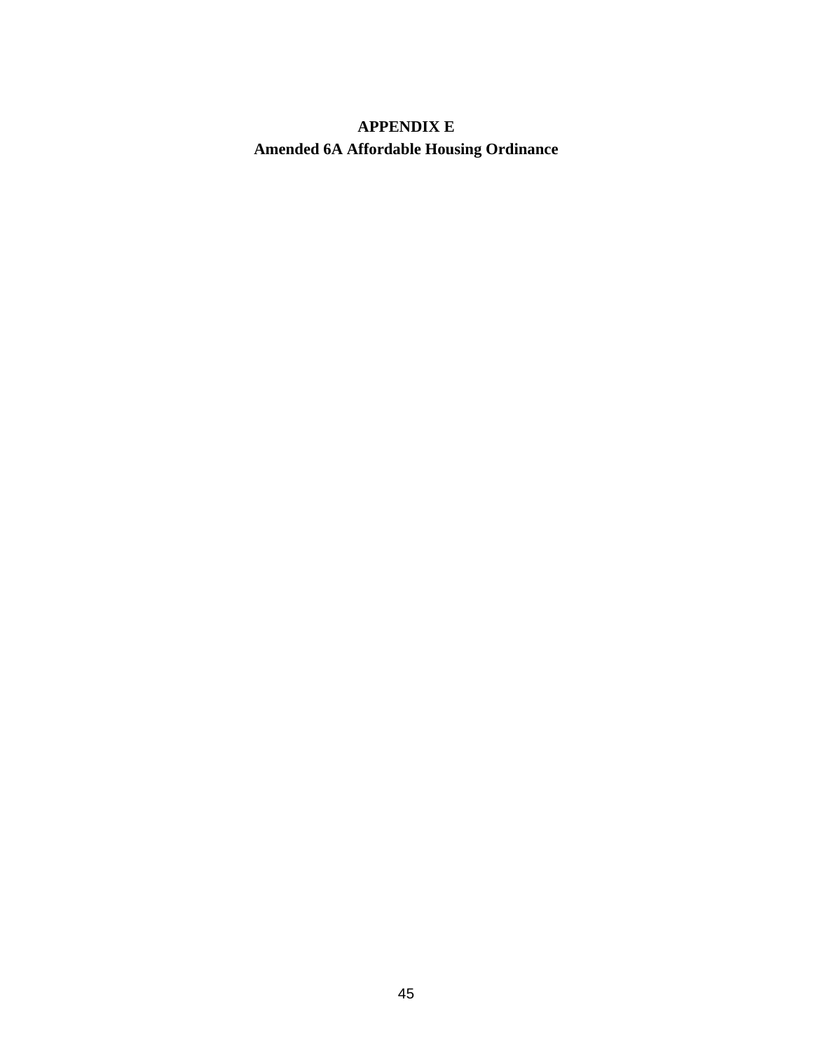# APPENDIX E

## Amended 6A Affordable Housing Ordinance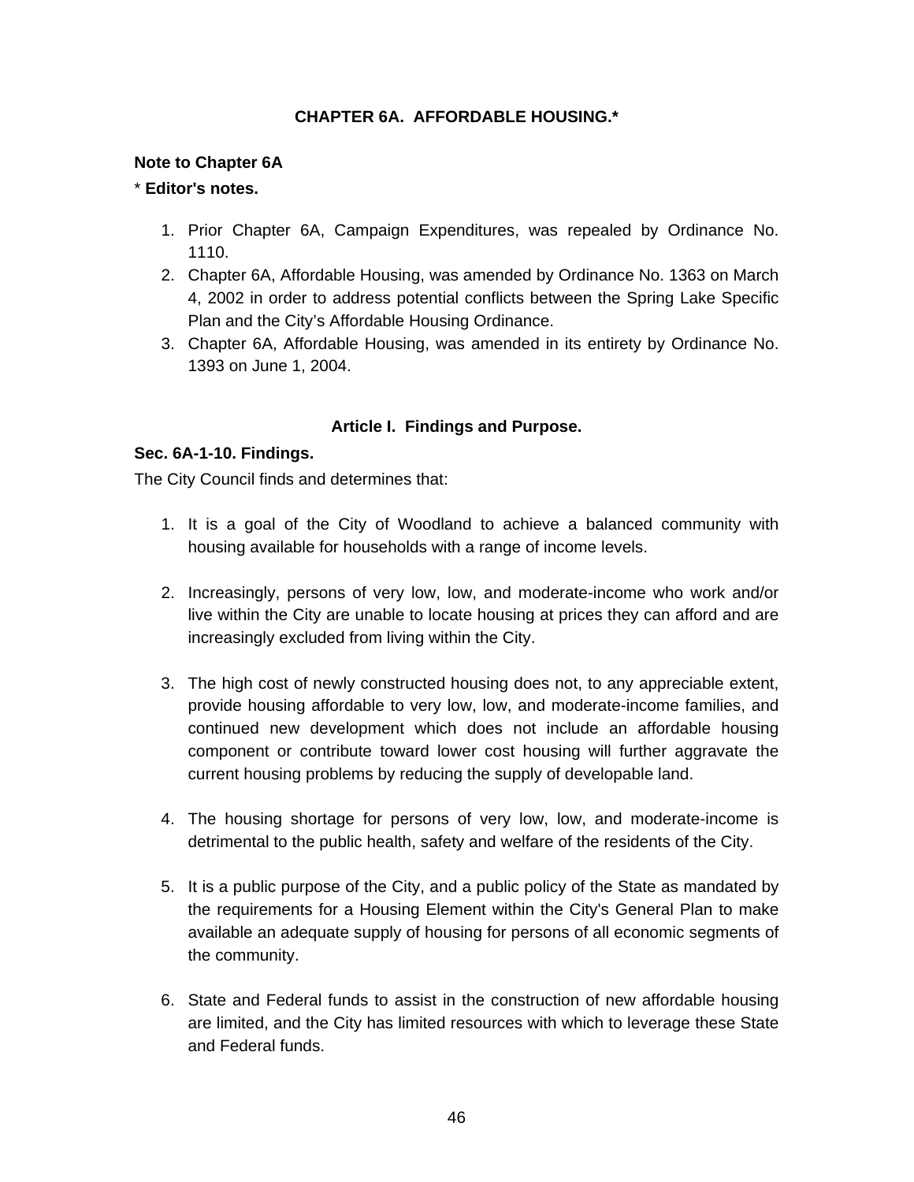# CHAPTER 6A. AFFORDABLE HOUSING.*

**Note to Chapter 6A**

* **Editor's notes.**

1. Prior Chapter 6A, Campaign Expenditures, was repealed by Ordinance No. 1110.
2. Chapter 6A, Affordable Housing, was amended by Ordinance No. 1363 on March 4, 2002 in order to address potential conflicts between the Spring Lake Specific Plan and the City's Affordable Housing Ordinance.
3. Chapter 6A, Affordable Housing, was amended in its entirety by Ordinance No. 1393 on June 1, 2004.

## Article I. Findings and Purpose.

### Sec. 6A-1-10. Findings.

The City Council finds and determines that:

1. It is a goal of the City of Woodland to achieve a balanced community with housing available for households with a range of income levels.

2. Increasingly, persons of very low, low, and moderate-income who work and/or live within the City are unable to locate housing at prices they can afford and are increasingly excluded from living within the City.

3. The high cost of newly constructed housing does not, to any appreciable extent, provide housing affordable to very low, low, and moderate-income families, and continued new development which does not include an affordable housing component or contribute toward lower cost housing will further aggravate the current housing problems by reducing the supply of developable land.

4. The housing shortage for persons of very low, low, and moderate-income is detrimental to the public health, safety and welfare of the residents of the City.

5. It is a public purpose of the City, and a public policy of the State as mandated by the requirements for a Housing Element within the City's General Plan to make available an adequate supply of housing for persons of all economic segments of the community.

6. State and Federal funds to assist in the construction of new affordable housing are limited, and the City has limited resources with which to leverage these State and Federal funds.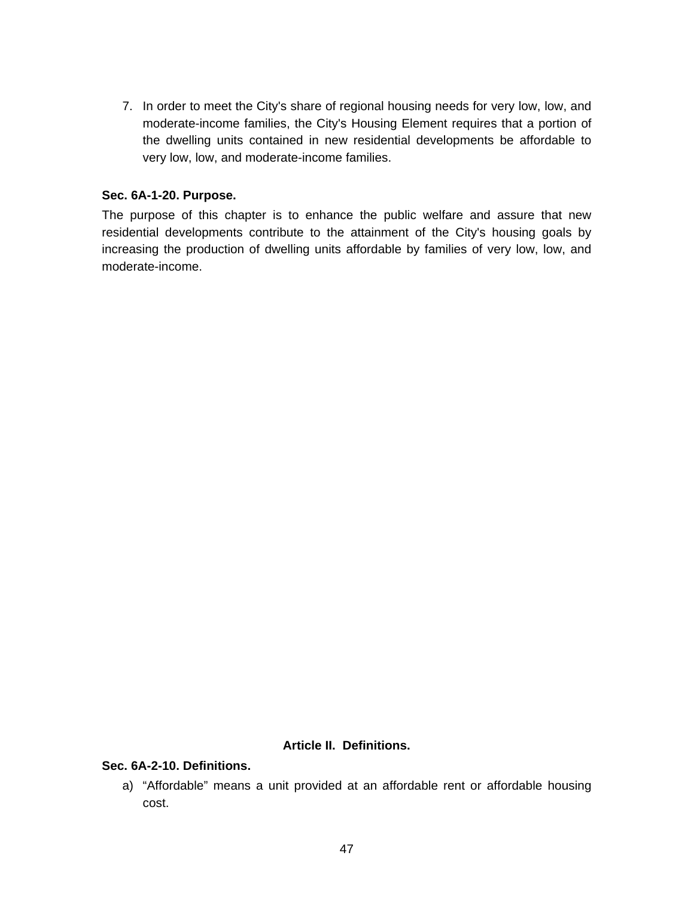7. In order to meet the City's share of regional housing needs for very low, low, and moderate-income families, the City's Housing Element requires that a portion of the dwelling units contained in new residential developments be affordable to very low, low, and moderate-income families.

**Sec. 6A-1-20. Purpose.**

The purpose of this chapter is to enhance the public welfare and assure that new residential developments contribute to the attainment of the City's housing goals by increasing the production of dwelling units affordable by families of very low, low, and moderate-income.

## Article II. Definitions.

**Sec. 6A-2-10. Definitions.**

a) “Affordable” means a unit provided at an affordable rent or affordable housing cost.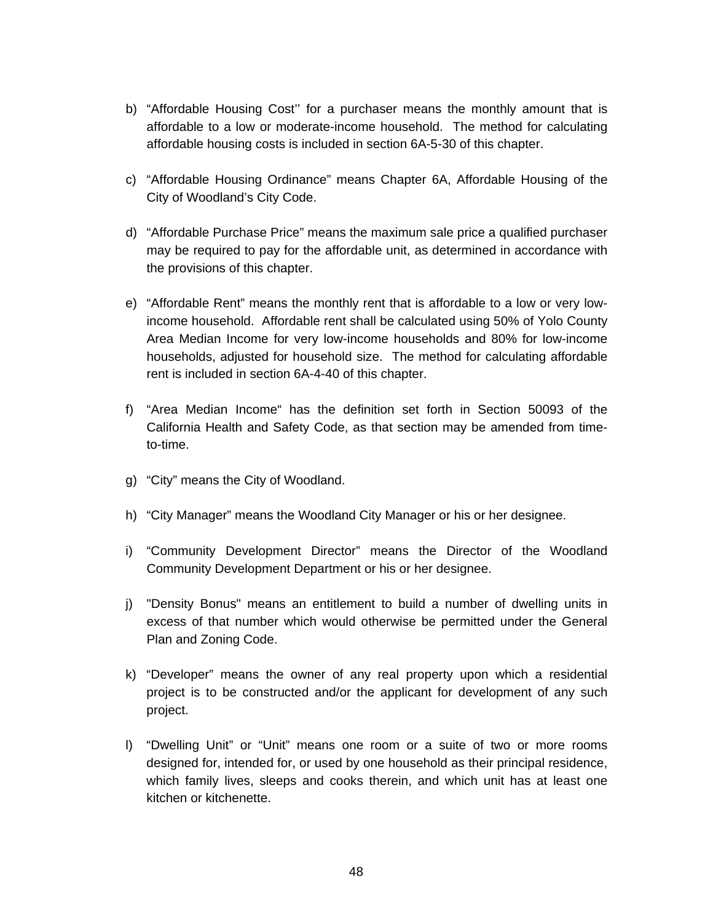b) "Affordable Housing Cost'' for a purchaser means the monthly amount that is affordable to a low or moderate-income household. The method for calculating affordable housing costs is included in section 6A-5-30 of this chapter.

c) "Affordable Housing Ordinance" means Chapter 6A, Affordable Housing of the City of Woodland's City Code.

d) "Affordable Purchase Price" means the maximum sale price a qualified purchaser may be required to pay for the affordable unit, as determined in accordance with the provisions of this chapter.

e) "Affordable Rent" means the monthly rent that is affordable to a low or very low-income household. Affordable rent shall be calculated using 50% of Yolo County Area Median Income for very low-income households and 80% for low-income households, adjusted for household size. The method for calculating affordable rent is included in section 6A-4-40 of this chapter.

f) "Area Median Income" has the definition set forth in Section 50093 of the California Health and Safety Code, as that section may be amended from time-to-time.

g) "City" means the City of Woodland.

h) "City Manager" means the Woodland City Manager or his or her designee.

i) "Community Development Director" means the Director of the Woodland Community Development Department or his or her designee.

j) "Density Bonus" means an entitlement to build a number of dwelling units in excess of that number which would otherwise be permitted under the General Plan and Zoning Code.

k) "Developer" means the owner of any real property upon which a residential project is to be constructed and/or the applicant for development of any such project.

l) "Dwelling Unit" or "Unit" means one room or a suite of two or more rooms designed for, intended for, or used by one household as their principal residence, which family lives, sleeps and cooks therein, and which unit has at least one kitchen or kitchenette.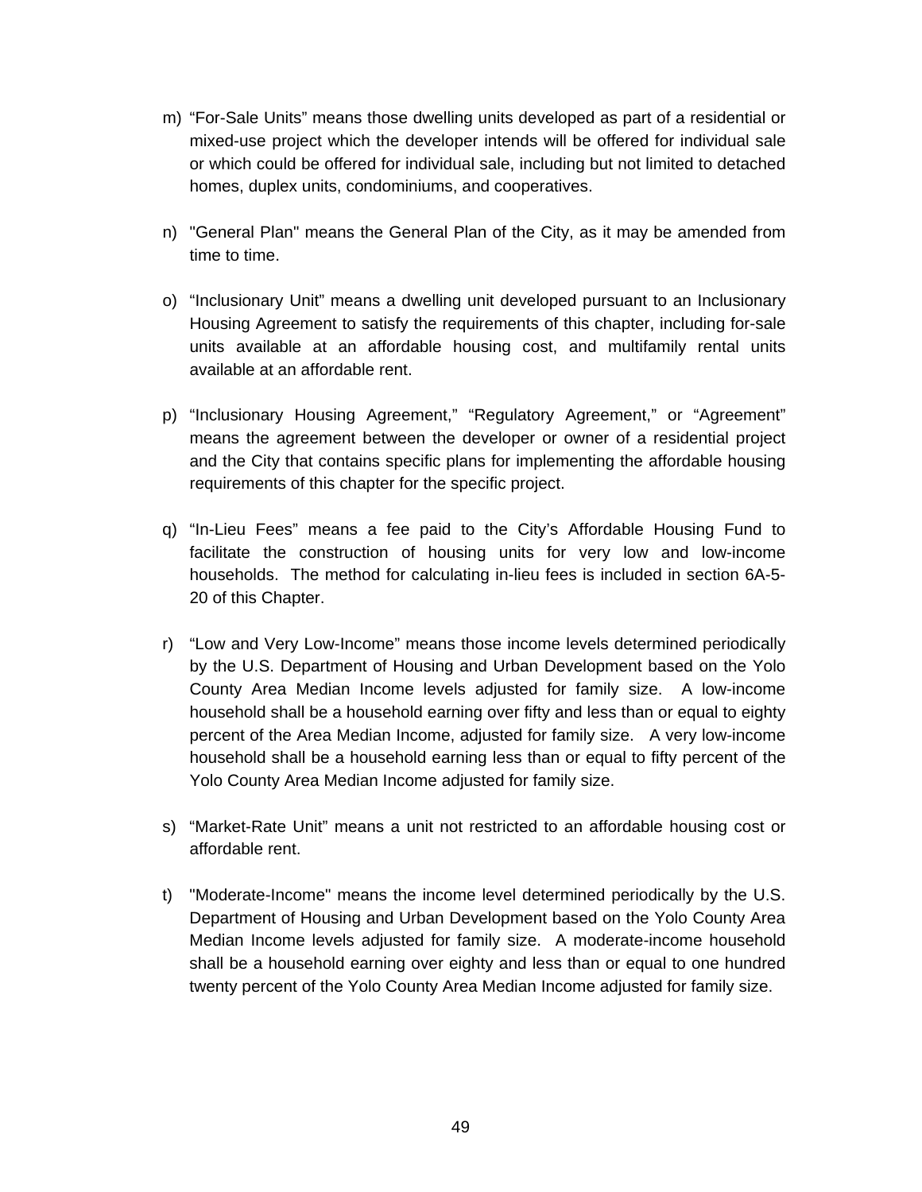m) “For-Sale Units” means those dwelling units developed as part of a residential or mixed-use project which the developer intends will be offered for individual sale or which could be offered for individual sale, including but not limited to detached homes, duplex units, condominiums, and cooperatives.

n) "General Plan" means the General Plan of the City, as it may be amended from time to time.

o) “Inclusionary Unit” means a dwelling unit developed pursuant to an Inclusionary Housing Agreement to satisfy the requirements of this chapter, including for-sale units available at an affordable housing cost, and multifamily rental units available at an affordable rent.

p) “Inclusionary Housing Agreement,” “Regulatory Agreement,” or “Agreement” means the agreement between the developer or owner of a residential project and the City that contains specific plans for implementing the affordable housing requirements of this chapter for the specific project.

q) “In-Lieu Fees” means a fee paid to the City’s Affordable Housing Fund to facilitate the construction of housing units for very low and low-income households. The method for calculating in-lieu fees is included in section 6A-5-20 of this Chapter.

r) “Low and Very Low-Income” means those income levels determined periodically by the U.S. Department of Housing and Urban Development based on the Yolo County Area Median Income levels adjusted for family size. A low-income household shall be a household earning over fifty and less than or equal to eighty percent of the Area Median Income, adjusted for family size. A very low-income household shall be a household earning less than or equal to fifty percent of the Yolo County Area Median Income adjusted for family size.

s) “Market-Rate Unit” means a unit not restricted to an affordable housing cost or affordable rent.

t) "Moderate-Income" means the income level determined periodically by the U.S. Department of Housing and Urban Development based on the Yolo County Area Median Income levels adjusted for family size. A moderate-income household shall be a household earning over eighty and less than or equal to one hundred twenty percent of the Yolo County Area Median Income adjusted for family size.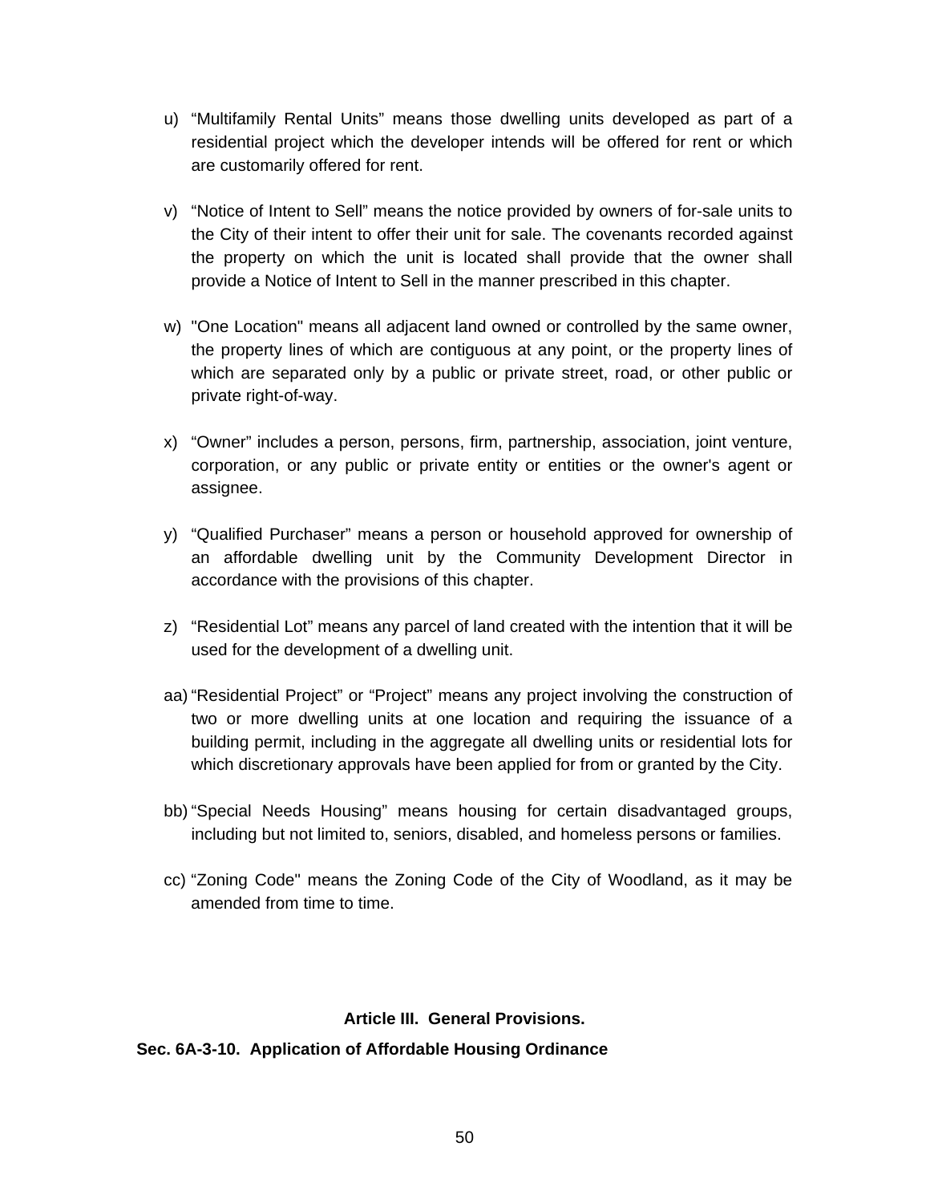u) “Multifamily Rental Units” means those dwelling units developed as part of a residential project which the developer intends will be offered for rent or which are customarily offered for rent.

v) “Notice of Intent to Sell” means the notice provided by owners of for-sale units to the City of their intent to offer their unit for sale. The covenants recorded against the property on which the unit is located shall provide that the owner shall provide a Notice of Intent to Sell in the manner prescribed in this chapter.

w) "One Location" means all adjacent land owned or controlled by the same owner, the property lines of which are contiguous at any point, or the property lines of which are separated only by a public or private street, road, or other public or private right-of-way.

x) “Owner” includes a person, persons, firm, partnership, association, joint venture, corporation, or any public or private entity or entities or the owner's agent or assignee.

y) “Qualified Purchaser” means a person or household approved for ownership of an affordable dwelling unit by the Community Development Director in accordance with the provisions of this chapter.

z) “Residential Lot” means any parcel of land created with the intention that it will be used for the development of a dwelling unit.

aa) “Residential Project” or “Project” means any project involving the construction of two or more dwelling units at one location and requiring the issuance of a building permit, including in the aggregate all dwelling units or residential lots for which discretionary approvals have been applied for from or granted by the City.

bb) “Special Needs Housing” means housing for certain disadvantaged groups, including but not limited to, seniors, disabled, and homeless persons or families.

cc) “Zoning Code" means the Zoning Code of the City of Woodland, as it may be amended from time to time.

## Article III. General Provisions.

### Sec. 6A-3-10. Application of Affordable Housing Ordinance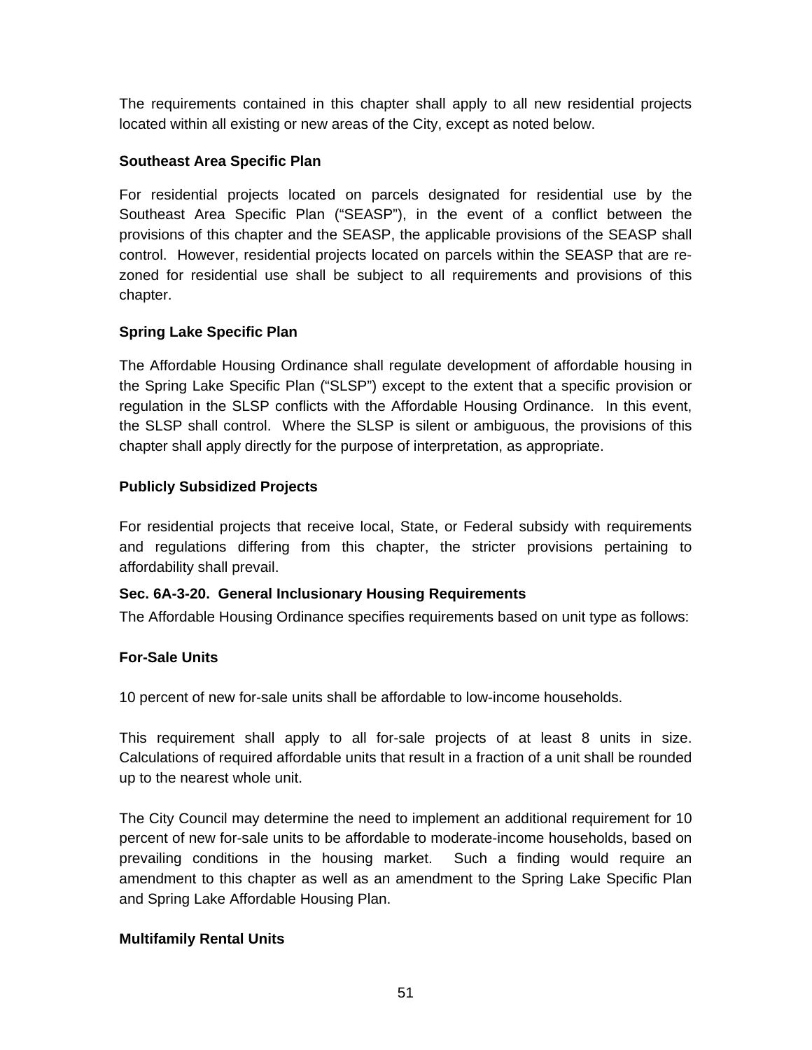The requirements contained in this chapter shall apply to all new residential projects located within all existing or new areas of the City, except as noted below.

**Southeast Area Specific Plan**

For residential projects located on parcels designated for residential use by the Southeast Area Specific Plan ("SEASP"), in the event of a conflict between the provisions of this chapter and the SEASP, the applicable provisions of the SEASP shall control. However, residential projects located on parcels within the SEASP that are re-zoned for residential use shall be subject to all requirements and provisions of this chapter.

**Spring Lake Specific Plan**

The Affordable Housing Ordinance shall regulate development of affordable housing in the Spring Lake Specific Plan ("SLSP") except to the extent that a specific provision or regulation in the SLSP conflicts with the Affordable Housing Ordinance. In this event, the SLSP shall control. Where the SLSP is silent or ambiguous, the provisions of this chapter shall apply directly for the purpose of interpretation, as appropriate.

**Publicly Subsidized Projects**

For residential projects that receive local, State, or Federal subsidy with requirements and regulations differing from this chapter, the stricter provisions pertaining to affordability shall prevail.

**Sec. 6A-3-20. General Inclusionary Housing Requirements**

The Affordable Housing Ordinance specifies requirements based on unit type as follows:

**For-Sale Units**

10 percent of new for-sale units shall be affordable to low-income households.

This requirement shall apply to all for-sale projects of at least 8 units in size. Calculations of required affordable units that result in a fraction of a unit shall be rounded up to the nearest whole unit.

The City Council may determine the need to implement an additional requirement for 10 percent of new for-sale units to be affordable to moderate-income households, based on prevailing conditions in the housing market. Such a finding would require an amendment to this chapter as well as an amendment to the Spring Lake Specific Plan and Spring Lake Affordable Housing Plan.

**Multifamily Rental Units**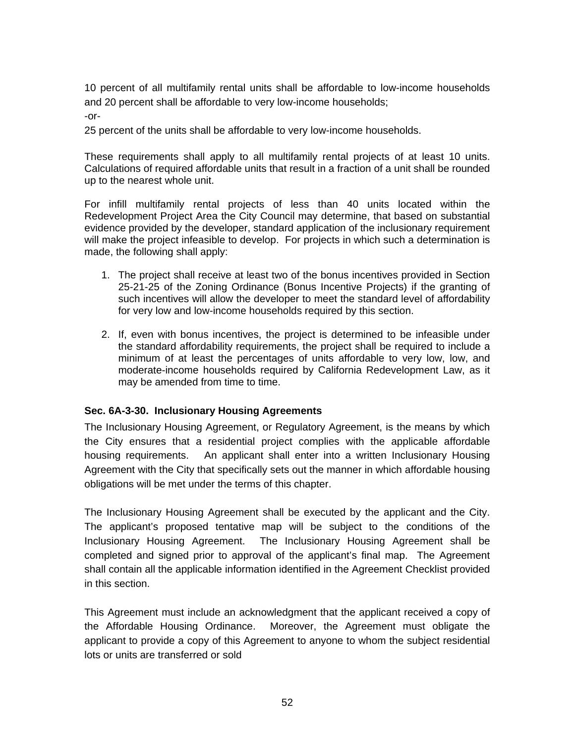10 percent of all multifamily rental units shall be affordable to low-income households and 20 percent shall be affordable to very low-income households;

-or-

25 percent of the units shall be affordable to very low-income households.

These requirements shall apply to all multifamily rental projects of at least 10 units. Calculations of required affordable units that result in a fraction of a unit shall be rounded up to the nearest whole unit.

For infill multifamily rental projects of less than 40 units located within the Redevelopment Project Area the City Council may determine, that based on substantial evidence provided by the developer, standard application of the inclusionary requirement will make the project infeasible to develop. For projects in which such a determination is made, the following shall apply:

1. The project shall receive at least two of the bonus incentives provided in Section 25-21-25 of the Zoning Ordinance (Bonus Incentive Projects) if the granting of such incentives will allow the developer to meet the standard level of affordability for very low and low-income households required by this section.

2. If, even with bonus incentives, the project is determined to be infeasible under the standard affordability requirements, the project shall be required to include a minimum of at least the percentages of units affordable to very low, low, and moderate-income households required by California Redevelopment Law, as it may be amended from time to time.

**Sec. 6A-3-30. Inclusionary Housing Agreements**

The Inclusionary Housing Agreement, or Regulatory Agreement, is the means by which the City ensures that a residential project complies with the applicable affordable housing requirements. An applicant shall enter into a written Inclusionary Housing Agreement with the City that specifically sets out the manner in which affordable housing obligations will be met under the terms of this chapter.

The Inclusionary Housing Agreement shall be executed by the applicant and the City. The applicant's proposed tentative map will be subject to the conditions of the Inclusionary Housing Agreement. The Inclusionary Housing Agreement shall be completed and signed prior to approval of the applicant's final map. The Agreement shall contain all the applicable information identified in the Agreement Checklist provided in this section.

This Agreement must include an acknowledgment that the applicant received a copy of the Affordable Housing Ordinance. Moreover, the Agreement must obligate the applicant to provide a copy of this Agreement to anyone to whom the subject residential lots or units are transferred or sold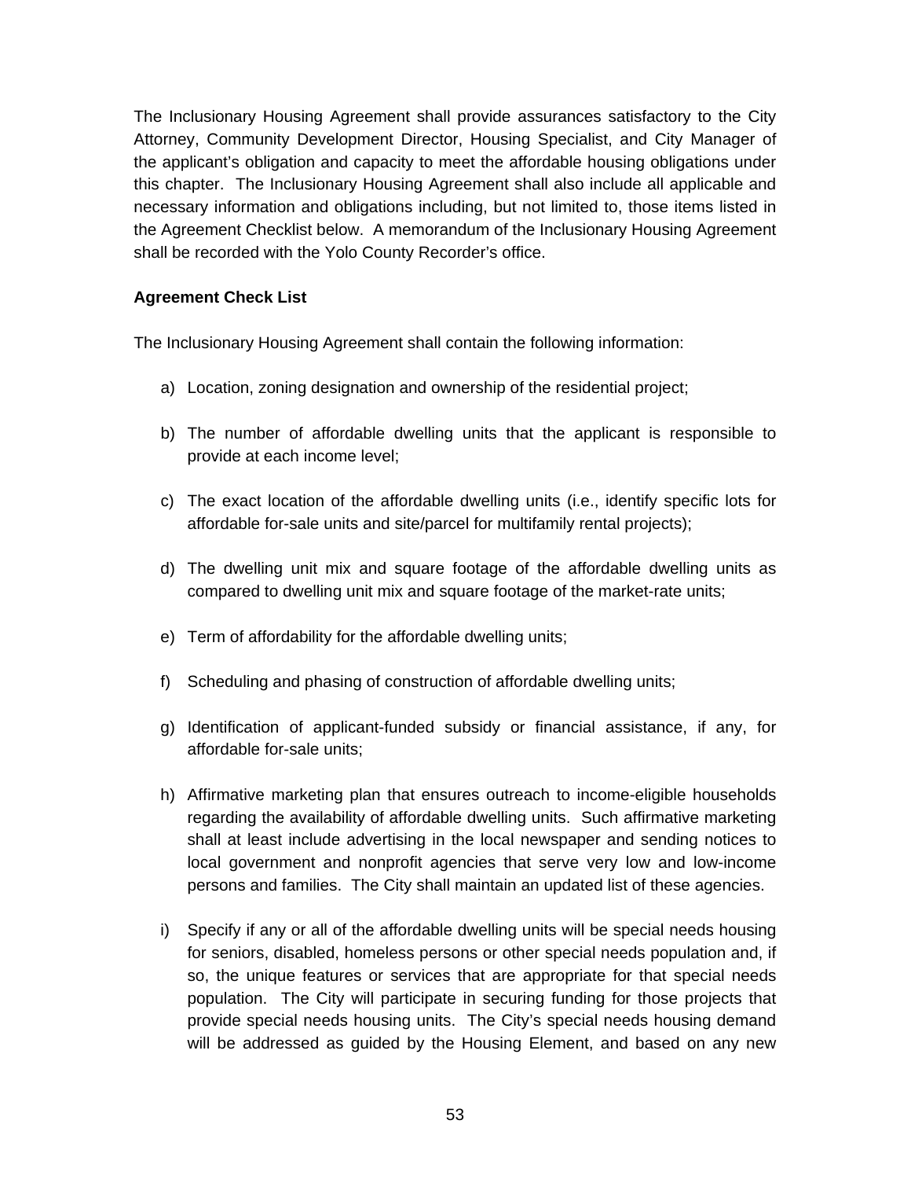The Inclusionary Housing Agreement shall provide assurances satisfactory to the City Attorney, Community Development Director, Housing Specialist, and City Manager of the applicant's obligation and capacity to meet the affordable housing obligations under this chapter. The Inclusionary Housing Agreement shall also include all applicable and necessary information and obligations including, but not limited to, those items listed in the Agreement Checklist below. A memorandum of the Inclusionary Housing Agreement shall be recorded with the Yolo County Recorder's office.

**Agreement Check List**

The Inclusionary Housing Agreement shall contain the following information:

a) Location, zoning designation and ownership of the residential project;

b) The number of affordable dwelling units that the applicant is responsible to provide at each income level;

c) The exact location of the affordable dwelling units (i.e., identify specific lots for affordable for-sale units and site/parcel for multifamily rental projects);

d) The dwelling unit mix and square footage of the affordable dwelling units as compared to dwelling unit mix and square footage of the market-rate units;

e) Term of affordability for the affordable dwelling units;

f) Scheduling and phasing of construction of affordable dwelling units;

g) Identification of applicant-funded subsidy or financial assistance, if any, for affordable for-sale units;

h) Affirmative marketing plan that ensures outreach to income-eligible households regarding the availability of affordable dwelling units. Such affirmative marketing shall at least include advertising in the local newspaper and sending notices to local government and nonprofit agencies that serve very low and low-income persons and families. The City shall maintain an updated list of these agencies.

i) Specify if any or all of the affordable dwelling units will be special needs housing for seniors, disabled, homeless persons or other special needs population and, if so, the unique features or services that are appropriate for that special needs population. The City will participate in securing funding for those projects that provide special needs housing units. The City's special needs housing demand will be addressed as guided by the Housing Element, and based on any new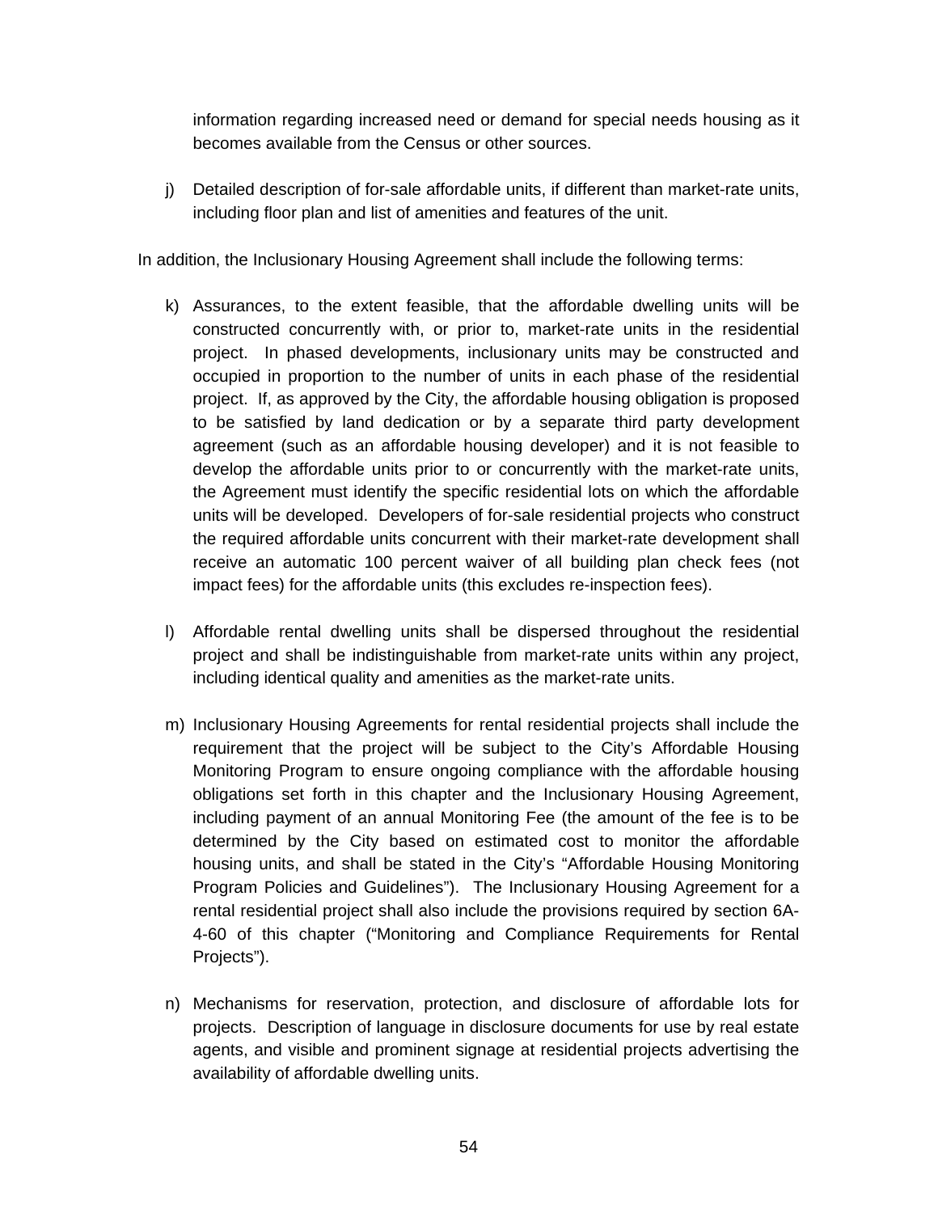information regarding increased need or demand for special needs housing as it becomes available from the Census or other sources.

j) Detailed description of for-sale affordable units, if different than market-rate units, including floor plan and list of amenities and features of the unit.

In addition, the Inclusionary Housing Agreement shall include the following terms:

k) Assurances, to the extent feasible, that the affordable dwelling units will be constructed concurrently with, or prior to, market-rate units in the residential project. In phased developments, inclusionary units may be constructed and occupied in proportion to the number of units in each phase of the residential project. If, as approved by the City, the affordable housing obligation is proposed to be satisfied by land dedication or by a separate third party development agreement (such as an affordable housing developer) and it is not feasible to develop the affordable units prior to or concurrently with the market-rate units, the Agreement must identify the specific residential lots on which the affordable units will be developed. Developers of for-sale residential projects who construct the required affordable units concurrent with their market-rate development shall receive an automatic 100 percent waiver of all building plan check fees (not impact fees) for the affordable units (this excludes re-inspection fees).

l) Affordable rental dwelling units shall be dispersed throughout the residential project and shall be indistinguishable from market-rate units within any project, including identical quality and amenities as the market-rate units.

m) Inclusionary Housing Agreements for rental residential projects shall include the requirement that the project will be subject to the City's Affordable Housing Monitoring Program to ensure ongoing compliance with the affordable housing obligations set forth in this chapter and the Inclusionary Housing Agreement, including payment of an annual Monitoring Fee (the amount of the fee is to be determined by the City based on estimated cost to monitor the affordable housing units, and shall be stated in the City's "Affordable Housing Monitoring Program Policies and Guidelines"). The Inclusionary Housing Agreement for a rental residential project shall also include the provisions required by section 6A-4-60 of this chapter ("Monitoring and Compliance Requirements for Rental Projects").

n) Mechanisms for reservation, protection, and disclosure of affordable lots for projects. Description of language in disclosure documents for use by real estate agents, and visible and prominent signage at residential projects advertising the availability of affordable dwelling units.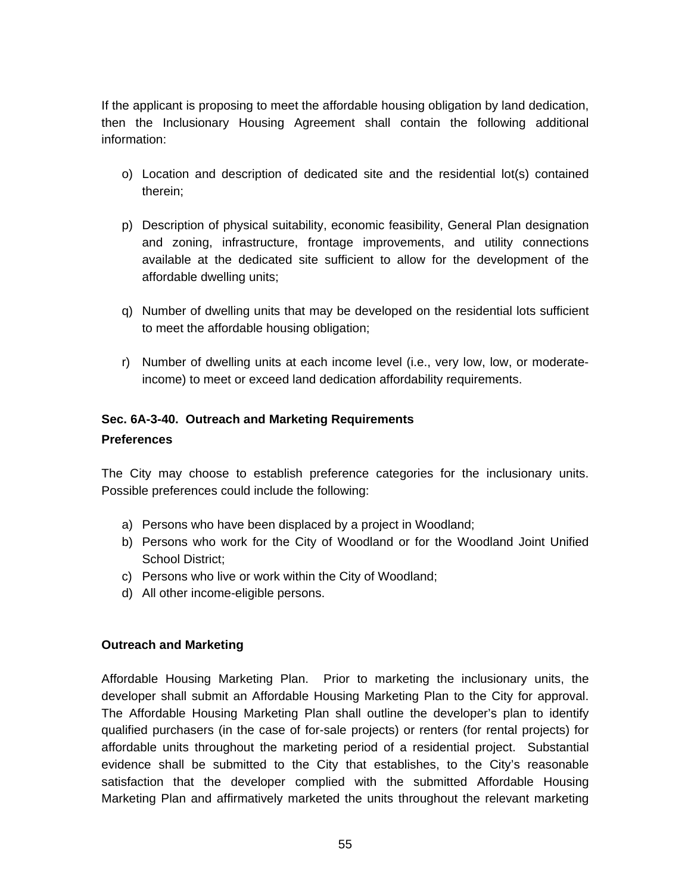If the applicant is proposing to meet the affordable housing obligation by land dedication, then the Inclusionary Housing Agreement shall contain the following additional information:

o) Location and description of dedicated site and the residential lot(s) contained therein;

p) Description of physical suitability, economic feasibility, General Plan designation and zoning, infrastructure, frontage improvements, and utility connections available at the dedicated site sufficient to allow for the development of the affordable dwelling units;

q) Number of dwelling units that may be developed on the residential lots sufficient to meet the affordable housing obligation;

r) Number of dwelling units at each income level (i.e., very low, low, or moderate-income) to meet or exceed land dedication affordability requirements.

**Sec. 6A-3-40. Outreach and Marketing Requirements**

**Preferences**

The City may choose to establish preference categories for the inclusionary units. Possible preferences could include the following:

a) Persons who have been displaced by a project in Woodland;
b) Persons who work for the City of Woodland or for the Woodland Joint Unified School District;
c) Persons who live or work within the City of Woodland;
d) All other income-eligible persons.

**Outreach and Marketing**

Affordable Housing Marketing Plan. Prior to marketing the inclusionary units, the developer shall submit an Affordable Housing Marketing Plan to the City for approval. The Affordable Housing Marketing Plan shall outline the developer's plan to identify qualified purchasers (in the case of for-sale projects) or renters (for rental projects) for affordable units throughout the marketing period of a residential project. Substantial evidence shall be submitted to the City that establishes, to the City's reasonable satisfaction that the developer complied with the submitted Affordable Housing Marketing Plan and affirmatively marketed the units throughout the relevant marketing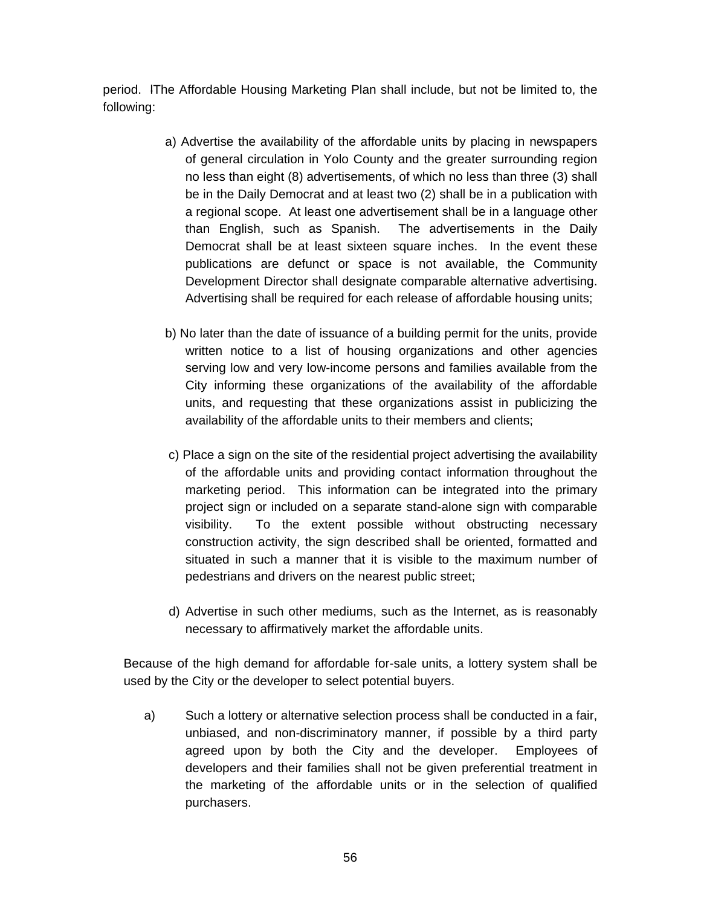period. The Affordable Housing Marketing Plan shall include, but not be limited to, the following:

a) Advertise the availability of the affordable units by placing in newspapers of general circulation in Yolo County and the greater surrounding region no less than eight (8) advertisements, of which no less than three (3) shall be in the Daily Democrat and at least two (2) shall be in a publication with a regional scope. At least one advertisement shall be in a language other than English, such as Spanish. The advertisements in the Daily Democrat shall be at least sixteen square inches. In the event these publications are defunct or space is not available, the Community Development Director shall designate comparable alternative advertising. Advertising shall be required for each release of affordable housing units;

b) No later than the date of issuance of a building permit for the units, provide written notice to a list of housing organizations and other agencies serving low and very low-income persons and families available from the City informing these organizations of the availability of the affordable units, and requesting that these organizations assist in publicizing the availability of the affordable units to their members and clients;

c) Place a sign on the site of the residential project advertising the availability of the affordable units and providing contact information throughout the marketing period. This information can be integrated into the primary project sign or included on a separate stand-alone sign with comparable visibility. To the extent possible without obstructing necessary construction activity, the sign described shall be oriented, formatted and situated in such a manner that it is visible to the maximum number of pedestrians and drivers on the nearest public street;

d) Advertise in such other mediums, such as the Internet, as is reasonably necessary to affirmatively market the affordable units.

Because of the high demand for affordable for-sale units, a lottery system shall be used by the City or the developer to select potential buyers.

a) Such a lottery or alternative selection process shall be conducted in a fair, unbiased, and non-discriminatory manner, if possible by a third party agreed upon by both the City and the developer. Employees of developers and their families shall not be given preferential treatment in the marketing of the affordable units or in the selection of qualified purchasers.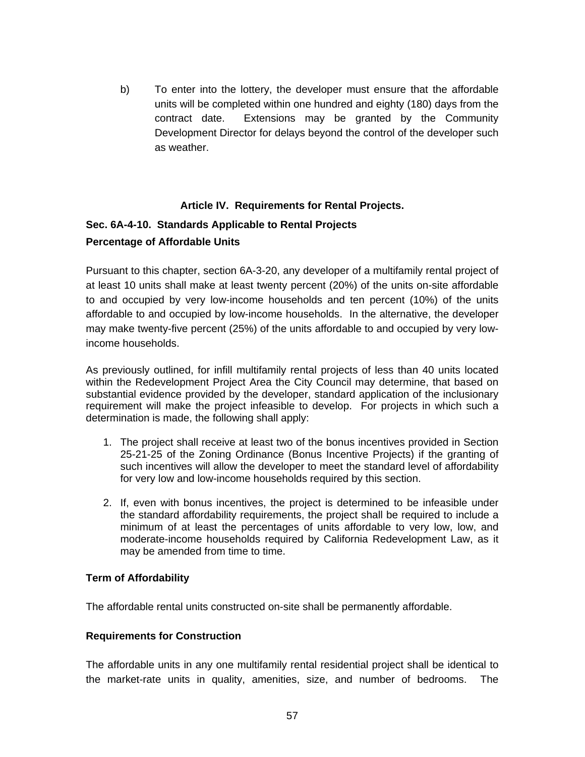b) To enter into the lottery, the developer must ensure that the affordable units will be completed within one hundred and eighty (180) days from the contract date. Extensions may be granted by the Community Development Director for delays beyond the control of the developer such as weather.

## Article IV. Requirements for Rental Projects.

### Sec. 6A-4-10. Standards Applicable to Rental Projects

**Percentage of Affordable Units**

Pursuant to this chapter, section 6A-3-20, any developer of a multifamily rental project of at least 10 units shall make at least twenty percent (20%) of the units on-site affordable to and occupied by very low-income households and ten percent (10%) of the units affordable to and occupied by low-income households. In the alternative, the developer may make twenty-five percent (25%) of the units affordable to and occupied by very low-income households.

As previously outlined, for infill multifamily rental projects of less than 40 units located within the Redevelopment Project Area the City Council may determine, that based on substantial evidence provided by the developer, standard application of the inclusionary requirement will make the project infeasible to develop. For projects in which such a determination is made, the following shall apply:

1. The project shall receive at least two of the bonus incentives provided in Section 25-21-25 of the Zoning Ordinance (Bonus Incentive Projects) if the granting of such incentives will allow the developer to meet the standard level of affordability for very low and low-income households required by this section.
2. If, even with bonus incentives, the project is determined to be infeasible under the standard affordability requirements, the project shall be required to include a minimum of at least the percentages of units affordable to very low, low, and moderate-income households required by California Redevelopment Law, as it may be amended from time to time.

**Term of Affordability**

The affordable rental units constructed on-site shall be permanently affordable.

**Requirements for Construction**

The affordable units in any one multifamily rental residential project shall be identical to the market-rate units in quality, amenities, size, and number of bedrooms. The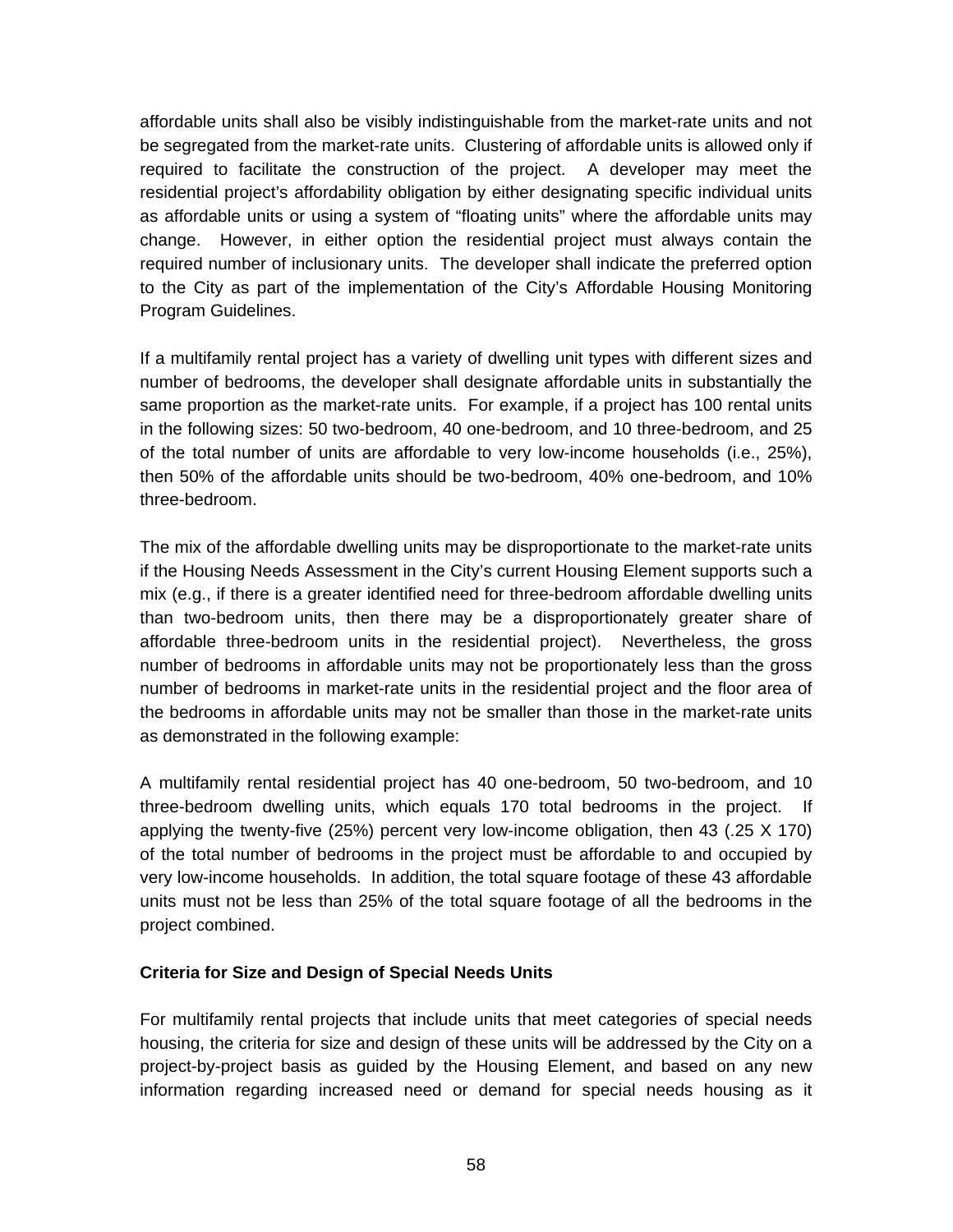affordable units shall also be visibly indistinguishable from the market-rate units and not be segregated from the market-rate units. Clustering of affordable units is allowed only if required to facilitate the construction of the project. A developer may meet the residential project's affordability obligation by either designating specific individual units as affordable units or using a system of "floating units" where the affordable units may change. However, in either option the residential project must always contain the required number of inclusionary units. The developer shall indicate the preferred option to the City as part of the implementation of the City's Affordable Housing Monitoring Program Guidelines.

If a multifamily rental project has a variety of dwelling unit types with different sizes and number of bedrooms, the developer shall designate affordable units in substantially the same proportion as the market-rate units. For example, if a project has 100 rental units in the following sizes: 50 two-bedroom, 40 one-bedroom, and 10 three-bedroom, and 25 of the total number of units are affordable to very low-income households (i.e., 25%), then 50% of the affordable units should be two-bedroom, 40% one-bedroom, and 10% three-bedroom.

The mix of the affordable dwelling units may be disproportionate to the market-rate units if the Housing Needs Assessment in the City's current Housing Element supports such a mix (e.g., if there is a greater identified need for three-bedroom affordable dwelling units than two-bedroom units, then there may be a disproportionately greater share of affordable three-bedroom units in the residential project). Nevertheless, the gross number of bedrooms in affordable units may not be proportionately less than the gross number of bedrooms in market-rate units in the residential project and the floor area of the bedrooms in affordable units may not be smaller than those in the market-rate units as demonstrated in the following example:

A multifamily rental residential project has 40 one-bedroom, 50 two-bedroom, and 10 three-bedroom dwelling units, which equals 170 total bedrooms in the project. If applying the twenty-five (25%) percent very low-income obligation, then 43 (.25 X 170) of the total number of bedrooms in the project must be affordable to and occupied by very low-income households. In addition, the total square footage of these 43 affordable units must not be less than 25% of the total square footage of all the bedrooms in the project combined.

**Criteria for Size and Design of Special Needs Units**

For multifamily rental projects that include units that meet categories of special needs housing, the criteria for size and design of these units will be addressed by the City on a project-by-project basis as guided by the Housing Element, and based on any new information regarding increased need or demand for special needs housing as it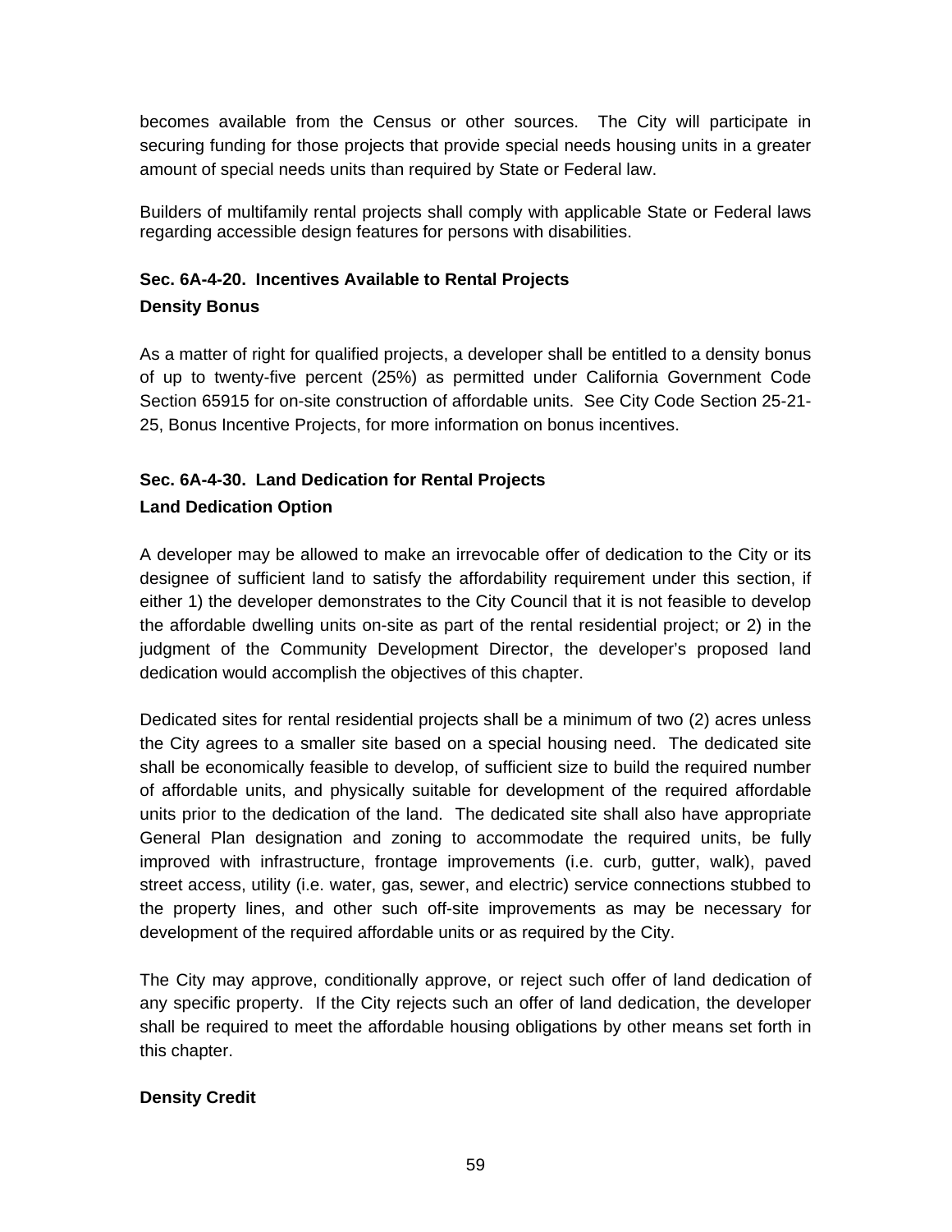becomes available from the Census or other sources. The City will participate in securing funding for those projects that provide special needs housing units in a greater amount of special needs units than required by State or Federal law.

Builders of multifamily rental projects shall comply with applicable State or Federal laws regarding accessible design features for persons with disabilities.

### Sec. 6A-4-20. Incentives Available to Rental Projects

**Density Bonus**

As a matter of right for qualified projects, a developer shall be entitled to a density bonus of up to twenty-five percent (25%) as permitted under California Government Code Section 65915 for on-site construction of affordable units. See City Code Section 25-21-25, Bonus Incentive Projects, for more information on bonus incentives.

### Sec. 6A-4-30. Land Dedication for Rental Projects

**Land Dedication Option**

A developer may be allowed to make an irrevocable offer of dedication to the City or its designee of sufficient land to satisfy the affordability requirement under this section, if either 1) the developer demonstrates to the City Council that it is not feasible to develop the affordable dwelling units on-site as part of the rental residential project; or 2) in the judgment of the Community Development Director, the developer's proposed land dedication would accomplish the objectives of this chapter.

Dedicated sites for rental residential projects shall be a minimum of two (2) acres unless the City agrees to a smaller site based on a special housing need. The dedicated site shall be economically feasible to develop, of sufficient size to build the required number of affordable units, and physically suitable for development of the required affordable units prior to the dedication of the land. The dedicated site shall also have appropriate General Plan designation and zoning to accommodate the required units, be fully improved with infrastructure, frontage improvements (i.e. curb, gutter, walk), paved street access, utility (i.e. water, gas, sewer, and electric) service connections stubbed to the property lines, and other such off-site improvements as may be necessary for development of the required affordable units or as required by the City.

The City may approve, conditionally approve, or reject such offer of land dedication of any specific property. If the City rejects such an offer of land dedication, the developer shall be required to meet the affordable housing obligations by other means set forth in this chapter.

**Density Credit**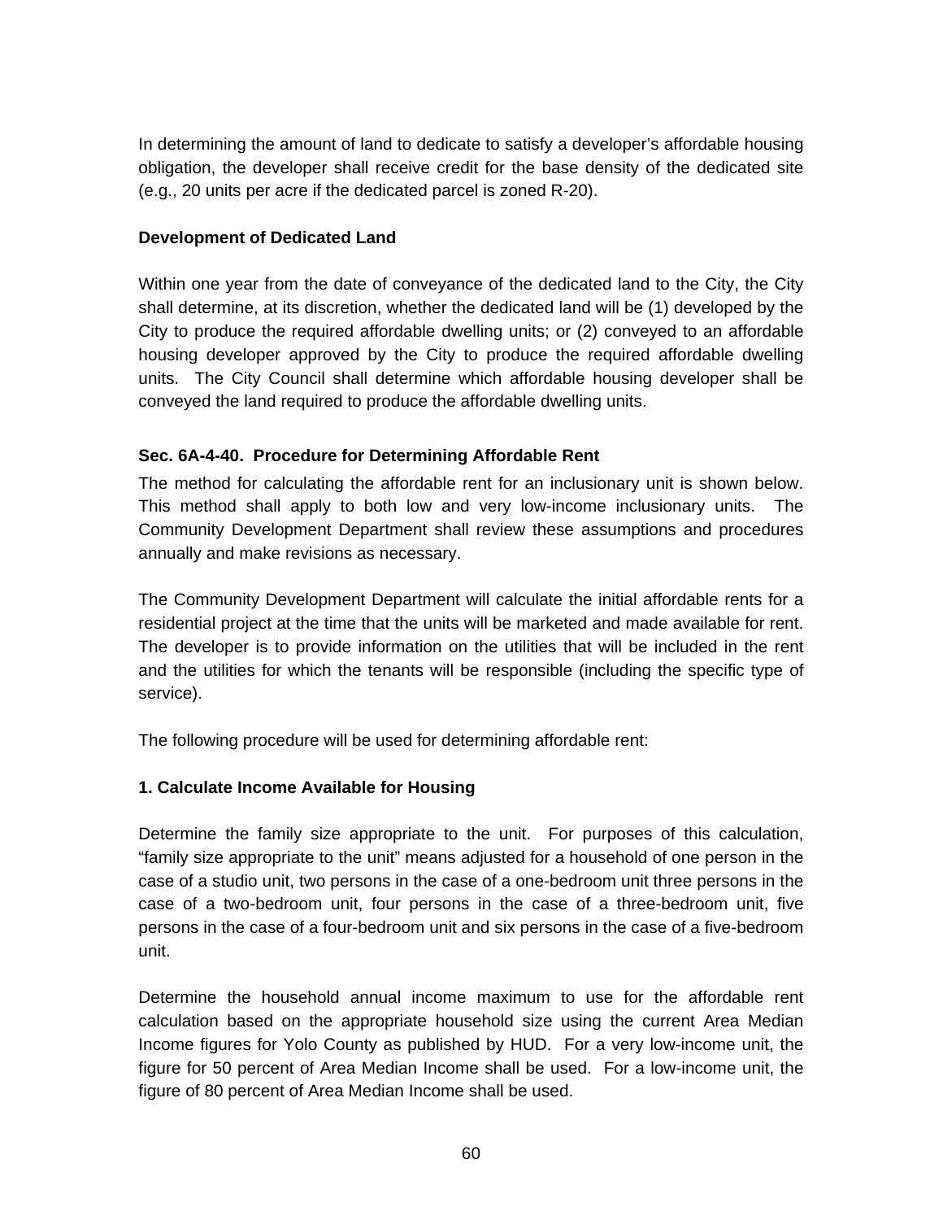In determining the amount of land to dedicate to satisfy a developer's affordable housing obligation, the developer shall receive credit for the base density of the dedicated site (e.g., 20 units per acre if the dedicated parcel is zoned R-20).

**Development of Dedicated Land**

Within one year from the date of conveyance of the dedicated land to the City, the City shall determine, at its discretion, whether the dedicated land will be (1) developed by the City to produce the required affordable dwelling units; or (2) conveyed to an affordable housing developer approved by the City to produce the required affordable dwelling units. The City Council shall determine which affordable housing developer shall be conveyed the land required to produce the affordable dwelling units.

**Sec. 6A-4-40. Procedure for Determining Affordable Rent**

The method for calculating the affordable rent for an inclusionary unit is shown below. This method shall apply to both low and very low-income inclusionary units. The Community Development Department shall review these assumptions and procedures annually and make revisions as necessary.

The Community Development Department will calculate the initial affordable rents for a residential project at the time that the units will be marketed and made available for rent. The developer is to provide information on the utilities that will be included in the rent and the utilities for which the tenants will be responsible (including the specific type of service).

The following procedure will be used for determining affordable rent:

**1. Calculate Income Available for Housing**

Determine the family size appropriate to the unit. For purposes of this calculation, "family size appropriate to the unit" means adjusted for a household of one person in the case of a studio unit, two persons in the case of a one-bedroom unit three persons in the case of a two-bedroom unit, four persons in the case of a three-bedroom unit, five persons in the case of a four-bedroom unit and six persons in the case of a five-bedroom unit.

Determine the household annual income maximum to use for the affordable rent calculation based on the appropriate household size using the current Area Median Income figures for Yolo County as published by HUD. For a very low-income unit, the figure for 50 percent of Area Median Income shall be used. For a low-income unit, the figure of 80 percent of Area Median Income shall be used.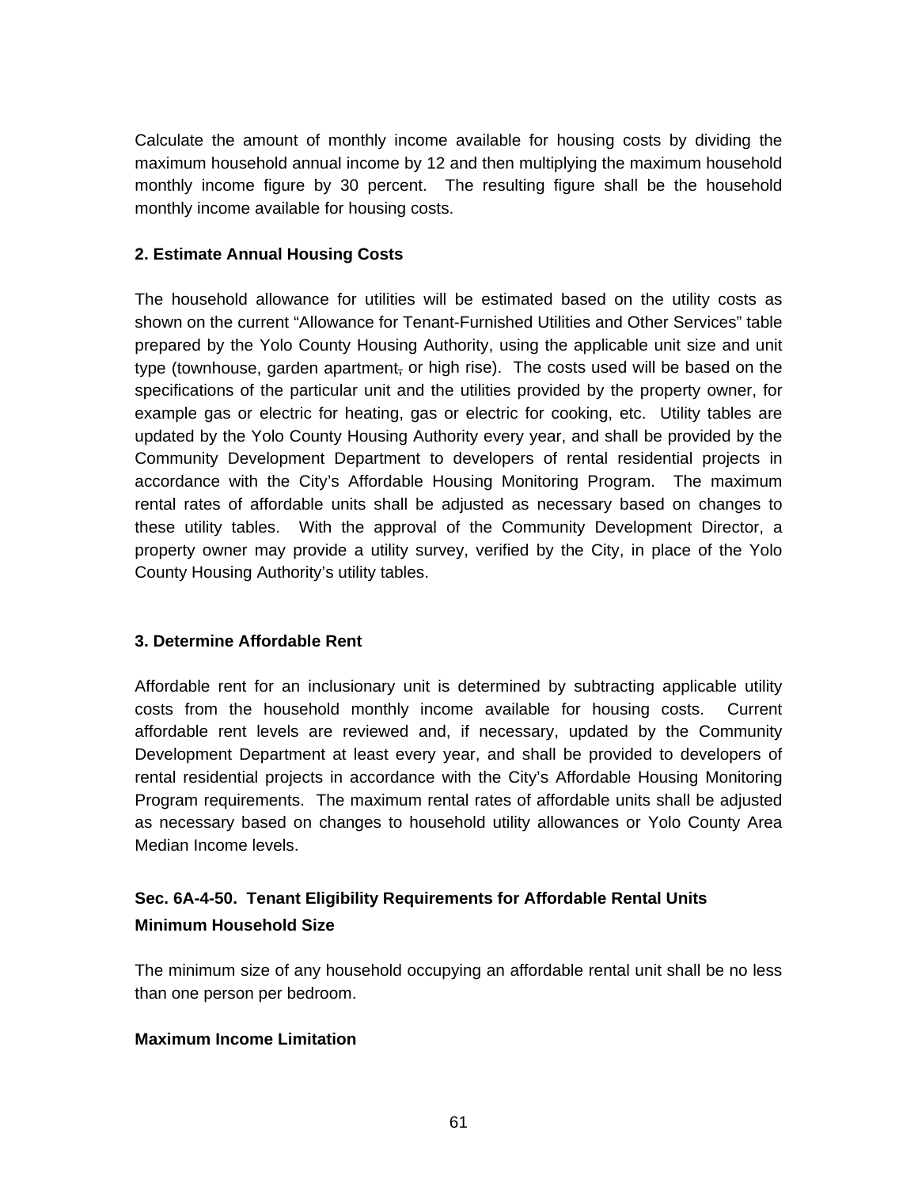Calculate the amount of monthly income available for housing costs by dividing the maximum household annual income by 12 and then multiplying the maximum household monthly income figure by 30 percent. The resulting figure shall be the household monthly income available for housing costs.

**2. Estimate Annual Housing Costs**

The household allowance for utilities will be estimated based on the utility costs as shown on the current "Allowance for Tenant-Furnished Utilities and Other Services" table prepared by the Yolo County Housing Authority, using the applicable unit size and unit type (townhouse, garden apartment, or high rise). The costs used will be based on the specifications of the particular unit and the utilities provided by the property owner, for example gas or electric for heating, gas or electric for cooking, etc. Utility tables are updated by the Yolo County Housing Authority every year, and shall be provided by the Community Development Department to developers of rental residential projects in accordance with the City's Affordable Housing Monitoring Program. The maximum rental rates of affordable units shall be adjusted as necessary based on changes to these utility tables. With the approval of the Community Development Director, a property owner may provide a utility survey, verified by the City, in place of the Yolo County Housing Authority's utility tables.

**3. Determine Affordable Rent**

Affordable rent for an inclusionary unit is determined by subtracting applicable utility costs from the household monthly income available for housing costs. Current affordable rent levels are reviewed and, if necessary, updated by the Community Development Department at least every year, and shall be provided to developers of rental residential projects in accordance with the City's Affordable Housing Monitoring Program requirements. The maximum rental rates of affordable units shall be adjusted as necessary based on changes to household utility allowances or Yolo County Area Median Income levels.

## Sec. 6A-4-50. Tenant Eligibility Requirements for Affordable Rental Units

**Minimum Household Size**

The minimum size of any household occupying an affordable rental unit shall be no less than one person per bedroom.

**Maximum Income Limitation**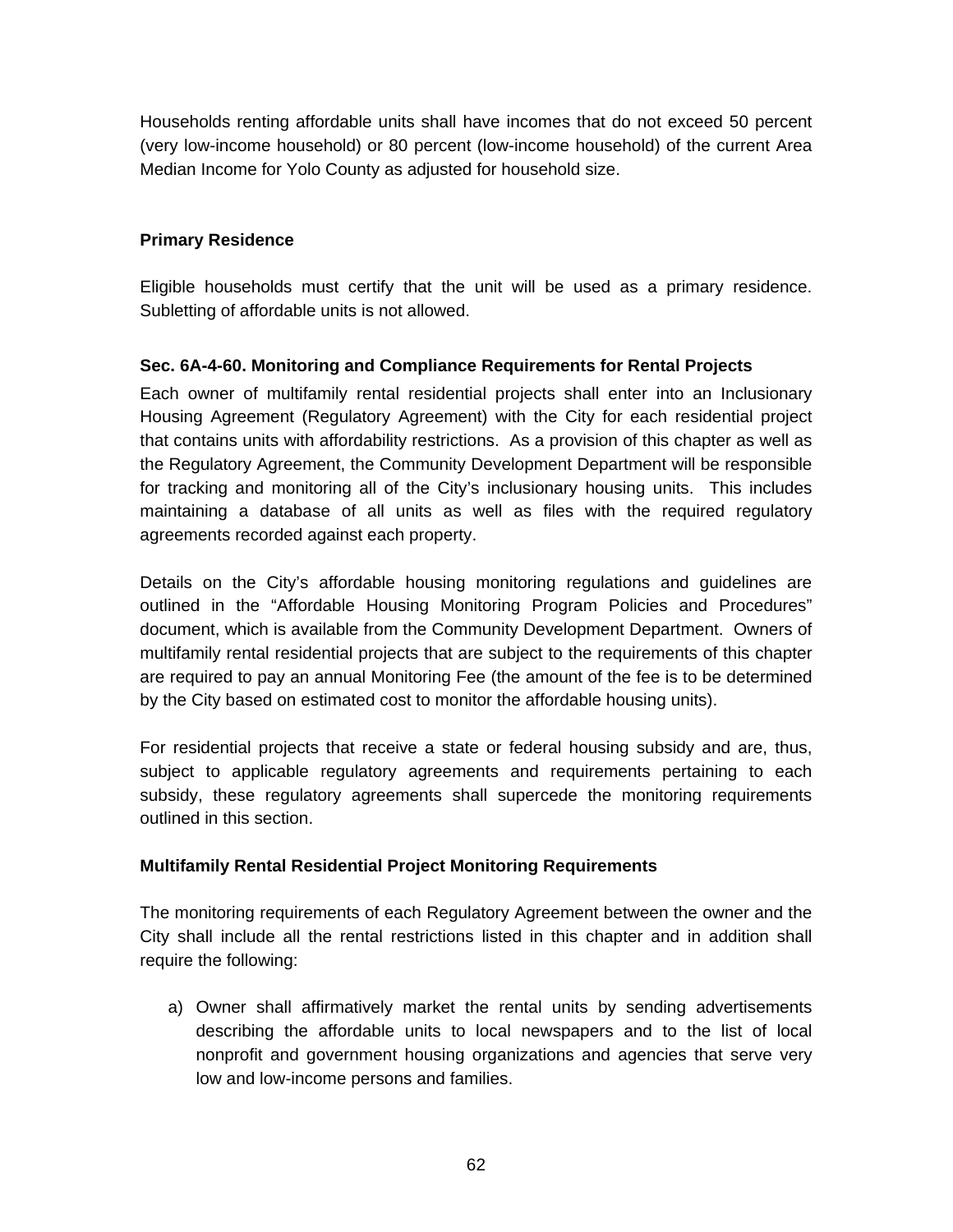Households renting affordable units shall have incomes that do not exceed 50 percent (very low-income household) or 80 percent (low-income household) of the current Area Median Income for Yolo County as adjusted for household size.

**Primary Residence**

Eligible households must certify that the unit will be used as a primary residence. Subletting of affordable units is not allowed.

**Sec. 6A-4-60. Monitoring and Compliance Requirements for Rental Projects**

Each owner of multifamily rental residential projects shall enter into an Inclusionary Housing Agreement (Regulatory Agreement) with the City for each residential project that contains units with affordability restrictions. As a provision of this chapter as well as the Regulatory Agreement, the Community Development Department will be responsible for tracking and monitoring all of the City's inclusionary housing units. This includes maintaining a database of all units as well as files with the required regulatory agreements recorded against each property.

Details on the City's affordable housing monitoring regulations and guidelines are outlined in the "Affordable Housing Monitoring Program Policies and Procedures" document, which is available from the Community Development Department. Owners of multifamily rental residential projects that are subject to the requirements of this chapter are required to pay an annual Monitoring Fee (the amount of the fee is to be determined by the City based on estimated cost to monitor the affordable housing units).

For residential projects that receive a state or federal housing subsidy and are, thus, subject to applicable regulatory agreements and requirements pertaining to each subsidy, these regulatory agreements shall supercede the monitoring requirements outlined in this section.

**Multifamily Rental Residential Project Monitoring Requirements**

The monitoring requirements of each Regulatory Agreement between the owner and the City shall include all the rental restrictions listed in this chapter and in addition shall require the following:

a) Owner shall affirmatively market the rental units by sending advertisements describing the affordable units to local newspapers and to the list of local nonprofit and government housing organizations and agencies that serve very low and low-income persons and families.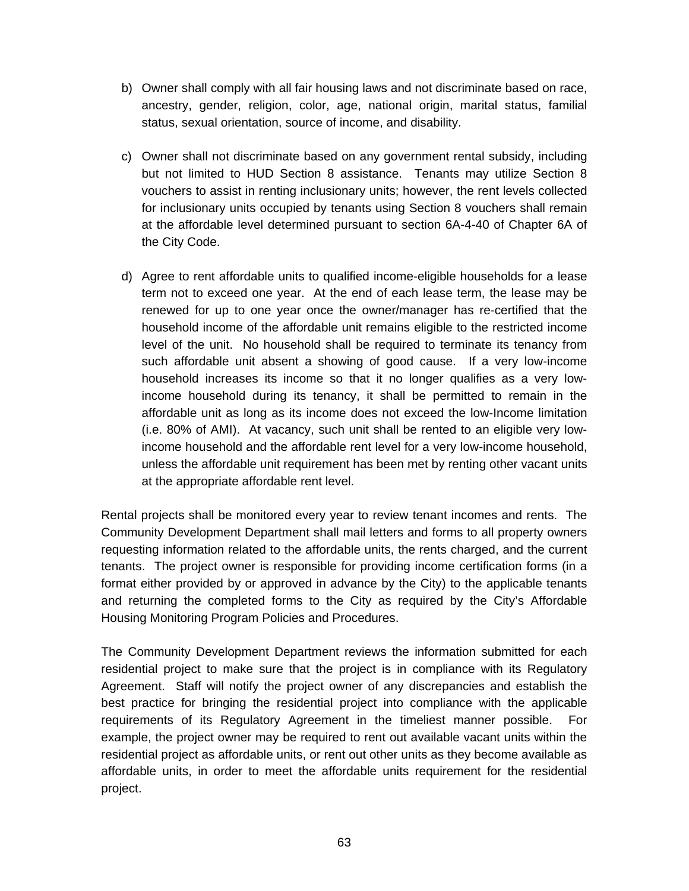b) Owner shall comply with all fair housing laws and not discriminate based on race, ancestry, gender, religion, color, age, national origin, marital status, familial status, sexual orientation, source of income, and disability.

c) Owner shall not discriminate based on any government rental subsidy, including but not limited to HUD Section 8 assistance. Tenants may utilize Section 8 vouchers to assist in renting inclusionary units; however, the rent levels collected for inclusionary units occupied by tenants using Section 8 vouchers shall remain at the affordable level determined pursuant to section 6A-4-40 of Chapter 6A of the City Code.

d) Agree to rent affordable units to qualified income-eligible households for a lease term not to exceed one year. At the end of each lease term, the lease may be renewed for up to one year once the owner/manager has re-certified that the household income of the affordable unit remains eligible to the restricted income level of the unit. No household shall be required to terminate its tenancy from such affordable unit absent a showing of good cause. If a very low-income household increases its income so that it no longer qualifies as a very low-income household during its tenancy, it shall be permitted to remain in the affordable unit as long as its income does not exceed the low-Income limitation (i.e. 80% of AMI). At vacancy, such unit shall be rented to an eligible very low-income household and the affordable rent level for a very low-income household, unless the affordable unit requirement has been met by renting other vacant units at the appropriate affordable rent level.

Rental projects shall be monitored every year to review tenant incomes and rents. The Community Development Department shall mail letters and forms to all property owners requesting information related to the affordable units, the rents charged, and the current tenants. The project owner is responsible for providing income certification forms (in a format either provided by or approved in advance by the City) to the applicable tenants and returning the completed forms to the City as required by the City's Affordable Housing Monitoring Program Policies and Procedures.

The Community Development Department reviews the information submitted for each residential project to make sure that the project is in compliance with its Regulatory Agreement. Staff will notify the project owner of any discrepancies and establish the best practice for bringing the residential project into compliance with the applicable requirements of its Regulatory Agreement in the timeliest manner possible. For example, the project owner may be required to rent out available vacant units within the residential project as affordable units, or rent out other units as they become available as affordable units, in order to meet the affordable units requirement for the residential project.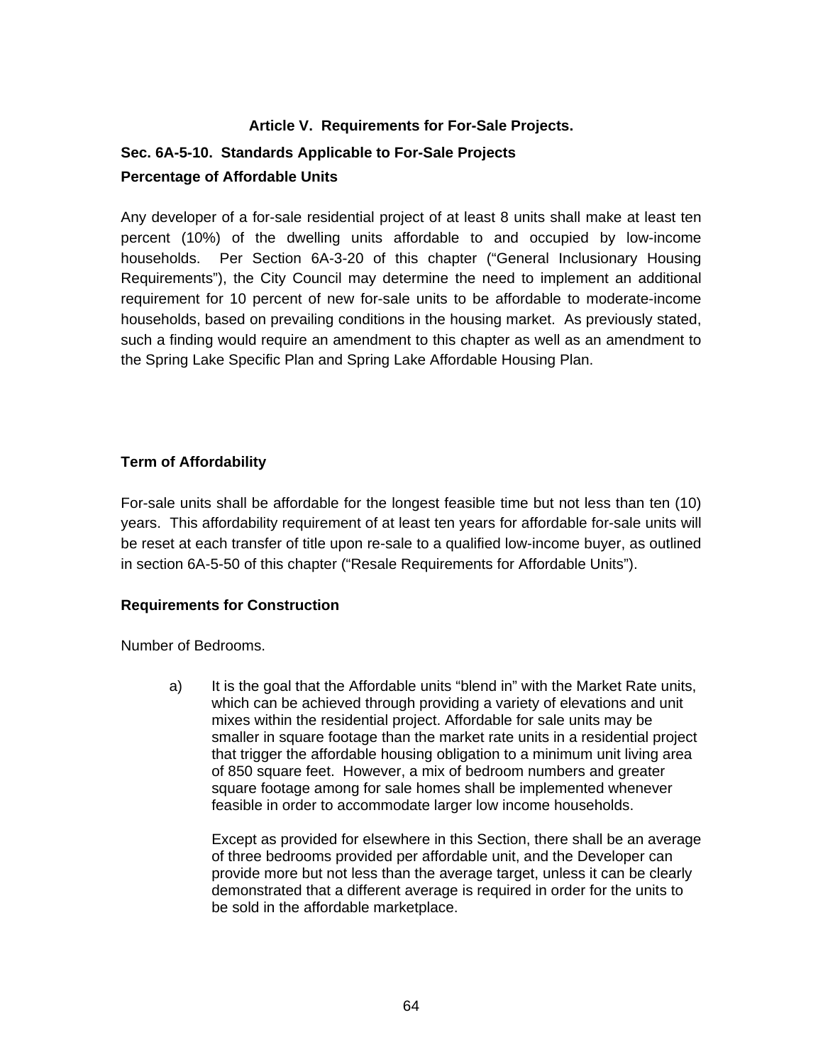## Article V. Requirements for For-Sale Projects.

### Sec. 6A-5-10. Standards Applicable to For-Sale Projects

**Percentage of Affordable Units**

Any developer of a for-sale residential project of at least 8 units shall make at least ten percent (10%) of the dwelling units affordable to and occupied by low-income households. Per Section 6A-3-20 of this chapter ("General Inclusionary Housing Requirements"), the City Council may determine the need to implement an additional requirement for 10 percent of new for-sale units to be affordable to moderate-income households, based on prevailing conditions in the housing market. As previously stated, such a finding would require an amendment to this chapter as well as an amendment to the Spring Lake Specific Plan and Spring Lake Affordable Housing Plan.

**Term of Affordability**

For-sale units shall be affordable for the longest feasible time but not less than ten (10) years. This affordability requirement of at least ten years for affordable for-sale units will be reset at each transfer of title upon re-sale to a qualified low-income buyer, as outlined in section 6A-5-50 of this chapter ("Resale Requirements for Affordable Units").

**Requirements for Construction**

Number of Bedrooms.

a) It is the goal that the Affordable units "blend in" with the Market Rate units, which can be achieved through providing a variety of elevations and unit mixes within the residential project. Affordable for sale units may be smaller in square footage than the market rate units in a residential project that trigger the affordable housing obligation to a minimum unit living area of 850 square feet. However, a mix of bedroom numbers and greater square footage among for sale homes shall be implemented whenever feasible in order to accommodate larger low income households.

   Except as provided for elsewhere in this Section, there shall be an average of three bedrooms provided per affordable unit, and the Developer can provide more but not less than the average target, unless it can be clearly demonstrated that a different average is required in order for the units to be sold in the affordable marketplace.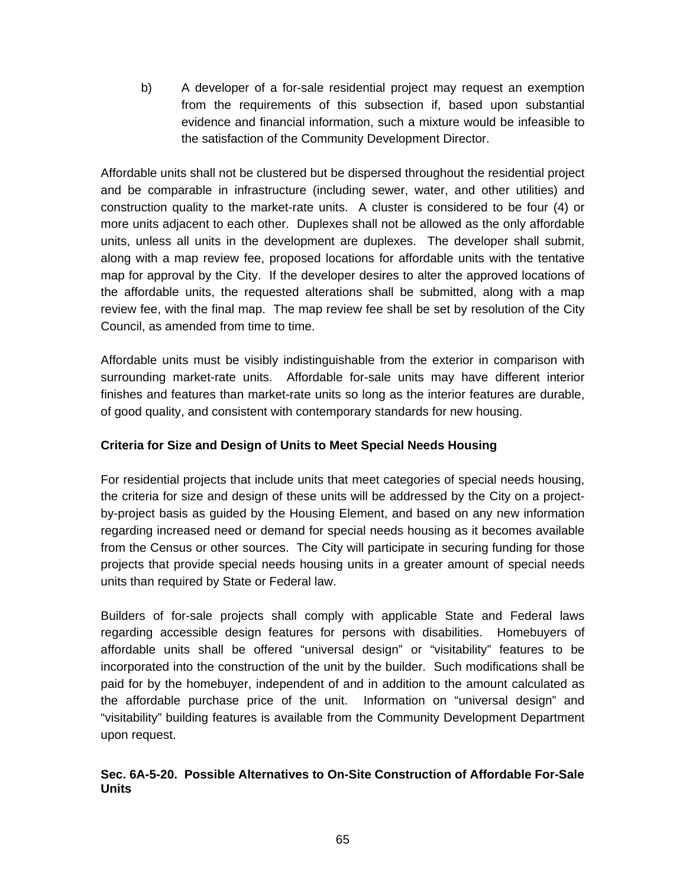b) A developer of a for-sale residential project may request an exemption from the requirements of this subsection if, based upon substantial evidence and financial information, such a mixture would be infeasible to the satisfaction of the Community Development Director.

Affordable units shall not be clustered but be dispersed throughout the residential project and be comparable in infrastructure (including sewer, water, and other utilities) and construction quality to the market-rate units. A cluster is considered to be four (4) or more units adjacent to each other. Duplexes shall not be allowed as the only affordable units, unless all units in the development are duplexes. The developer shall submit, along with a map review fee, proposed locations for affordable units with the tentative map for approval by the City. If the developer desires to alter the approved locations of the affordable units, the requested alterations shall be submitted, along with a map review fee, with the final map. The map review fee shall be set by resolution of the City Council, as amended from time to time.

Affordable units must be visibly indistinguishable from the exterior in comparison with surrounding market-rate units. Affordable for-sale units may have different interior finishes and features than market-rate units so long as the interior features are durable, of good quality, and consistent with contemporary standards for new housing.

**Criteria for Size and Design of Units to Meet Special Needs Housing**

For residential projects that include units that meet categories of special needs housing, the criteria for size and design of these units will be addressed by the City on a project-by-project basis as guided by the Housing Element, and based on any new information regarding increased need or demand for special needs housing as it becomes available from the Census or other sources. The City will participate in securing funding for those projects that provide special needs housing units in a greater amount of special needs units than required by State or Federal law.

Builders of for-sale projects shall comply with applicable State and Federal laws regarding accessible design features for persons with disabilities. Homebuyers of affordable units shall be offered "universal design" or "visitability" features to be incorporated into the construction of the unit by the builder. Such modifications shall be paid for by the homebuyer, independent of and in addition to the amount calculated as the affordable purchase price of the unit. Information on "universal design" and "visitability" building features is available from the Community Development Department upon request.

**Sec. 6A-5-20. Possible Alternatives to On-Site Construction of Affordable For-Sale Units**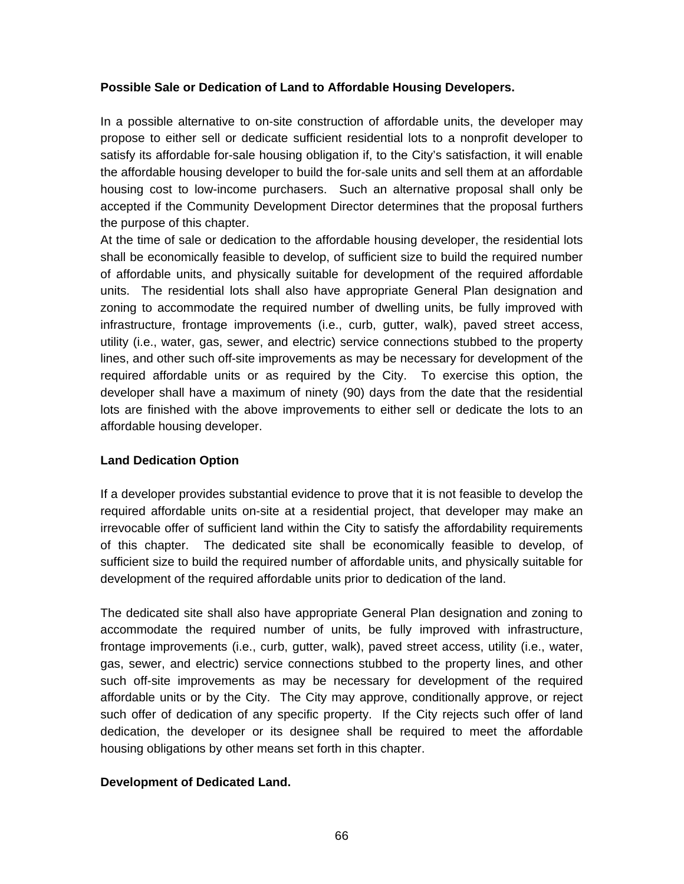**Possible Sale or Dedication of Land to Affordable Housing Developers.**

In a possible alternative to on-site construction of affordable units, the developer may propose to either sell or dedicate sufficient residential lots to a nonprofit developer to satisfy its affordable for-sale housing obligation if, to the City's satisfaction, it will enable the affordable housing developer to build the for-sale units and sell them at an affordable housing cost to low-income purchasers. Such an alternative proposal shall only be accepted if the Community Development Director determines that the proposal furthers the purpose of this chapter.

At the time of sale or dedication to the affordable housing developer, the residential lots shall be economically feasible to develop, of sufficient size to build the required number of affordable units, and physically suitable for development of the required affordable units. The residential lots shall also have appropriate General Plan designation and zoning to accommodate the required number of dwelling units, be fully improved with infrastructure, frontage improvements (i.e., curb, gutter, walk), paved street access, utility (i.e., water, gas, sewer, and electric) service connections stubbed to the property lines, and other such off-site improvements as may be necessary for development of the required affordable units or as required by the City. To exercise this option, the developer shall have a maximum of ninety (90) days from the date that the residential lots are finished with the above improvements to either sell or dedicate the lots to an affordable housing developer.

**Land Dedication Option**

If a developer provides substantial evidence to prove that it is not feasible to develop the required affordable units on-site at a residential project, that developer may make an irrevocable offer of sufficient land within the City to satisfy the affordability requirements of this chapter. The dedicated site shall be economically feasible to develop, of sufficient size to build the required number of affordable units, and physically suitable for development of the required affordable units prior to dedication of the land.

The dedicated site shall also have appropriate General Plan designation and zoning to accommodate the required number of units, be fully improved with infrastructure, frontage improvements (i.e., curb, gutter, walk), paved street access, utility (i.e., water, gas, sewer, and electric) service connections stubbed to the property lines, and other such off-site improvements as may be necessary for development of the required affordable units or by the City. The City may approve, conditionally approve, or reject such offer of dedication of any specific property. If the City rejects such offer of land dedication, the developer or its designee shall be required to meet the affordable housing obligations by other means set forth in this chapter.

**Development of Dedicated Land.**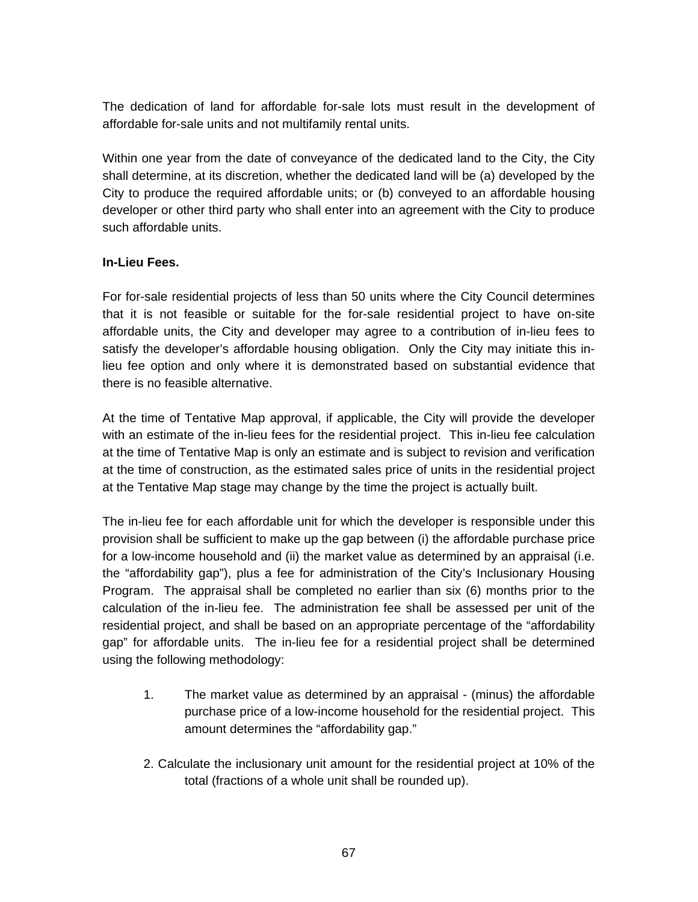The dedication of land for affordable for-sale lots must result in the development of affordable for-sale units and not multifamily rental units.

Within one year from the date of conveyance of the dedicated land to the City, the City shall determine, at its discretion, whether the dedicated land will be (a) developed by the City to produce the required affordable units; or (b) conveyed to an affordable housing developer or other third party who shall enter into an agreement with the City to produce such affordable units.

**In-Lieu Fees.**

For for-sale residential projects of less than 50 units where the City Council determines that it is not feasible or suitable for the for-sale residential project to have on-site affordable units, the City and developer may agree to a contribution of in-lieu fees to satisfy the developer's affordable housing obligation. Only the City may initiate this in-lieu fee option and only where it is demonstrated based on substantial evidence that there is no feasible alternative.

At the time of Tentative Map approval, if applicable, the City will provide the developer with an estimate of the in-lieu fees for the residential project. This in-lieu fee calculation at the time of Tentative Map is only an estimate and is subject to revision and verification at the time of construction, as the estimated sales price of units in the residential project at the Tentative Map stage may change by the time the project is actually built.

The in-lieu fee for each affordable unit for which the developer is responsible under this provision shall be sufficient to make up the gap between (i) the affordable purchase price for a low-income household and (ii) the market value as determined by an appraisal (i.e. the "affordability gap"), plus a fee for administration of the City's Inclusionary Housing Program. The appraisal shall be completed no earlier than six (6) months prior to the calculation of the in-lieu fee. The administration fee shall be assessed per unit of the residential project, and shall be based on an appropriate percentage of the "affordability gap" for affordable units. The in-lieu fee for a residential project shall be determined using the following methodology:

1. The market value as determined by an appraisal - (minus) the affordable purchase price of a low-income household for the residential project. This amount determines the "affordability gap."

2. Calculate the inclusionary unit amount for the residential project at 10% of the total (fractions of a whole unit shall be rounded up).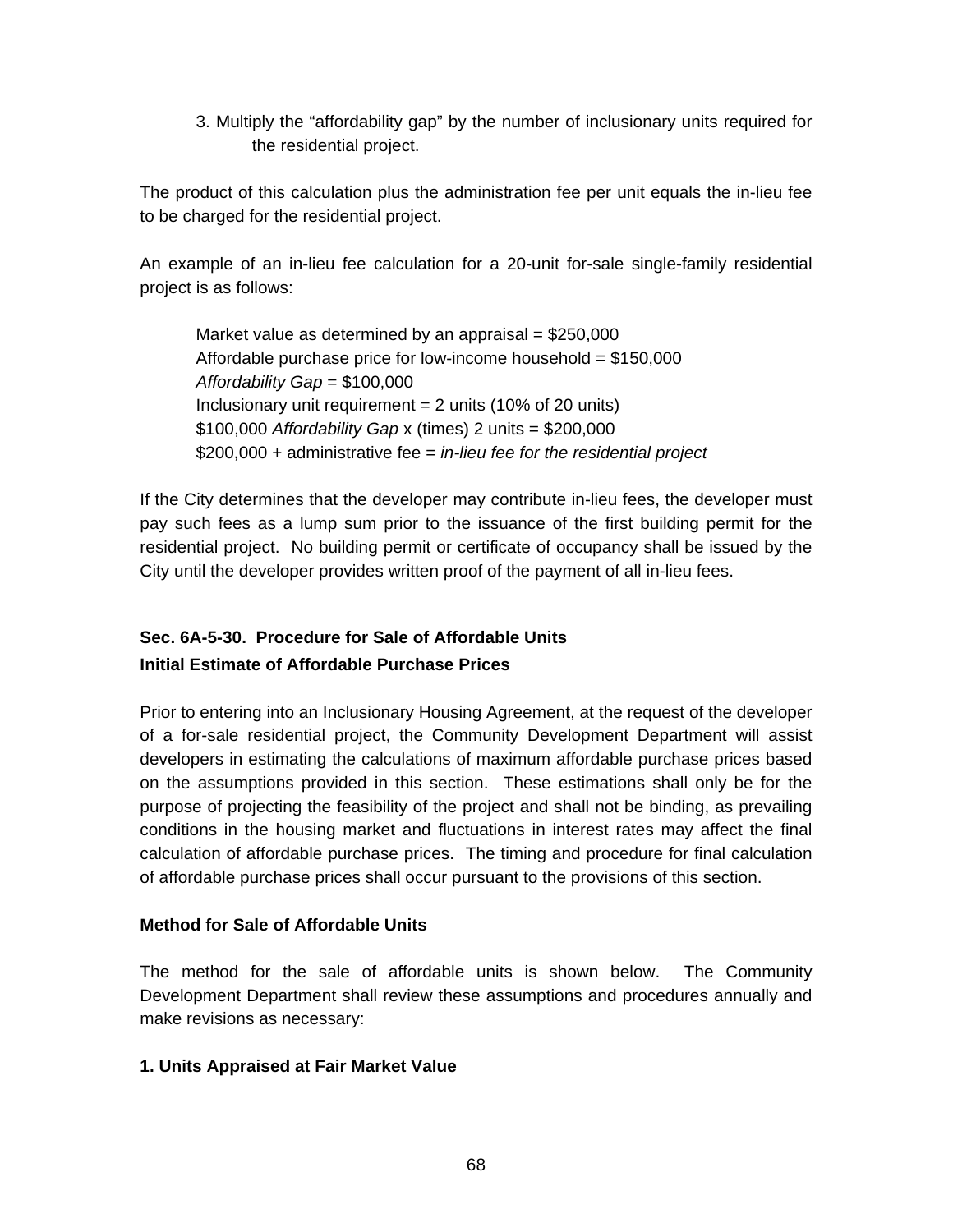3. Multiply the "affordability gap" by the number of inclusionary units required for the residential project.

The product of this calculation plus the administration fee per unit equals the in-lieu fee to be charged for the residential project.

An example of an in-lieu fee calculation for a 20-unit for-sale single-family residential project is as follows:

> Market value as determined by an appraisal = $250,000
> Affordable purchase price for low-income household = $150,000
> *Affordability Gap* = $100,000
> Inclusionary unit requirement = 2 units (10% of 20 units)
> $100,000 *Affordability Gap* x (times) 2 units = $200,000
> $200,000 + administrative fee = *in-lieu fee for the residential project*

If the City determines that the developer may contribute in-lieu fees, the developer must pay such fees as a lump sum prior to the issuance of the first building permit for the residential project. No building permit or certificate of occupancy shall be issued by the City until the developer provides written proof of the payment of all in-lieu fees.

### Sec. 6A-5-30. Procedure for Sale of Affordable Units

**Initial Estimate of Affordable Purchase Prices**

Prior to entering into an Inclusionary Housing Agreement, at the request of the developer of a for-sale residential project, the Community Development Department will assist developers in estimating the calculations of maximum affordable purchase prices based on the assumptions provided in this section. These estimations shall only be for the purpose of projecting the feasibility of the project and shall not be binding, as prevailing conditions in the housing market and fluctuations in interest rates may affect the final calculation of affordable purchase prices. The timing and procedure for final calculation of affordable purchase prices shall occur pursuant to the provisions of this section.

**Method for Sale of Affordable Units**

The method for the sale of affordable units is shown below. The Community Development Department shall review these assumptions and procedures annually and make revisions as necessary:

**1. Units Appraised at Fair Market Value**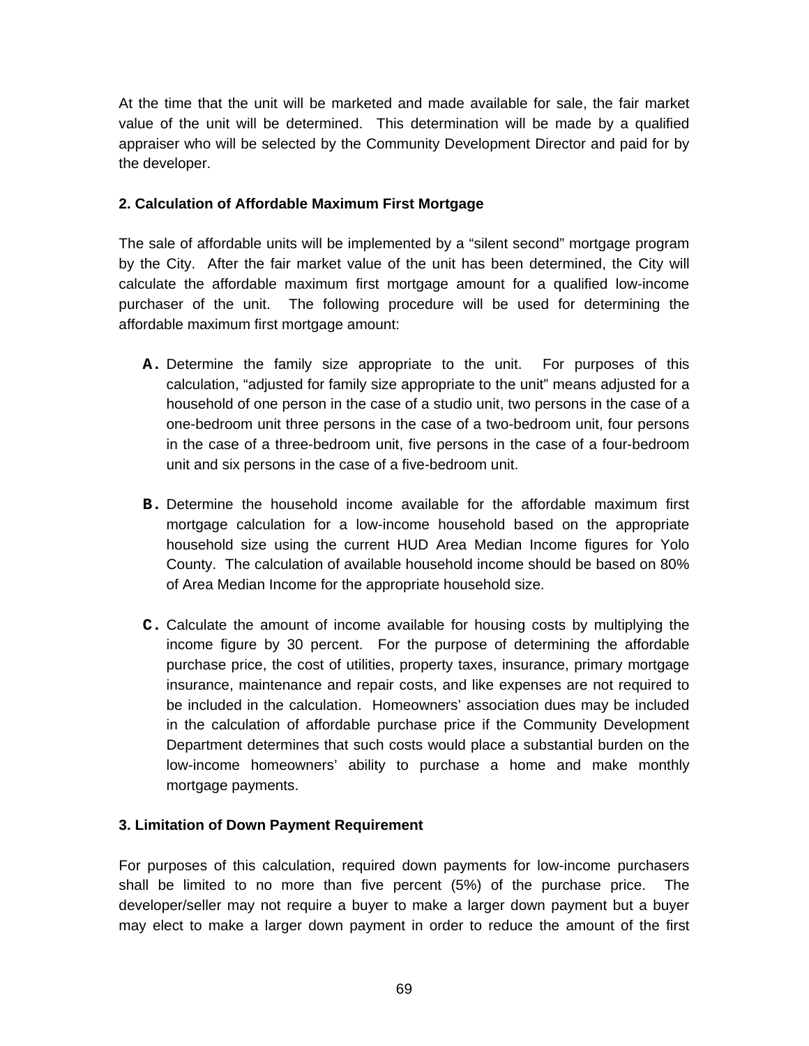At the time that the unit will be marketed and made available for sale, the fair market value of the unit will be determined. This determination will be made by a qualified appraiser who will be selected by the Community Development Director and paid for by the developer.

**2. Calculation of Affordable Maximum First Mortgage**

The sale of affordable units will be implemented by a "silent second" mortgage program by the City. After the fair market value of the unit has been determined, the City will calculate the affordable maximum first mortgage amount for a qualified low-income purchaser of the unit. The following procedure will be used for determining the affordable maximum first mortgage amount:

**A.** Determine the family size appropriate to the unit. For purposes of this calculation, "adjusted for family size appropriate to the unit" means adjusted for a household of one person in the case of a studio unit, two persons in the case of a one-bedroom unit three persons in the case of a two-bedroom unit, four persons in the case of a three-bedroom unit, five persons in the case of a four-bedroom unit and six persons in the case of a five-bedroom unit.

**B.** Determine the household income available for the affordable maximum first mortgage calculation for a low-income household based on the appropriate household size using the current HUD Area Median Income figures for Yolo County. The calculation of available household income should be based on 80% of Area Median Income for the appropriate household size.

**C.** Calculate the amount of income available for housing costs by multiplying the income figure by 30 percent. For the purpose of determining the affordable purchase price, the cost of utilities, property taxes, insurance, primary mortgage insurance, maintenance and repair costs, and like expenses are not required to be included in the calculation. Homeowners' association dues may be included in the calculation of affordable purchase price if the Community Development Department determines that such costs would place a substantial burden on the low-income homeowners' ability to purchase a home and make monthly mortgage payments.

**3. Limitation of Down Payment Requirement**

For purposes of this calculation, required down payments for low-income purchasers shall be limited to no more than five percent (5%) of the purchase price. The developer/seller may not require a buyer to make a larger down payment but a buyer may elect to make a larger down payment in order to reduce the amount of the first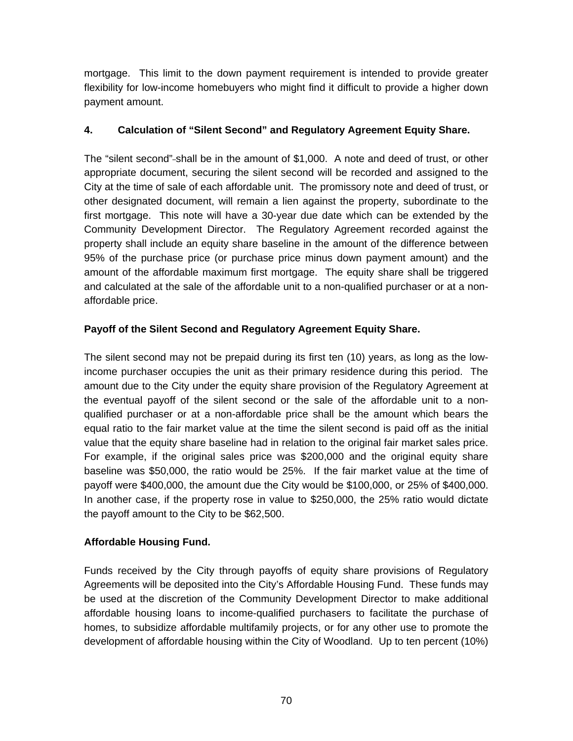mortgage. This limit to the down payment requirement is intended to provide greater flexibility for low-income homebuyers who might find it difficult to provide a higher down payment amount.

**4. Calculation of "Silent Second" and Regulatory Agreement Equity Share.**

The "silent second" shall be in the amount of $1,000. A note and deed of trust, or other appropriate document, securing the silent second will be recorded and assigned to the City at the time of sale of each affordable unit. The promissory note and deed of trust, or other designated document, will remain a lien against the property, subordinate to the first mortgage. This note will have a 30-year due date which can be extended by the Community Development Director. The Regulatory Agreement recorded against the property shall include an equity share baseline in the amount of the difference between 95% of the purchase price (or purchase price minus down payment amount) and the amount of the affordable maximum first mortgage. The equity share shall be triggered and calculated at the sale of the affordable unit to a non-qualified purchaser or at a non-affordable price.

**Payoff of the Silent Second and Regulatory Agreement Equity Share.**

The silent second may not be prepaid during its first ten (10) years, as long as the low-income purchaser occupies the unit as their primary residence during this period. The amount due to the City under the equity share provision of the Regulatory Agreement at the eventual payoff of the silent second or the sale of the affordable unit to a non-qualified purchaser or at a non-affordable price shall be the amount which bears the equal ratio to the fair market value at the time the silent second is paid off as the initial value that the equity share baseline had in relation to the original fair market sales price. For example, if the original sales price was $200,000 and the original equity share baseline was $50,000, the ratio would be 25%. If the fair market value at the time of payoff were $400,000, the amount due the City would be $100,000, or 25% of $400,000. In another case, if the property rose in value to $250,000, the 25% ratio would dictate the payoff amount to the City to be $62,500.

**Affordable Housing Fund.**

Funds received by the City through payoffs of equity share provisions of Regulatory Agreements will be deposited into the City's Affordable Housing Fund. These funds may be used at the discretion of the Community Development Director to make additional affordable housing loans to income-qualified purchasers to facilitate the purchase of homes, to subsidize affordable multifamily projects, or for any other use to promote the development of affordable housing within the City of Woodland. Up to ten percent (10%)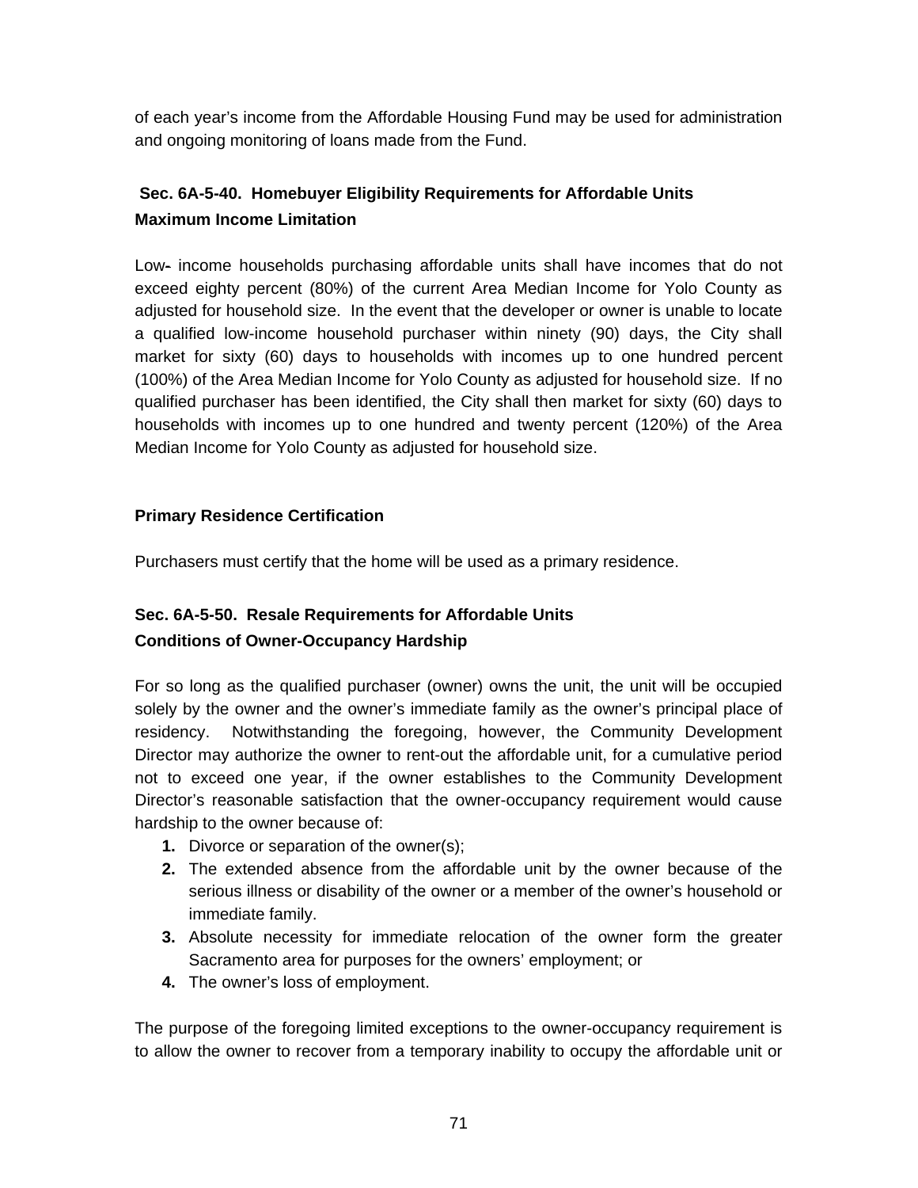of each year's income from the Affordable Housing Fund may be used for administration and ongoing monitoring of loans made from the Fund.

### Sec. 6A-5-40. Homebuyer Eligibility Requirements for Affordable Units

**Maximum Income Limitation**

Low- income households purchasing affordable units shall have incomes that do not exceed eighty percent (80%) of the current Area Median Income for Yolo County as adjusted for household size. In the event that the developer or owner is unable to locate a qualified low-income household purchaser within ninety (90) days, the City shall market for sixty (60) days to households with incomes up to one hundred percent (100%) of the Area Median Income for Yolo County as adjusted for household size. If no qualified purchaser has been identified, the City shall then market for sixty (60) days to households with incomes up to one hundred and twenty percent (120%) of the Area Median Income for Yolo County as adjusted for household size.

**Primary Residence Certification**

Purchasers must certify that the home will be used as a primary residence.

### Sec. 6A-5-50. Resale Requirements for Affordable Units

**Conditions of Owner-Occupancy Hardship**

For so long as the qualified purchaser (owner) owns the unit, the unit will be occupied solely by the owner and the owner's immediate family as the owner's principal place of residency. Notwithstanding the foregoing, however, the Community Development Director may authorize the owner to rent-out the affordable unit, for a cumulative period not to exceed one year, if the owner establishes to the Community Development Director's reasonable satisfaction that the owner-occupancy requirement would cause hardship to the owner because of:

1. Divorce or separation of the owner(s);
2. The extended absence from the affordable unit by the owner because of the serious illness or disability of the owner or a member of the owner's household or immediate family.
3. Absolute necessity for immediate relocation of the owner form the greater Sacramento area for purposes for the owners' employment; or
4. The owner's loss of employment.

The purpose of the foregoing limited exceptions to the owner-occupancy requirement is to allow the owner to recover from a temporary inability to occupy the affordable unit or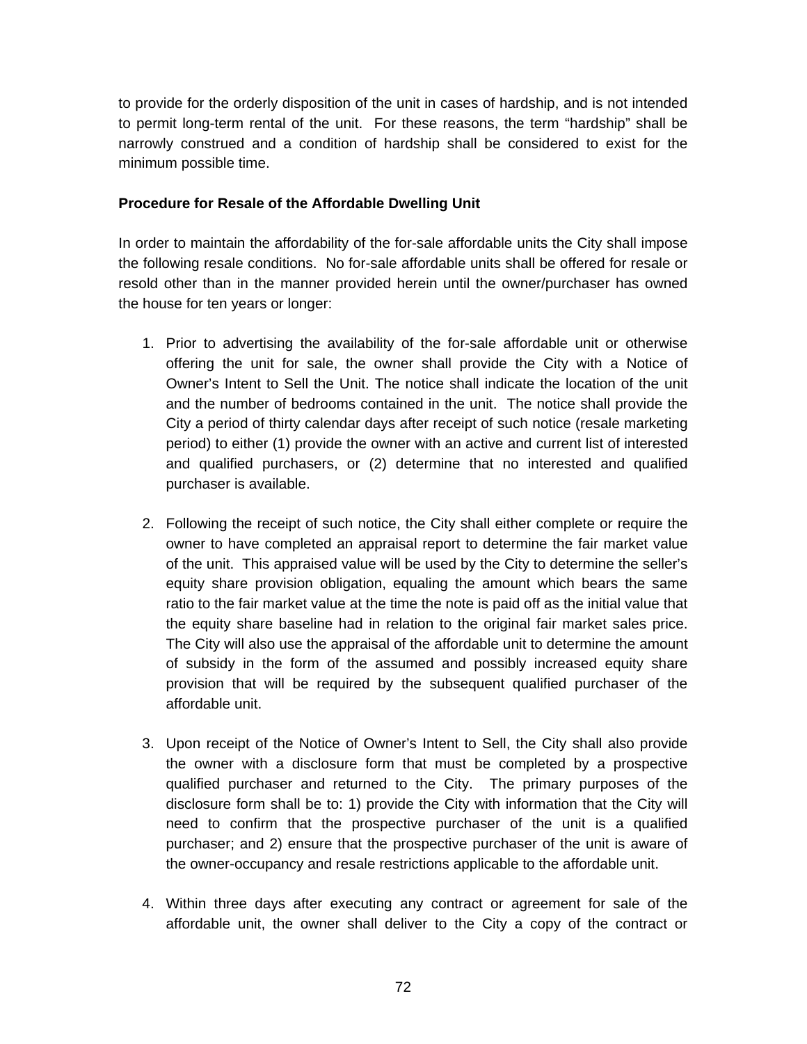to provide for the orderly disposition of the unit in cases of hardship, and is not intended to permit long-term rental of the unit. For these reasons, the term “hardship” shall be narrowly construed and a condition of hardship shall be considered to exist for the minimum possible time.

**Procedure for Resale of the Affordable Dwelling Unit**

In order to maintain the affordability of the for-sale affordable units the City shall impose the following resale conditions. No for-sale affordable units shall be offered for resale or resold other than in the manner provided herein until the owner/purchaser has owned the house for ten years or longer:

1. Prior to advertising the availability of the for-sale affordable unit or otherwise offering the unit for sale, the owner shall provide the City with a Notice of Owner’s Intent to Sell the Unit. The notice shall indicate the location of the unit and the number of bedrooms contained in the unit. The notice shall provide the City a period of thirty calendar days after receipt of such notice (resale marketing period) to either (1) provide the owner with an active and current list of interested and qualified purchasers, or (2) determine that no interested and qualified purchaser is available.

2. Following the receipt of such notice, the City shall either complete or require the owner to have completed an appraisal report to determine the fair market value of the unit. This appraised value will be used by the City to determine the seller’s equity share provision obligation, equaling the amount which bears the same ratio to the fair market value at the time the note is paid off as the initial value that the equity share baseline had in relation to the original fair market sales price. The City will also use the appraisal of the affordable unit to determine the amount of subsidy in the form of the assumed and possibly increased equity share provision that will be required by the subsequent qualified purchaser of the affordable unit.

3. Upon receipt of the Notice of Owner’s Intent to Sell, the City shall also provide the owner with a disclosure form that must be completed by a prospective qualified purchaser and returned to the City. The primary purposes of the disclosure form shall be to: 1) provide the City with information that the City will need to confirm that the prospective purchaser of the unit is a qualified purchaser; and 2) ensure that the prospective purchaser of the unit is aware of the owner-occupancy and resale restrictions applicable to the affordable unit.

4. Within three days after executing any contract or agreement for sale of the affordable unit, the owner shall deliver to the City a copy of the contract or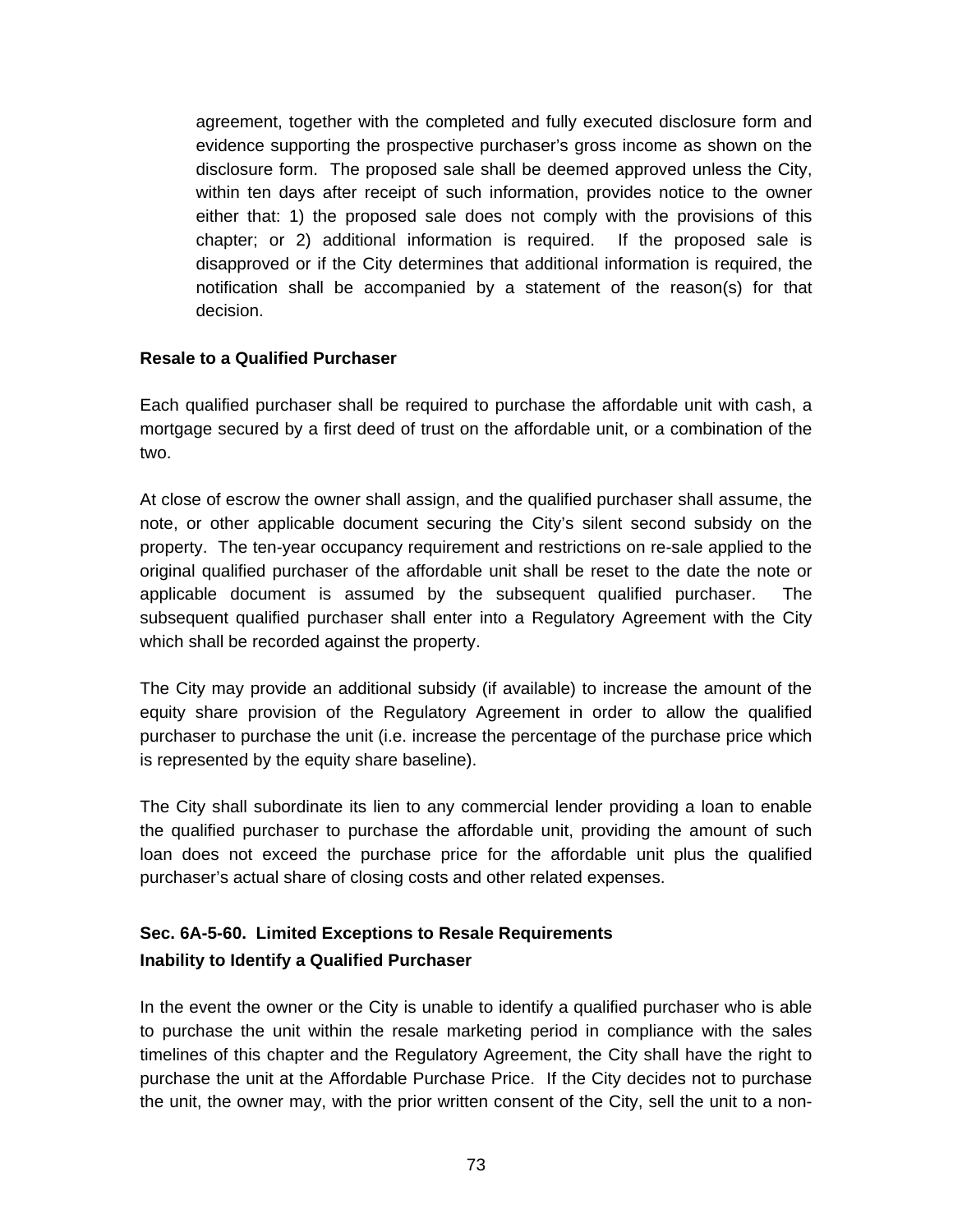agreement, together with the completed and fully executed disclosure form and evidence supporting the prospective purchaser's gross income as shown on the disclosure form. The proposed sale shall be deemed approved unless the City, within ten days after receipt of such information, provides notice to the owner either that: 1) the proposed sale does not comply with the provisions of this chapter; or 2) additional information is required. If the proposed sale is disapproved or if the City determines that additional information is required, the notification shall be accompanied by a statement of the reason(s) for that decision.

**Resale to a Qualified Purchaser**

Each qualified purchaser shall be required to purchase the affordable unit with cash, a mortgage secured by a first deed of trust on the affordable unit, or a combination of the two.

At close of escrow the owner shall assign, and the qualified purchaser shall assume, the note, or other applicable document securing the City's silent second subsidy on the property. The ten-year occupancy requirement and restrictions on re-sale applied to the original qualified purchaser of the affordable unit shall be reset to the date the note or applicable document is assumed by the subsequent qualified purchaser. The subsequent qualified purchaser shall enter into a Regulatory Agreement with the City which shall be recorded against the property.

The City may provide an additional subsidy (if available) to increase the amount of the equity share provision of the Regulatory Agreement in order to allow the qualified purchaser to purchase the unit (i.e. increase the percentage of the purchase price which is represented by the equity share baseline).

The City shall subordinate its lien to any commercial lender providing a loan to enable the qualified purchaser to purchase the affordable unit, providing the amount of such loan does not exceed the purchase price for the affordable unit plus the qualified purchaser's actual share of closing costs and other related expenses.

### Sec. 6A-5-60. Limited Exceptions to Resale Requirements

**Inability to Identify a Qualified Purchaser**

In the event the owner or the City is unable to identify a qualified purchaser who is able to purchase the unit within the resale marketing period in compliance with the sales timelines of this chapter and the Regulatory Agreement, the City shall have the right to purchase the unit at the Affordable Purchase Price. If the City decides not to purchase the unit, the owner may, with the prior written consent of the City, sell the unit to a non-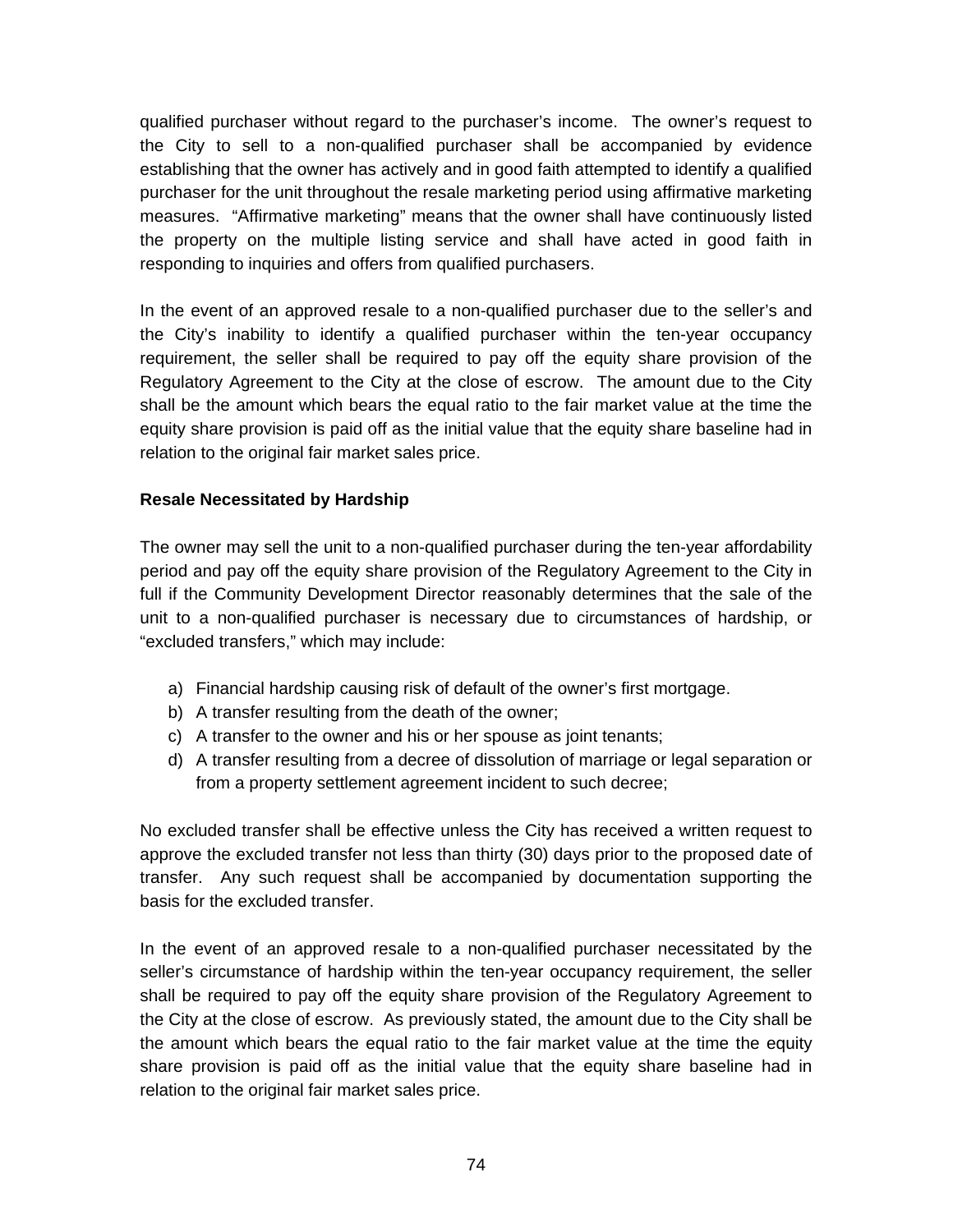qualified purchaser without regard to the purchaser's income. The owner's request to the City to sell to a non-qualified purchaser shall be accompanied by evidence establishing that the owner has actively and in good faith attempted to identify a qualified purchaser for the unit throughout the resale marketing period using affirmative marketing measures. "Affirmative marketing" means that the owner shall have continuously listed the property on the multiple listing service and shall have acted in good faith in responding to inquiries and offers from qualified purchasers.

In the event of an approved resale to a non-qualified purchaser due to the seller's and the City's inability to identify a qualified purchaser within the ten-year occupancy requirement, the seller shall be required to pay off the equity share provision of the Regulatory Agreement to the City at the close of escrow. The amount due to the City shall be the amount which bears the equal ratio to the fair market value at the time the equity share provision is paid off as the initial value that the equity share baseline had in relation to the original fair market sales price.

**Resale Necessitated by Hardship**

The owner may sell the unit to a non-qualified purchaser during the ten-year affordability period and pay off the equity share provision of the Regulatory Agreement to the City in full if the Community Development Director reasonably determines that the sale of the unit to a non-qualified purchaser is necessary due to circumstances of hardship, or "excluded transfers," which may include:

a) Financial hardship causing risk of default of the owner's first mortgage.
b) A transfer resulting from the death of the owner;
c) A transfer to the owner and his or her spouse as joint tenants;
d) A transfer resulting from a decree of dissolution of marriage or legal separation or from a property settlement agreement incident to such decree;

No excluded transfer shall be effective unless the City has received a written request to approve the excluded transfer not less than thirty (30) days prior to the proposed date of transfer. Any such request shall be accompanied by documentation supporting the basis for the excluded transfer.

In the event of an approved resale to a non-qualified purchaser necessitated by the seller's circumstance of hardship within the ten-year occupancy requirement, the seller shall be required to pay off the equity share provision of the Regulatory Agreement to the City at the close of escrow. As previously stated, the amount due to the City shall be the amount which bears the equal ratio to the fair market value at the time the equity share provision is paid off as the initial value that the equity share baseline had in relation to the original fair market sales price.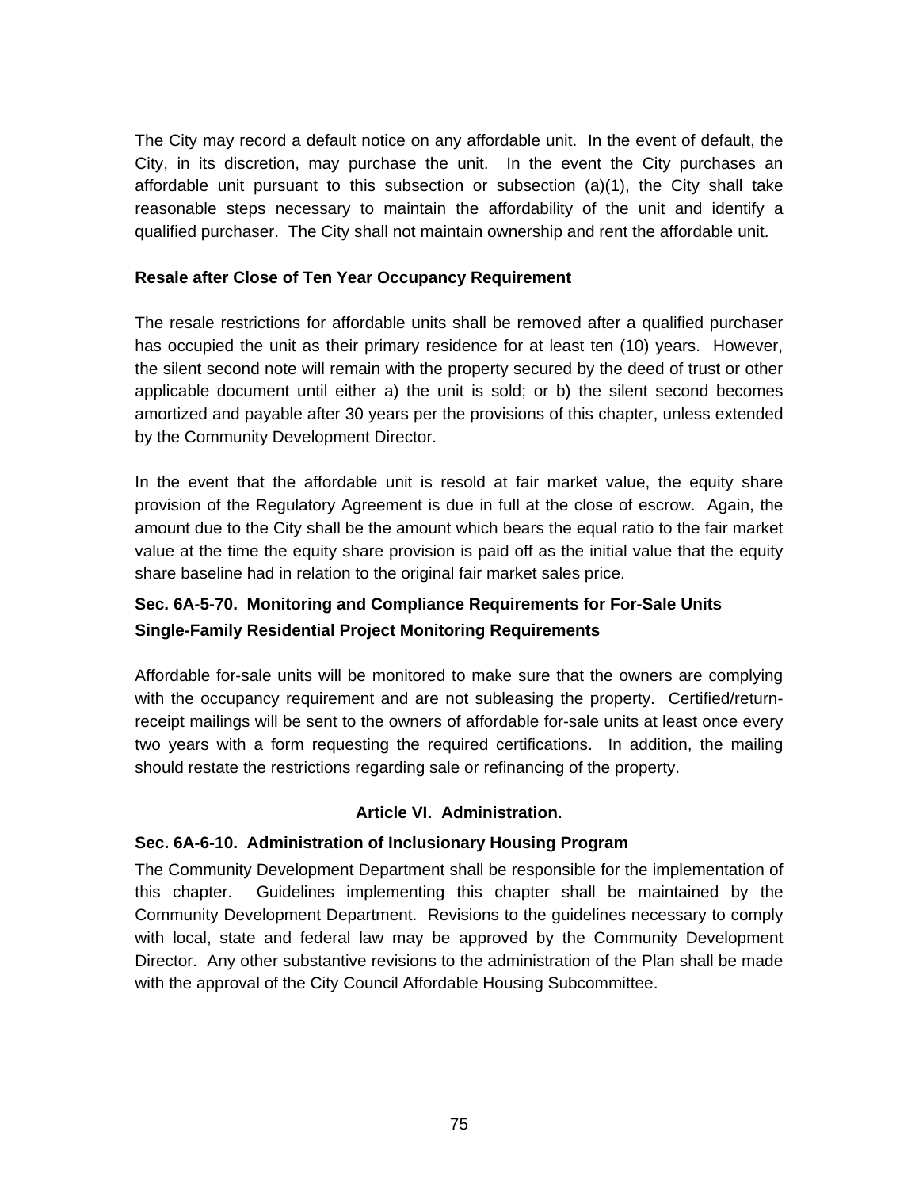The City may record a default notice on any affordable unit. In the event of default, the City, in its discretion, may purchase the unit. In the event the City purchases an affordable unit pursuant to this subsection or subsection (a)(1), the City shall take reasonable steps necessary to maintain the affordability of the unit and identify a qualified purchaser. The City shall not maintain ownership and rent the affordable unit.

**Resale after Close of Ten Year Occupancy Requirement**

The resale restrictions for affordable units shall be removed after a qualified purchaser has occupied the unit as their primary residence for at least ten (10) years. However, the silent second note will remain with the property secured by the deed of trust or other applicable document until either a) the unit is sold; or b) the silent second becomes amortized and payable after 30 years per the provisions of this chapter, unless extended by the Community Development Director.

In the event that the affordable unit is resold at fair market value, the equity share provision of the Regulatory Agreement is due in full at the close of escrow. Again, the amount due to the City shall be the amount which bears the equal ratio to the fair market value at the time the equity share provision is paid off as the initial value that the equity share baseline had in relation to the original fair market sales price.

### Sec. 6A-5-70. Monitoring and Compliance Requirements for For-Sale Units

**Single-Family Residential Project Monitoring Requirements**

Affordable for-sale units will be monitored to make sure that the owners are complying with the occupancy requirement and are not subleasing the property. Certified/return-receipt mailings will be sent to the owners of affordable for-sale units at least once every two years with a form requesting the required certifications. In addition, the mailing should restate the restrictions regarding sale or refinancing of the property.

## Article VI. Administration.

### Sec. 6A-6-10. Administration of Inclusionary Housing Program

The Community Development Department shall be responsible for the implementation of this chapter. Guidelines implementing this chapter shall be maintained by the Community Development Department. Revisions to the guidelines necessary to comply with local, state and federal law may be approved by the Community Development Director. Any other substantive revisions to the administration of the Plan shall be made with the approval of the City Council Affordable Housing Subcommittee.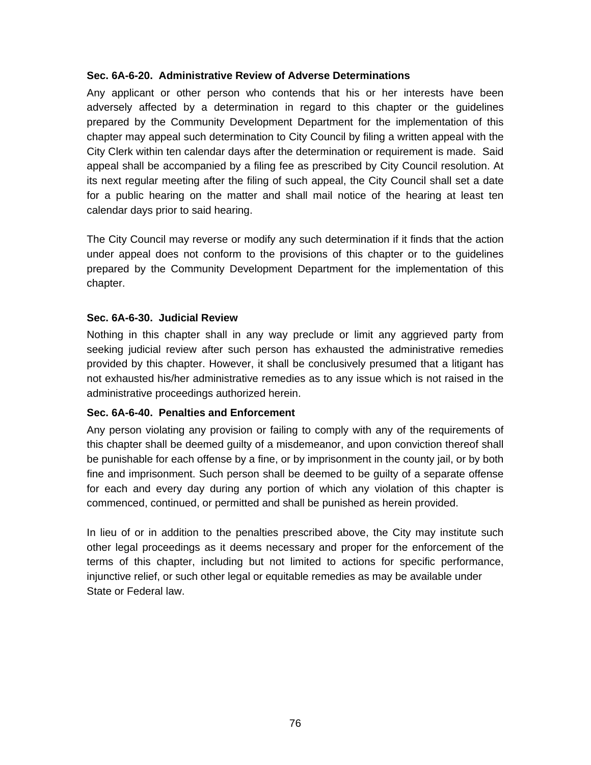**Sec. 6A-6-20. Administrative Review of Adverse Determinations**

Any applicant or other person who contends that his or her interests have been adversely affected by a determination in regard to this chapter or the guidelines prepared by the Community Development Department for the implementation of this chapter may appeal such determination to City Council by filing a written appeal with the City Clerk within ten calendar days after the determination or requirement is made. Said appeal shall be accompanied by a filing fee as prescribed by City Council resolution. At its next regular meeting after the filing of such appeal, the City Council shall set a date for a public hearing on the matter and shall mail notice of the hearing at least ten calendar days prior to said hearing.

The City Council may reverse or modify any such determination if it finds that the action under appeal does not conform to the provisions of this chapter or to the guidelines prepared by the Community Development Department for the implementation of this chapter.

**Sec. 6A-6-30. Judicial Review**

Nothing in this chapter shall in any way preclude or limit any aggrieved party from seeking judicial review after such person has exhausted the administrative remedies provided by this chapter. However, it shall be conclusively presumed that a litigant has not exhausted his/her administrative remedies as to any issue which is not raised in the administrative proceedings authorized herein.

**Sec. 6A-6-40. Penalties and Enforcement**

Any person violating any provision or failing to comply with any of the requirements of this chapter shall be deemed guilty of a misdemeanor, and upon conviction thereof shall be punishable for each offense by a fine, or by imprisonment in the county jail, or by both fine and imprisonment. Such person shall be deemed to be guilty of a separate offense for each and every day during any portion of which any violation of this chapter is commenced, continued, or permitted and shall be punished as herein provided.

In lieu of or in addition to the penalties prescribed above, the City may institute such other legal proceedings as it deems necessary and proper for the enforcement of the terms of this chapter, including but not limited to actions for specific performance, injunctive relief, or such other legal or equitable remedies as may be available under State or Federal law.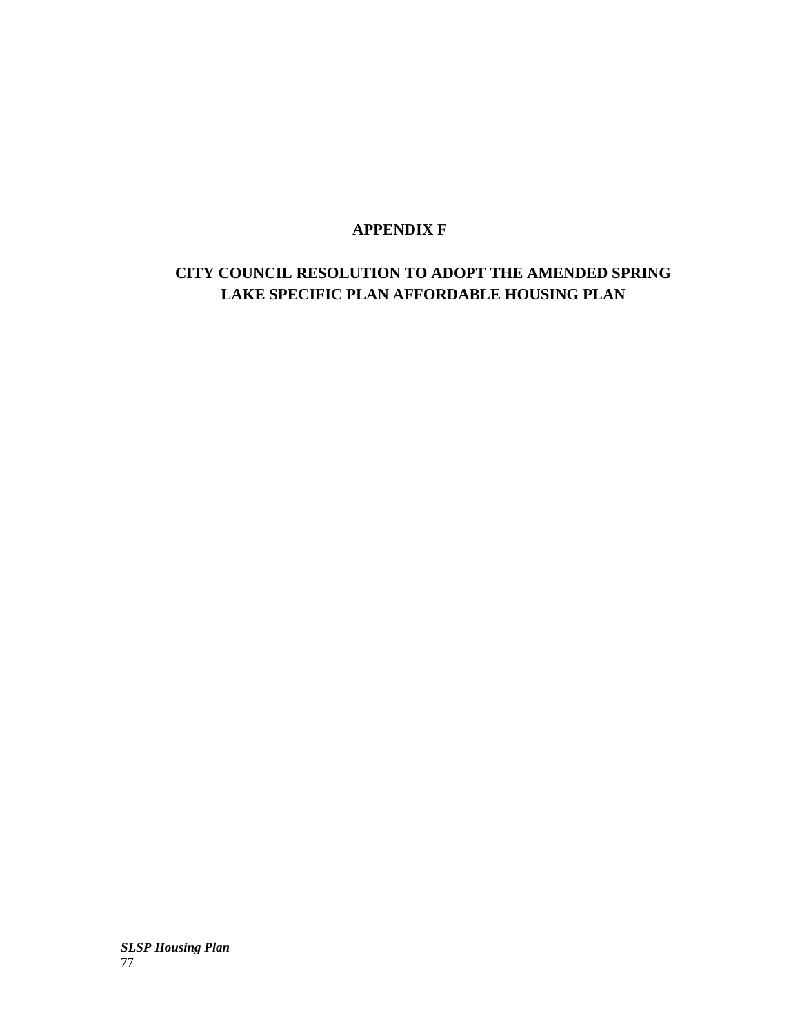# APPENDIX F

## CITY COUNCIL RESOLUTION TO ADOPT THE AMENDED SPRING LAKE SPECIFIC PLAN AFFORDABLE HOUSING PLAN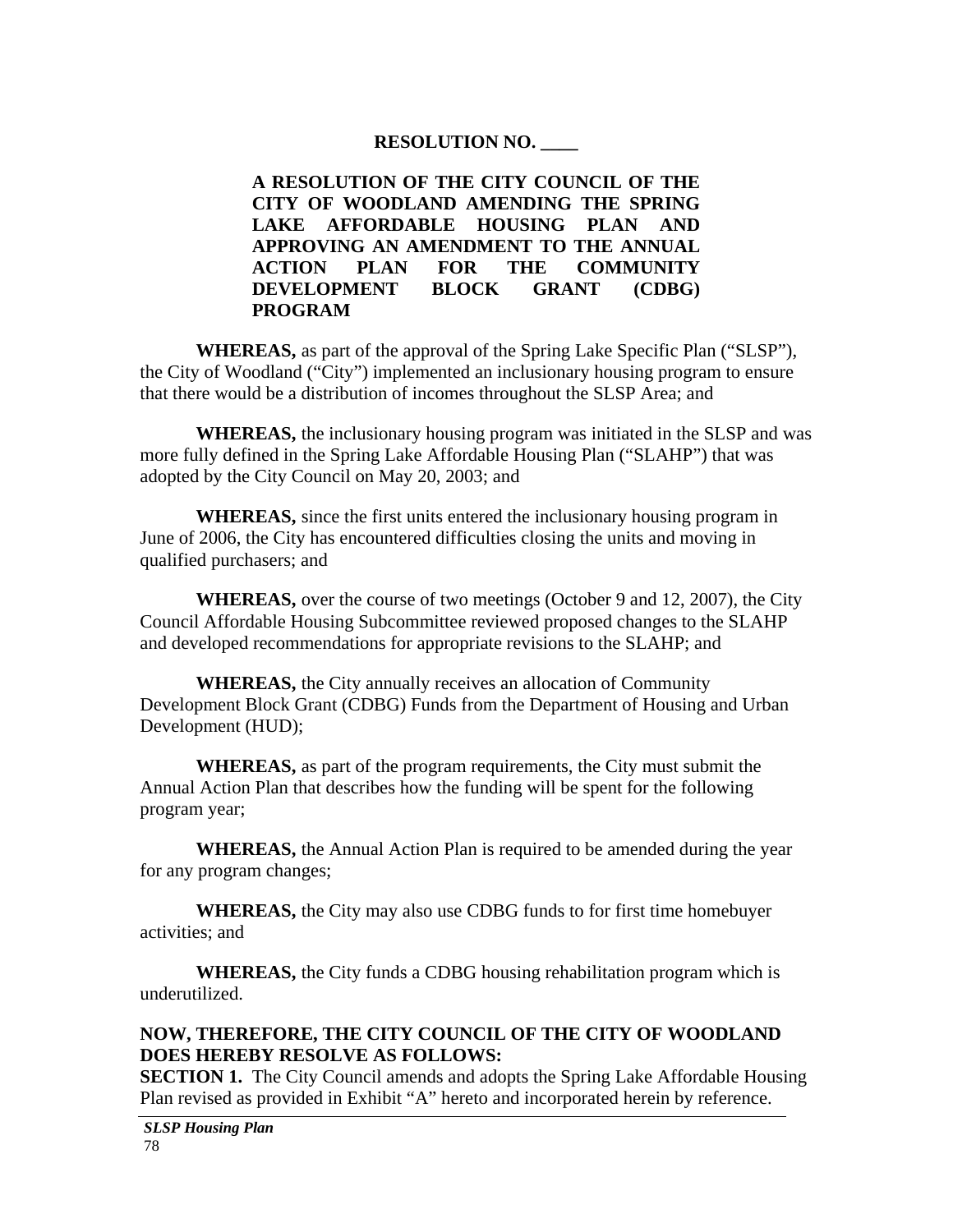**RESOLUTION NO. \_\_\_\_**

**A RESOLUTION OF THE CITY COUNCIL OF THE CITY OF WOODLAND AMENDING THE SPRING LAKE AFFORDABLE HOUSING PLAN AND APPROVING AN AMENDMENT TO THE ANNUAL ACTION PLAN FOR THE COMMUNITY DEVELOPMENT BLOCK GRANT (CDBG) PROGRAM**

**WHEREAS,** as part of the approval of the Spring Lake Specific Plan ("SLSP"), the City of Woodland ("City") implemented an inclusionary housing program to ensure that there would be a distribution of incomes throughout the SLSP Area; and

**WHEREAS,** the inclusionary housing program was initiated in the SLSP and was more fully defined in the Spring Lake Affordable Housing Plan ("SLAHP") that was adopted by the City Council on May 20, 2003; and

**WHEREAS,** since the first units entered the inclusionary housing program in June of 2006, the City has encountered difficulties closing the units and moving in qualified purchasers; and

**WHEREAS,** over the course of two meetings (October 9 and 12, 2007), the City Council Affordable Housing Subcommittee reviewed proposed changes to the SLAHP and developed recommendations for appropriate revisions to the SLAHP; and

**WHEREAS,** the City annually receives an allocation of Community Development Block Grant (CDBG) Funds from the Department of Housing and Urban Development (HUD);

**WHEREAS,** as part of the program requirements, the City must submit the Annual Action Plan that describes how the funding will be spent for the following program year;

**WHEREAS,** the Annual Action Plan is required to be amended during the year for any program changes;

**WHEREAS,** the City may also use CDBG funds to for first time homebuyer activities; and

**WHEREAS,** the City funds a CDBG housing rehabilitation program which is underutilized.

**NOW, THEREFORE, THE CITY COUNCIL OF THE CITY OF WOODLAND DOES HEREBY RESOLVE AS FOLLOWS:**

**SECTION 1.** The City Council amends and adopts the Spring Lake Affordable Housing Plan revised as provided in Exhibit "A" hereto and incorporated herein by reference.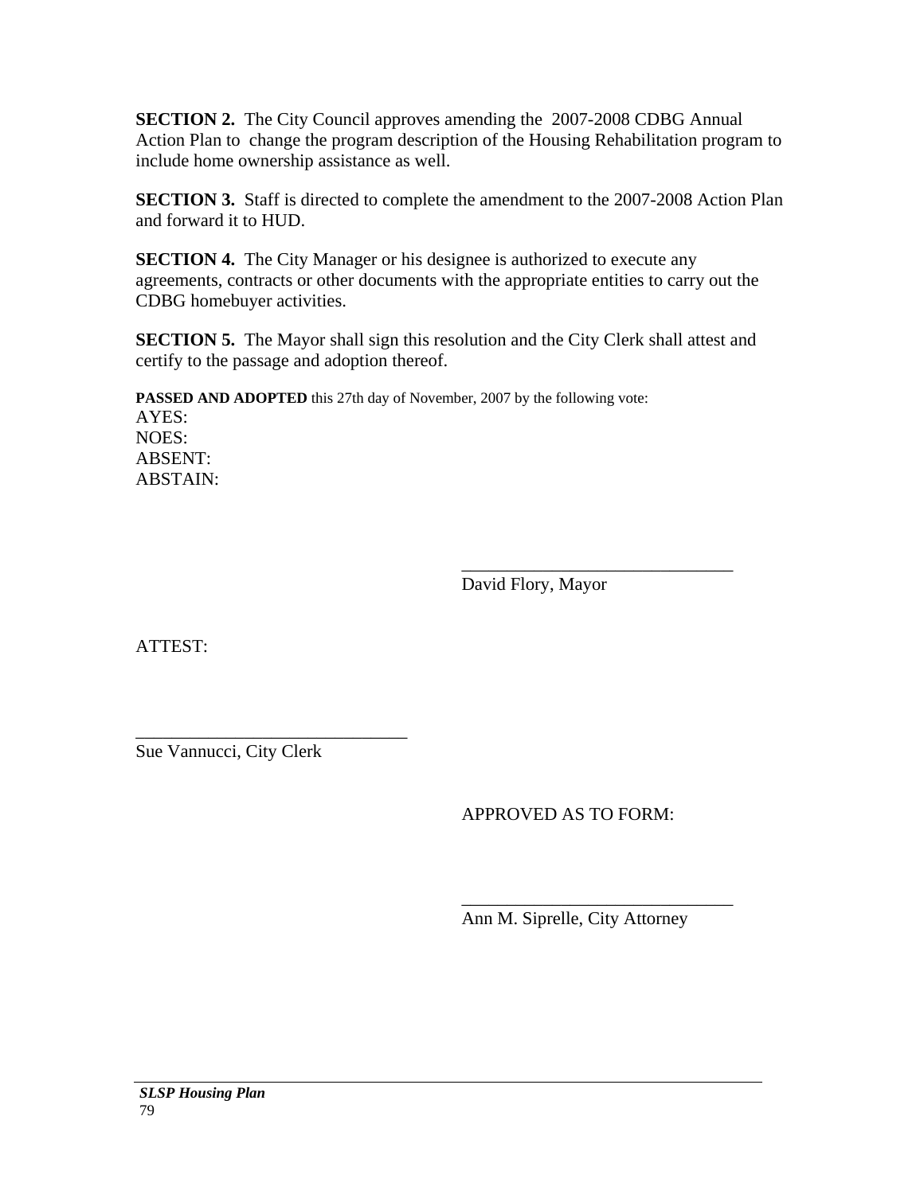**SECTION 2.** The City Council approves amending the 2007-2008 CDBG Annual Action Plan to change the program description of the Housing Rehabilitation program to include home ownership assistance as well.

**SECTION 3.** Staff is directed to complete the amendment to the 2007-2008 Action Plan and forward it to HUD.

**SECTION 4.** The City Manager or his designee is authorized to execute any agreements, contracts or other documents with the appropriate entities to carry out the CDBG homebuyer activities.

**SECTION 5.** The Mayor shall sign this resolution and the City Clerk shall attest and certify to the passage and adoption thereof.

**PASSED AND ADOPTED** this 27th day of November, 2007 by the following vote:
AYES:
NOES:
ABSENT:
ABSTAIN:

______________________________
David Flory, Mayor

ATTEST:

______________________________
Sue Vannucci, City Clerk

APPROVED AS TO FORM:

______________________________
Ann M. Siprelle, City Attorney